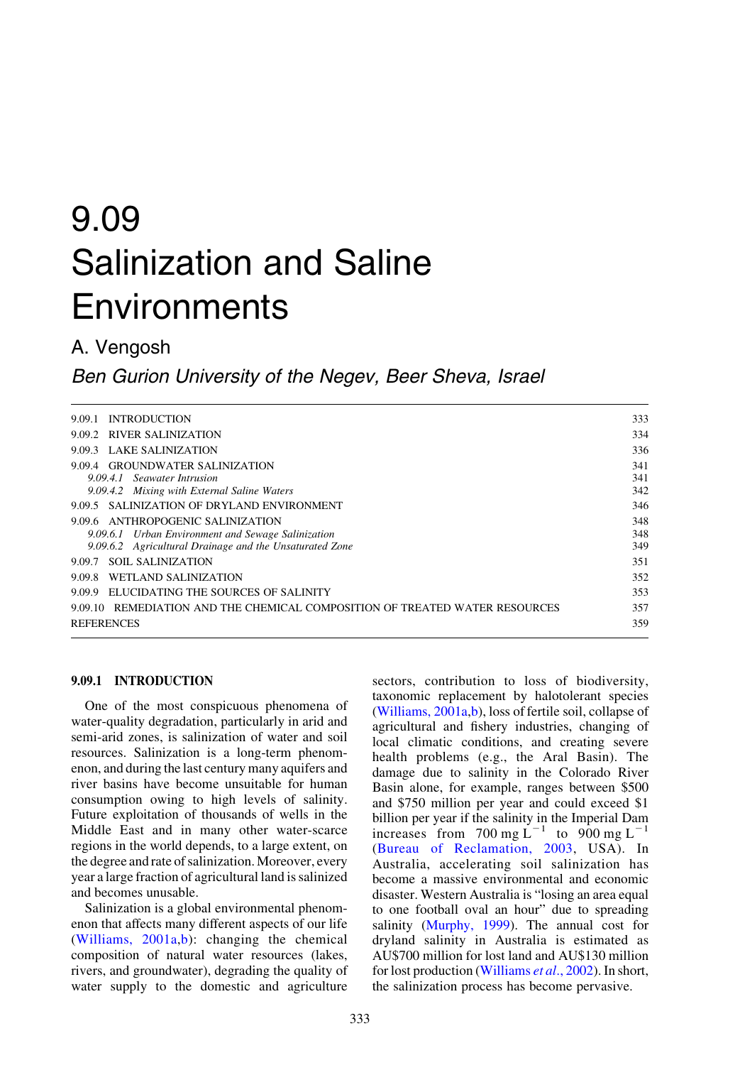# 9.09 Salinization and Saline Environments

A. Vengosh

*Ben Gurion University of the Negev, Beer Sheva, Israel*

| | |
|---|---|
| 9.09.1 INTRODUCTION | 333 |
| 9.09.2 RIVER SALINIZATION | 334 |
| 9.09.3 LAKE SALINIZATION | 336 |
| 9.09.4 GROUNDWATER SALINIZATION | 341 |
| *9.09.4.1 Seawater Intrusion* | 341 |
| *9.09.4.2 Mixing with External Saline Waters* | 342 |
| 9.09.5 SALINIZATION OF DRYLAND ENVIRONMENT | 346 |
| 9.09.6 ANTHROPOGENIC SALINIZATION | 348 |
| *9.09.6.1 Urban Environment and Sewage Salinization* | 348 |
| *9.09.6.2 Agricultural Drainage and the Unsaturated Zone* | 349 |
| 9.09.7 SOIL SALINIZATION | 351 |
| 9.09.8 WETLAND SALINIZATION | 352 |
| 9.09.9 ELUCIDATING THE SOURCES OF SALINITY | 353 |
| 9.09.10 REMEDIATION AND THE CHEMICAL COMPOSITION OF TREATED WATER RESOURCES | 357 |
| REFERENCES | 359 |

## 9.09.1 INTRODUCTION

One of the most conspicuous phenomena of water-quality degradation, particularly in arid and semi-arid zones, is salinization of water and soil resources. Salinization is a long-term phenomenon, and during the last century many aquifers and river basins have become unsuitable for human consumption owing to high levels of salinity. Future exploitation of thousands of wells in the Middle East and in many other water-scarce regions in the world depends, to a large extent, on the degree and rate of salinization. Moreover, every year a large fraction of agricultural land is salinized and becomes unusable.

Salinization is a global environmental phenomenon that affects many different aspects of our life (Williams, 2001a,b): changing the chemical composition of natural water resources (lakes, rivers, and groundwater), degrading the quality of water supply to the domestic and agriculture sectors, contribution to loss of biodiversity, taxonomic replacement by halotolerant species (Williams, 2001a,b), loss of fertile soil, collapse of agricultural and fishery industries, changing of local climatic conditions, and creating severe health problems (e.g., the Aral Basin). The damage due to salinity in the Colorado River Basin alone, for example, ranges between \$500 and \$750 million per year and could exceed \$1 billion per year if the salinity in the Imperial Dam increases from 700 mg $L^{-1}$ to 900 mg $L^{-1}$ (Bureau of Reclamation, 2003, USA). In Australia, accelerating soil salinization has become a massive environmental and economic disaster. Western Australia is "losing an area equal to one football oval an hour" due to spreading salinity (Murphy, 1999). The annual cost for dryland salinity in Australia is estimated as AU\$700 million for lost land and AU\$130 million for lost production (Williams *et al*., 2002). In short, the salinization process has become pervasive.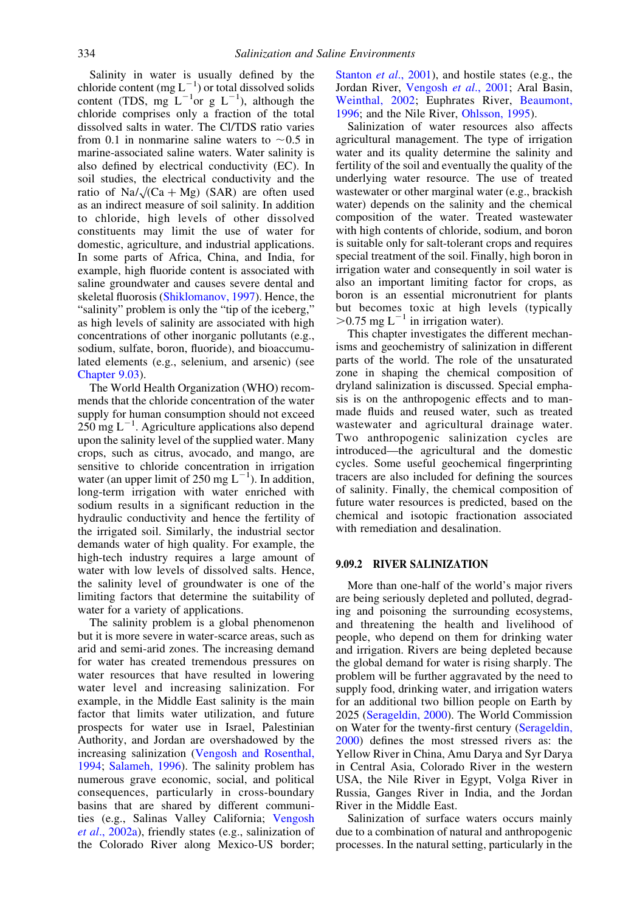Salinity in water is usually defined by the chloride content (mg $L^{-1}$) or total dissolved solids content (TDS, mg $L^{-1}$or g $L^{-1}$), although the chloride comprises only a fraction of the total dissolved salts in water. The Cl/TDS ratio varies from 0.1 in nonmarine saline waters to $\sim$0.5 in marine-associated saline waters. Water salinity is also defined by electrical conductivity (EC). In soil studies, the electrical conductivity and the ratio of $Na/\sqrt{(Ca+Mg)}$ (SAR) are often used as an indirect measure of soil salinity. In addition to chloride, high levels of other dissolved constituents may limit the use of water for domestic, agriculture, and industrial applications. In some parts of Africa, China, and India, for example, high fluoride content is associated with saline groundwater and causes severe dental and skeletal fluorosis (Shiklomanov, 1997). Hence, the "salinity" problem is only the "tip of the iceberg," as high levels of salinity are associated with high concentrations of other inorganic pollutants (e.g., sodium, sulfate, boron, fluoride), and bioaccumulated elements (e.g., selenium, and arsenic) (see Chapter 9.03).

The World Health Organization (WHO) recommends that the chloride concentration of the water supply for human consumption should not exceed 250 mg $L^{-1}$. Agriculture applications also depend upon the salinity level of the supplied water. Many crops, such as citrus, avocado, and mango, are sensitive to chloride concentration in irrigation water (an upper limit of 250 mg $L^{-1}$). In addition, long-term irrigation with water enriched with sodium results in a significant reduction in the hydraulic conductivity and hence the fertility of the irrigated soil. Similarly, the industrial sector demands water of high quality. For example, the high-tech industry requires a large amount of water with low levels of dissolved salts. Hence, the salinity level of groundwater is one of the limiting factors that determine the suitability of water for a variety of applications.

The salinity problem is a global phenomenon but it is more severe in water-scarce areas, such as arid and semi-arid zones. The increasing demand for water has created tremendous pressures on water resources that have resulted in lowering water level and increasing salinization. For example, in the Middle East salinity is the main factor that limits water utilization, and future prospects for water use in Israel, Palestinian Authority, and Jordan are overshadowed by the increasing salinization (Vengosh and Rosenthal, 1994; Salameh, 1996). The salinity problem has numerous grave economic, social, and political consequences, particularly in cross-boundary basins that are shared by different communities (e.g., Salinas Valley California; Vengosh *et al.*, 2002a), friendly states (e.g., salinization of the Colorado River along Mexico-US border; Stanton *et al.*, 2001), and hostile states (e.g., the Jordan River, Vengosh *et al.*, 2001; Aral Basin, Weinthal, 2002; Euphrates River, Beaumont, 1996; and the Nile River, Ohlsson, 1995).

Salinization of water resources also affects agricultural management. The type of irrigation water and its quality determine the salinity and fertility of the soil and eventually the quality of the underlying water resource. The use of treated wastewater or other marginal water (e.g., brackish water) depends on the salinity and the chemical composition of the water. Treated wastewater with high contents of chloride, sodium, and boron is suitable only for salt-tolerant crops and requires special treatment of the soil. Finally, high boron in irrigation water and consequently in soil water is also an important limiting factor for crops, as boron is an essential micronutrient for plants but becomes toxic at high levels (typically $>$0.75 mg $L^{-1}$ in irrigation water).

This chapter investigates the different mechanisms and geochemistry of salinization in different parts of the world. The role of the unsaturated zone in shaping the chemical composition of dryland salinization is discussed. Special emphasis is on the anthropogenic effects and to man-made fluids and reused water, such as treated wastewater and agricultural drainage water. Two anthropogenic salinization cycles are introduced—the agricultural and the domestic cycles. Some useful geochemical fingerprinting tracers are also included for defining the sources of salinity. Finally, the chemical composition of future water resources is predicted, based on the chemical and isotopic fractionation associated with remediation and desalination.

## 9.09.2 RIVER SALINIZATION

More than one-half of the world's major rivers are being seriously depleted and polluted, degrading and poisoning the surrounding ecosystems, and threatening the health and livelihood of people, who depend on them for drinking water and irrigation. Rivers are being depleted because the global demand for water is rising sharply. The problem will be further aggravated by the need to supply food, drinking water, and irrigation waters for an additional two billion people on Earth by 2025 (Serageldin, 2000). The World Commission on Water for the twenty-first century (Serageldin, 2000) defines the most stressed rivers as: the Yellow River in China, Amu Darya and Syr Darya in Central Asia, Colorado River in the western USA, the Nile River in Egypt, Volga River in Russia, Ganges River in India, and the Jordan River in the Middle East.

Salinization of surface waters occurs mainly due to a combination of natural and anthropogenic processes. In the natural setting, particularly in the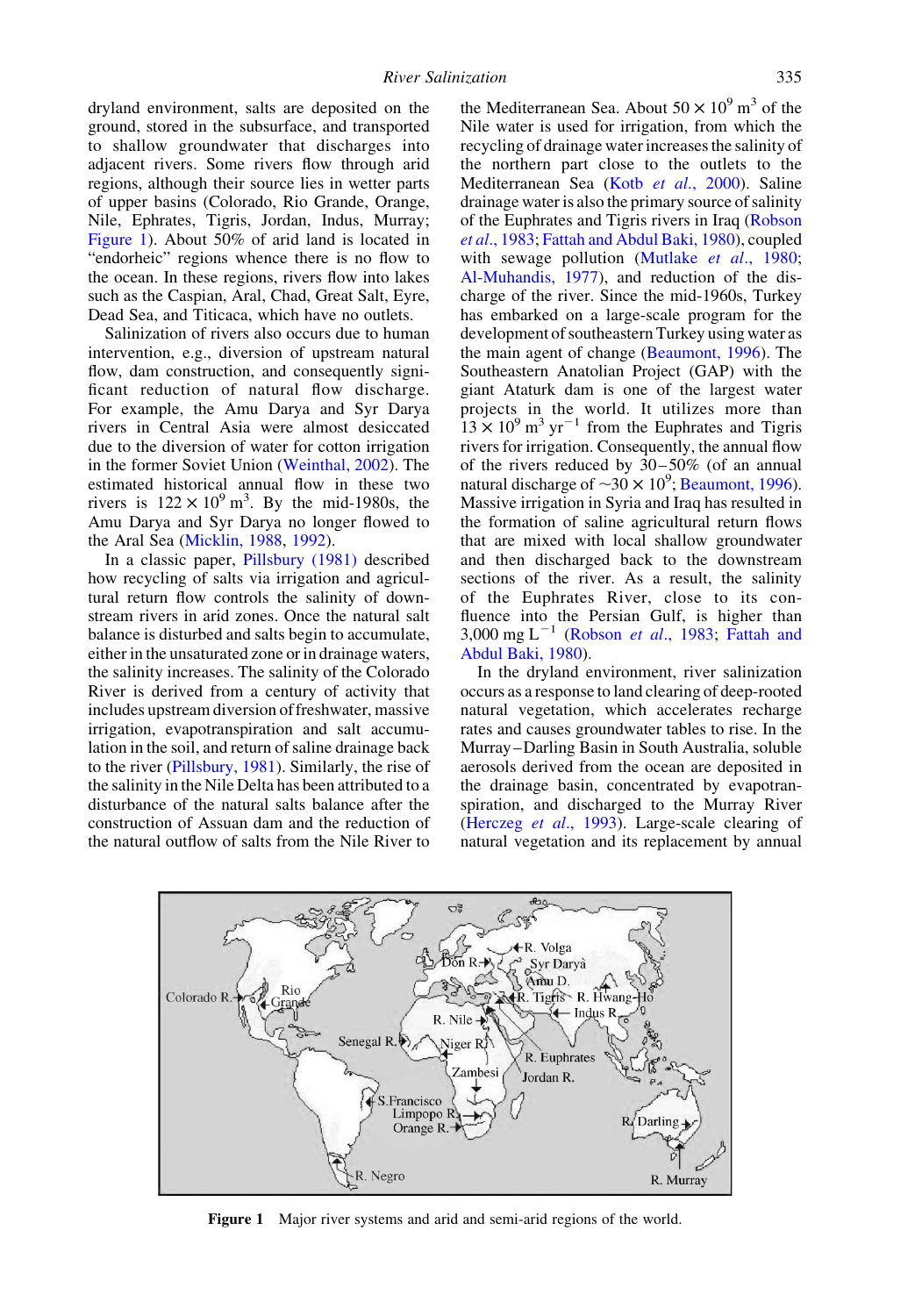dryland environment, salts are deposited on the ground, stored in the subsurface, and transported to shallow groundwater that discharges into adjacent rivers. Some rivers flow through arid regions, although their source lies in wetter parts of upper basins (Colorado, Rio Grande, Orange, Nile, Ephrates, Tigris, Jordan, Indus, Murray; Figure 1). About 50% of arid land is located in "endorheic" regions whence there is no flow to the ocean. In these regions, rivers flow into lakes such as the Caspian, Aral, Chad, Great Salt, Eyre, Dead Sea, and Titicaca, which have no outlets.

Salinization of rivers also occurs due to human intervention, e.g., diversion of upstream natural flow, dam construction, and consequently significant reduction of natural flow discharge. For example, the Amu Darya and Syr Darya rivers in Central Asia were almost desiccated due to the diversion of water for cotton irrigation in the former Soviet Union (Weinthal, 2002). The estimated historical annual flow in these two rivers is $122 \times 10^9$ m$^3$. By the mid-1980s, the Amu Darya and Syr Darya no longer flowed to the Aral Sea (Micklin, 1988, 1992).

In a classic paper, Pillsbury (1981) described how recycling of salts via irrigation and agricultural return flow controls the salinity of downstream rivers in arid zones. Once the natural salt balance is disturbed and salts begin to accumulate, either in the unsaturated zone or in drainage waters, the salinity increases. The salinity of the Colorado River is derived from a century of activity that includes upstream diversion of freshwater, massive irrigation, evapotranspiration and salt accumulation in the soil, and return of saline drainage back to the river (Pillsbury, 1981). Similarly, the rise of the salinity in the Nile Delta has been attributed to a disturbance of the natural salts balance after the construction of Assuan dam and the reduction of the natural outflow of salts from the Nile River to the Mediterranean Sea. About $50 \times 10^9$ m$^3$ of the Nile water is used for irrigation, from which the recycling of drainage water increases the salinity of the northern part close to the outlets to the Mediterranean Sea (Kotb *et al.*, 2000). Saline drainage water is also the primary source of salinity of the Euphrates and Tigris rivers in Iraq (Robson *et al.*, 1983; Fattah and Abdul Baki, 1980), coupled with sewage pollution (Mutlake *et al.*, 1980; Al-Muhandis, 1977), and reduction of the discharge of the river. Since the mid-1960s, Turkey has embarked on a large-scale program for the development of southeastern Turkey using water as the main agent of change (Beaumont, 1996). The Southeastern Anatolian Project (GAP) with the giant Ataturk dam is one of the largest water projects in the world. It utilizes more than $13 \times 10^9$ m$^3$ yr$^{-1}$ from the Euphrates and Tigris rivers for irrigation. Consequently, the annual flow of the rivers reduced by 30–50% (of an annual natural discharge of $\sim 30 \times 10^9$; Beaumont, 1996). Massive irrigation in Syria and Iraq has resulted in the formation of saline agricultural return flows that are mixed with local shallow groundwater and then discharged back to the downstream sections of the river. As a result, the salinity of the Euphrates River, close to its confluence into the Persian Gulf, is higher than 3,000 mg L$^{-1}$ (Robson *et al.*, 1983; Fattah and Abdul Baki, 1980).

In the dryland environment, river salinization occurs as a response to land clearing of deep-rooted natural vegetation, which accelerates recharge rates and causes groundwater tables to rise. In the Murray–Darling Basin in South Australia, soluble aerosols derived from the ocean are deposited in the drainage basin, concentrated by evapotranspiration, and discharged to the Murray River (Herczeg *et al.*, 1993). Large-scale clearing of natural vegetation and its replacement by annual

**Figure 1** Major river systems and arid and semi-arid regions of the world.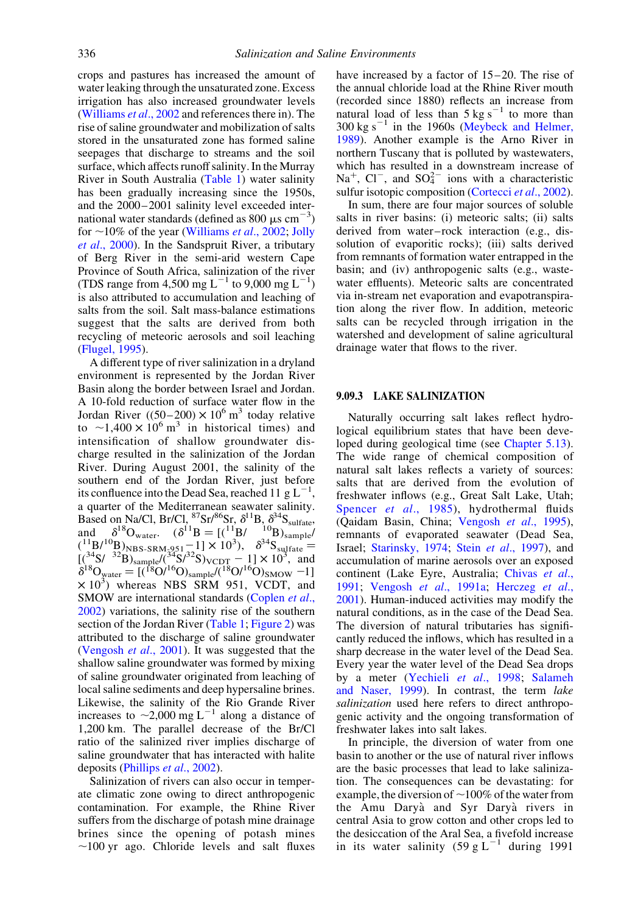crops and pastures has increased the amount of water leaking through the unsaturated zone. Excess irrigation has also increased groundwater levels (Williams *et al.*, 2002 and references there in). The rise of saline groundwater and mobilization of salts stored in the unsaturated zone has formed saline seepages that discharge to streams and the soil surface, which affects runoff salinity. In the Murray River in South Australia (Table 1) water salinity has been gradually increasing since the 1950s, and the 2000–2001 salinity level exceeded international water standards (defined as 800 μs $cm^{-3}$) for ~10% of the year (Williams *et al.*, 2002; Jolly *et al.*, 2000). In the Sandspruit River, a tributary of Berg River in the semi-arid western Cape Province of South Africa, salinization of the river (TDS range from 4,500 mg $L^{-1}$ to 9,000 mg $L^{-1}$) is also attributed to accumulation and leaching of salts from the soil. Salt mass-balance estimations suggest that the salts are derived from both recycling of meteoric aerosols and soil leaching (Flugel, 1995).

A different type of river salinization in a dryland environment is represented by the Jordan River Basin along the border between Israel and Jordan. A 10-fold reduction of surface water flow in the Jordan River ($(50–200) \times 10^6$ $m^3$ today relative to $\sim 1{,}400 \times 10^6$ $m^3$ in historical times) and intensification of shallow groundwater discharge resulted in the salinization of the Jordan River. During August 2001, the salinity of the southern end of the Jordan River, just before its confluence into the Dead Sea, reached 11 g $L^{-1}$, a quarter of the Mediterranean seawater salinity. Based on Na/Cl, Br/Cl, $^{87}Sr/^{86}Sr$, $\delta^{11}B$, $\delta^{34}S_{sulfate}$, and $\delta^{18}O_{water}$. ($\delta^{11}B = [(^{11}B/^{10}B)_{sample}/(^{11}B/^{10}B)_{NBS\text{-}SRM\text{-}951} - 1] \times 10^3$), $\delta^{34}S_{sulfate} = [(^{34}S/^{32}B)_{sample}/(^{34}S/^{32}S)_{VCDT} - 1] \times 10^3$, and $\delta^{18}O_{water} = [(^{18}O/^{16}O)_{sample}/(^{18}O/^{16}O)_{SMOW} - 1] \times 10^3$) whereas NBS SRM 951, VCDT, and SMOW are international standards (Coplen *et al.*, 2002) variations, the salinity rise of the southern section of the Jordan River (Table 1; Figure 2) was attributed to the discharge of saline groundwater (Vengosh *et al.*, 2001). It was suggested that the shallow saline groundwater was formed by mixing of saline groundwater originated from leaching of local saline sediments and deep hypersaline brines. Likewise, the salinity of the Rio Grande River increases to ~2,000 mg $L^{-1}$ along a distance of 1,200 km. The parallel decrease of the Br/Cl ratio of the salinized river implies discharge of saline groundwater that has interacted with halite deposits (Phillips *et al.*, 2002).

Salinization of rivers can also occur in temperate climatic zone owing to direct anthropogenic contamination. For example, the Rhine River suffers from the discharge of potash mine drainage brines since the opening of potash mines ~100 yr ago. Chloride levels and salt fluxes have increased by a factor of 15–20. The rise of the annual chloride load at the Rhine River mouth (recorded since 1880) reflects an increase from natural load of less than 5 kg $s^{-1}$ to more than 300 kg $s^{-1}$ in the 1960s (Meybeck and Helmer, 1989). Another example is the Arno River in northern Tuscany that is polluted by wastewaters, which has resulted in a downstream increase of $Na^+$, $Cl^-$, and $SO_4^{2-}$ ions with a characteristic sulfur isotopic composition (Cortecci *et al.*, 2002).

In sum, there are four major sources of soluble salts in river basins: (i) meteoric salts; (ii) salts derived from water–rock interaction (e.g., dissolution of evaporitic rocks); (iii) salts derived from remnants of formation water entrapped in the basin; and (iv) anthropogenic salts (e.g., wastewater effluents). Meteoric salts are concentrated via in-stream net evaporation and evapotranspiration along the river flow. In addition, meteoric salts can be recycled through irrigation in the watershed and development of saline agricultural drainage water that flows to the river.

## 9.09.3 LAKE SALINIZATION

Naturally occurring salt lakes reflect hydrological equilibrium states that have been developed during geological time (see Chapter 5.13). The wide range of chemical composition of natural salt lakes reflects a variety of sources: salts that are derived from the evolution of freshwater inflows (e.g., Great Salt Lake, Utah; Spencer *et al.*, 1985), hydrothermal fluids (Qaidam Basin, China; Vengosh *et al.*, 1995), remnants of evaporated seawater (Dead Sea, Israel; Starinsky, 1974; Stein *et al.*, 1997), and accumulation of marine aerosols over an exposed continent (Lake Eyre, Australia; Chivas *et al.*, 1991; Vengosh *et al.*, 1991a; Herczeg *et al.*, 2001). Human-induced activities may modify the natural conditions, as in the case of the Dead Sea. The diversion of natural tributaries has significantly reduced the inflows, which has resulted in a sharp decrease in the water level of the Dead Sea. Every year the water level of the Dead Sea drops by a meter (Yechieli *et al.*, 1998; Salameh and Naser, 1999). In contrast, the term *lake salinization* used here refers to direct anthropogenic activity and the ongoing transformation of freshwater lakes into salt lakes.

In principle, the diversion of water from one basin to another or the use of natural river inflows are the basic processes that lead to lake salinization. The consequences can be devastating: for example, the diversion of ~100% of the water from the Amu Daryà and Syr Daryà rivers in central Asia to grow cotton and other crops led to the desiccation of the Aral Sea, a fivefold increase in its water salinity (59 g $L^{-1}$ during 1991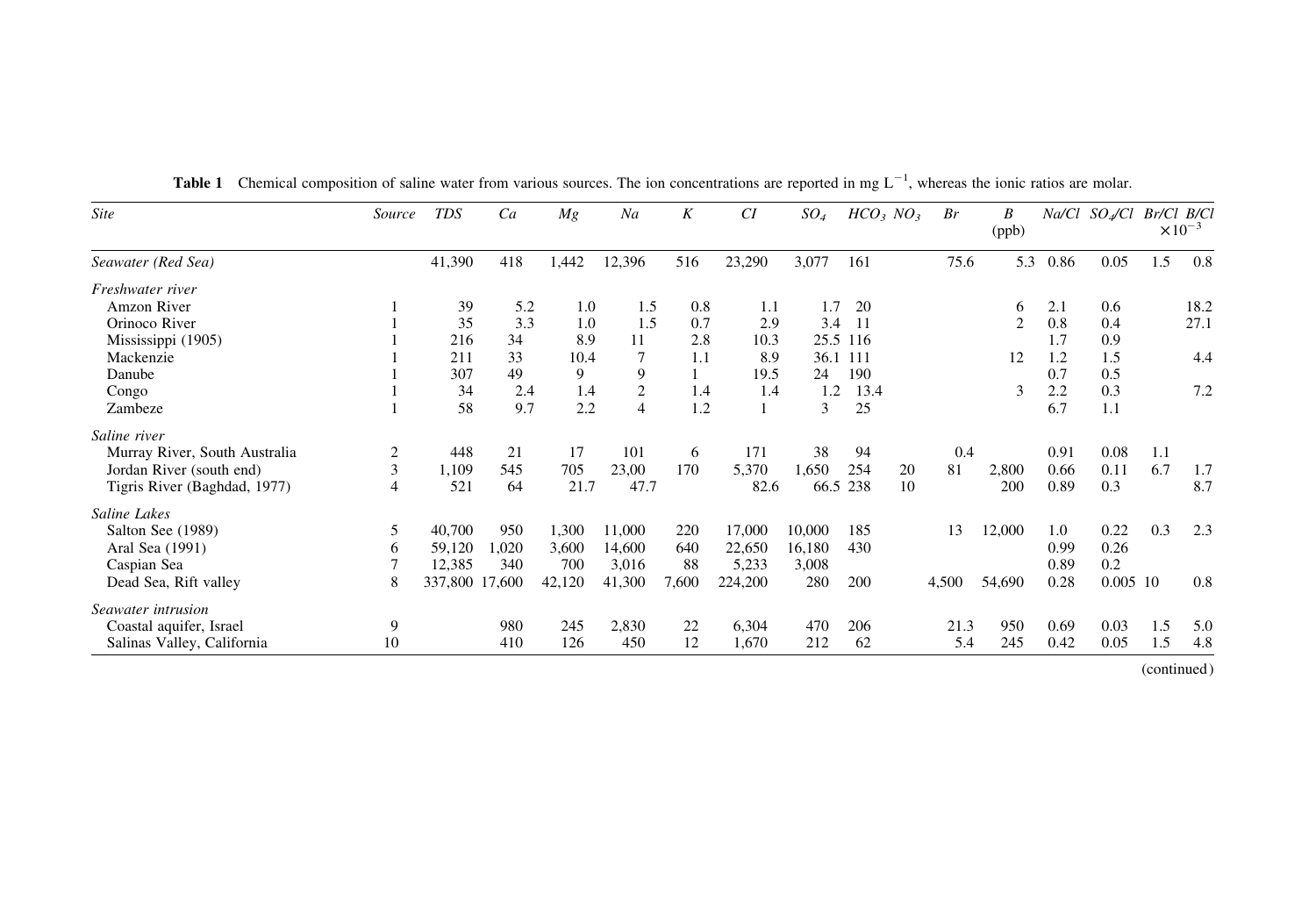**Table 1** Chemical composition of saline water from various sources. The ion concentrations are reported in mg $L^{-1}$, whereas the ionic ratios are molar.

| *Site* | *Source* | *TDS* | *Ca* | *Mg* | *Na* | *K* | *Cl* | $SO_4$ | $HCO_3$ | $NO_3$ | *Br* | *B* (ppb) | *Na/Cl* | $SO_4$/*Cl* | *Br/Cl* $\times 10^{-3}$ | *B/Cl* |
|---|---|---|---|---|---|---|---|---|---|---|---|---|---|---|---|---|
| *Seawater (Red Sea)* | | 41,390 | 418 | 1,442 | 12,396 | 516 | 23,290 | 3,077 | 161 | | 75.6 | 5.3 | 0.86 | 0.05 | 1.5 | 0.8 |
| *Freshwater river* | | | | | | | | | | | | | | | | |
| Amzon River | 1 | 39 | 5.2 | 1.0 | 1.5 | 0.8 | 1.1 | 1.7 | 20 | | | 6 | 2.1 | 0.6 | | 18.2 |
| Orinoco River | 1 | 35 | 3.3 | 1.0 | 1.5 | 0.7 | 2.9 | 3.4 | 11 | | | 2 | 0.8 | 0.4 | | 27.1 |
| Mississippi (1905) | 1 | 216 | 34 | 8.9 | 11 | 2.8 | 10.3 | 25.5 | 116 | | | | 1.7 | 0.9 | | |
| Mackenzie | 1 | 211 | 33 | 10.4 | 7 | 1.1 | 8.9 | 36.1 | 111 | | | 12 | 1.2 | 1.5 | | 4.4 |
| Danube | 1 | 307 | 49 | 9 | 9 | 1 | 19.5 | 24 | 190 | | | | 0.7 | 0.5 | | |
| Congo | 1 | 34 | 2.4 | 1.4 | 2 | 1.4 | 1.4 | 1.2 | 13.4 | | | 3 | 2.2 | 0.3 | | 7.2 |
| Zambeze | 1 | 58 | 9.7 | 2.2 | 4 | 1.2 | 1 | 3 | 25 | | | | 6.7 | 1.1 | | |
| *Saline river* | | | | | | | | | | | | | | | | |
| Murray River, South Australia | 2 | 448 | 21 | 17 | 101 | 6 | 171 | 38 | 94 | | 0.4 | | 0.91 | 0.08 | 1.1 | |
| Jordan River (south end) | 3 | 1,109 | 545 | 705 | 23,00 | 170 | 5,370 | 1,650 | 254 | 20 | 81 | 2,800 | 0.66 | 0.11 | 6.7 | 1.7 |
| Tigris River (Baghdad, 1977) | 4 | 521 | 64 | 21.7 | 47.7 | | 82.6 | 66.5 | 238 | 10 | | 200 | 0.89 | 0.3 | | 8.7 |
| *Saline Lakes* | | | | | | | | | | | | | | | | |
| Salton See (1989) | 5 | 40,700 | 950 | 1,300 | 11,000 | 220 | 17,000 | 10,000 | 185 | | 13 | 12,000 | 1.0 | 0.22 | 0.3 | 2.3 |
| Aral Sea (1991) | 6 | 59,120 | 1,020 | 3,600 | 14,600 | 640 | 22,650 | 16,180 | 430 | | | | 0.99 | 0.26 | | |
| Caspian Sea | 7 | 12,385 | 340 | 700 | 3,016 | 88 | 5,233 | 3,008 | | | | | 0.89 | 0.2 | | |
| Dead Sea, Rift valley | 8 | 337,800 | 17,600 | 42,120 | 41,300 | 7,600 | 224,200 | 280 | 200 | | 4,500 | 54,690 | 0.28 | 0.005 | 10 | 0.8 |
| *Seawater intrusion* | | | | | | | | | | | | | | | | |
| Coastal aquifer, Israel | 9 | | 980 | 245 | 2,830 | 22 | 6,304 | 470 | 206 | | 21.3 | 950 | 0.69 | 0.03 | 1.5 | 5.0 |
| Salinas Valley, California | 10 | | 410 | 126 | 450 | 12 | 1,670 | 212 | 62 | | 5.4 | 245 | 0.42 | 0.05 | 1.5 | 4.8 |

(continued)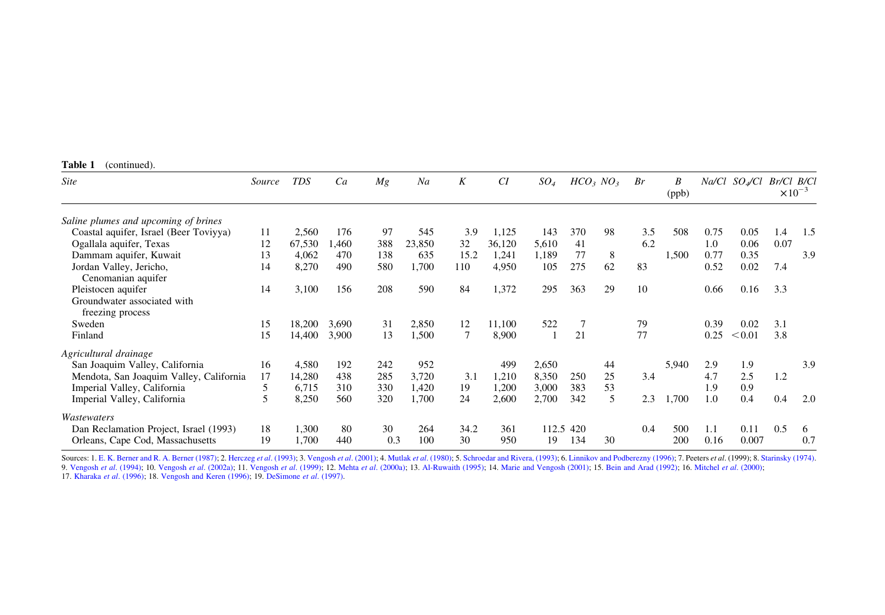**Table 1** (continued).

| *Site* | *Source* | *TDS* | *Ca* | *Mg* | *Na* | *K* | *Cl* | $SO_4$ | $HCO_3$ | $NO_3$ | *Br* | *B* (ppb) | *Na/Cl* | $SO_4$/*Cl* | *Br/Cl* $\times 10^{-3}$ | *B/Cl* $\times 10^{-3}$ |
|---|---|---|---|---|---|---|---|---|---|---|---|---|---|---|---|---|
| *Saline plumes and upcoming of brines* | | | | | | | | | | | | | | | | |
| Coastal aquifer, Israel (Beer Toviyya) | 11 | 2,560 | 176 | 97 | 545 | 3.9 | 1,125 | 143 | 370 | 98 | 3.5 | 508 | 0.75 | 0.05 | 1.4 | 1.5 |
| Ogallala aquifer, Texas | 12 | 67,530 | 1,460 | 388 | 23,850 | 32 | 36,120 | 5,610 | 41 | | 6.2 | | 1.0 | 0.06 | 0.07 | |
| Dammam aquifer, Kuwait | 13 | 4,062 | 470 | 138 | 635 | 15.2 | 1,241 | 1,189 | 77 | 8 | | 1,500 | 0.77 | 0.35 | | 3.9 |
| Jordan Valley, Jericho, Cenomanian aquifer | 14 | 8,270 | 490 | 580 | 1,700 | 110 | 4,950 | 105 | 275 | 62 | 83 | | 0.52 | 0.02 | 7.4 | |
| Pleistocen aquifer | 14 | 3,100 | 156 | 208 | 590 | 84 | 1,372 | 295 | 363 | 29 | 10 | | 0.66 | 0.16 | 3.3 | |
| Groundwater associated with freezing process | | | | | | | | | | | | | | | | |
| Sweden | 15 | 18,200 | 3,690 | 31 | 2,850 | 12 | 11,100 | 522 | 7 | | 79 | | 0.39 | 0.02 | 3.1 | |
| Finland | 15 | 14,400 | 3,900 | 13 | 1,500 | 7 | 8,900 | 1 | 21 | | 77 | | 0.25 | <0.01 | 3.8 | |
| *Agricultural drainage* | | | | | | | | | | | | | | | | |
| San Joaquim Valley, California | 16 | 4,580 | 192 | 242 | 952 | | 499 | 2,650 | | 44 | | 5,940 | 2.9 | 1.9 | | 3.9 |
| Mendota, San Joaquim Valley, California | 17 | 14,280 | 438 | 285 | 3,720 | 3.1 | 1,210 | 8,350 | 250 | 25 | 3.4 | | 4.7 | 2.5 | 1.2 | |
| Imperial Valley, California | 5 | 6,715 | 310 | 330 | 1,420 | 19 | 1,200 | 3,000 | 383 | 53 | | | 1.9 | 0.9 | | |
| Imperial Valley, California | 5 | 8,250 | 560 | 320 | 1,700 | 24 | 2,600 | 2,700 | 342 | 5 | 2.3 | 1,700 | 1.0 | 0.4 | 0.4 | 2.0 |
| *Wastewaters* | | | | | | | | | | | | | | | | |
| Dan Reclamation Project, Israel (1993) | 18 | 1,300 | 80 | 30 | 264 | 34.2 | 361 | 112.5 | 420 | | 0.4 | 500 | 1.1 | 0.11 | 0.5 | 6 |
| Orleans, Cape Cod, Massachusetts | 19 | 1,700 | 440 | 0.3 | 100 | 30 | 950 | 19 | 134 | 30 | | 200 | 0.16 | 0.007 | | 0.7 |

Sources: 1. E. K. Berner and R. A. Berner (1987); 2. Herczeg *et al*. (1993); 3. Vengosh *et al*. (2001); 4. Mutlak *et al*. (1980); 5. Schroedar and Rivera, (1993); 6. Linnikov and Podberezny (1996); 7. Peeters *et al*. (1999); 8. Starinsky (1974). 9. Vengosh *et al*. (1994); 10. Vengosh *et al*. (2002a); 11. Vengosh *et al*. (1999); 12. Mehta *et al*. (2000a); 13. Al-Ruwaith (1995); 14. Marie and Vengosh (2001); 15. Bein and Arad (1992); 16. Mitchel *et al*. (2000); 17. Kharaka *et al*. (1996); 18. Vengosh and Keren (1996); 19. DeSimone *et al*. (1997).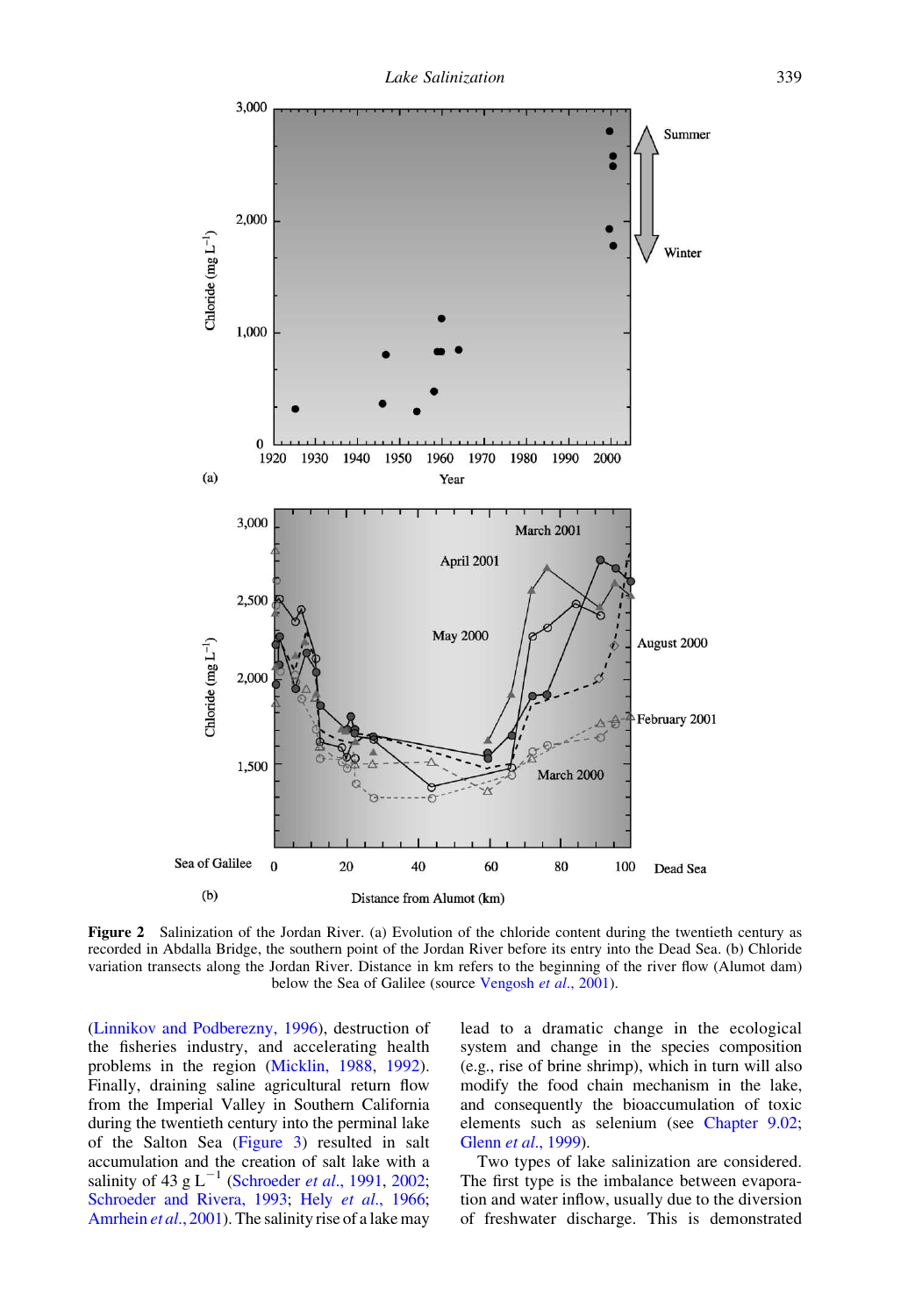**Figure 2** Salinization of the Jordan River. (a) Evolution of the chloride content during the twentieth century as recorded in Abdalla Bridge, the southern point of the Jordan River before its entry into the Dead Sea. (b) Chloride variation transects along the Jordan River. Distance in km refers to the beginning of the river flow (Alumot dam) below the Sea of Galilee (source Vengosh *et al.*, 2001).

(Linnikov and Podberezny, 1996), destruction of the fisheries industry, and accelerating health problems in the region (Micklin, 1988, 1992). Finally, draining saline agricultural return flow from the Imperial Valley in Southern California during the twentieth century into the perminal lake of the Salton Sea (Figure 3) resulted in salt accumulation and the creation of salt lake with a salinity of 43 g $L^{-1}$ (Schroeder *et al.*, 1991, 2002; Schroeder and Rivera, 1993; Hely *et al.*, 1966; Amrhein *et al.*, 2001). The salinity rise of a lake may lead to a dramatic change in the ecological system and change in the species composition (e.g., rise of brine shrimp), which in turn will also modify the food chain mechanism in the lake, and consequently the bioaccumulation of toxic elements such as selenium (see Chapter 9.02; Glenn *et al.*, 1999).

Two types of lake salinization are considered. The first type is the imbalance between evaporation and water inflow, usually due to the diversion of freshwater discharge. This is demonstrated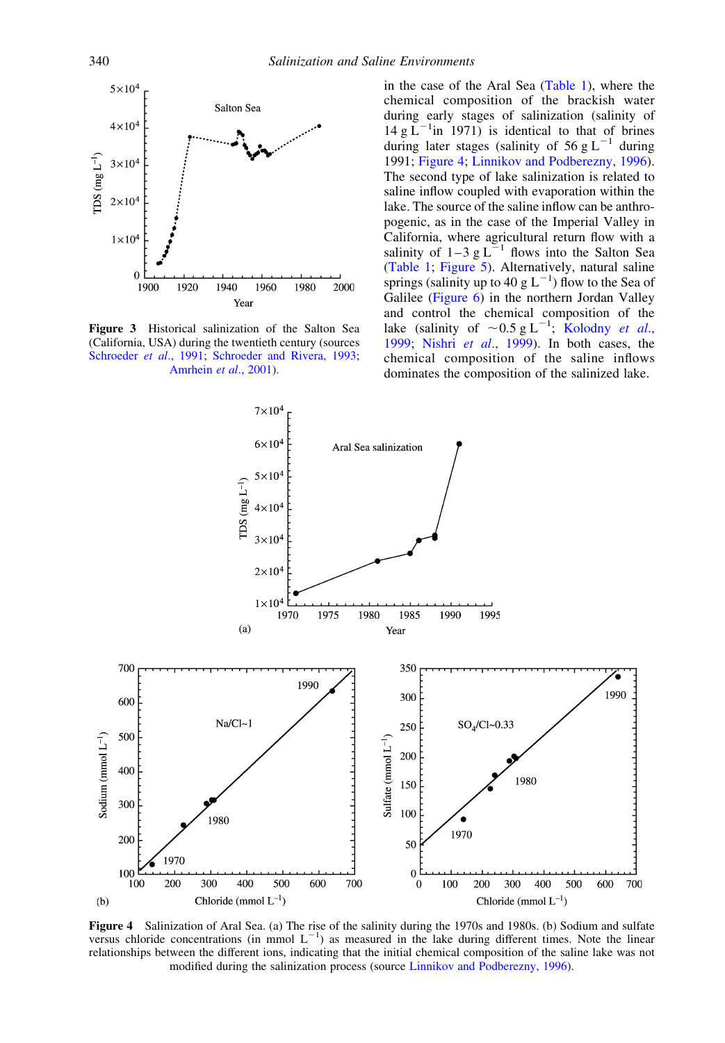in the case of the Aral Sea (Table 1), where the chemical composition of the brackish water during early stages of salinization (salinity of $14\ g\ L^{-1}$ in 1971) is identical to that of brines during later stages (salinity of $56\ g\ L^{-1}$ during 1991; Figure 4; Linnikov and Podberezny, 1996). The second type of lake salinization is related to saline inflow coupled with evaporation within the lake. The source of the saline inflow can be anthropogenic, as in the case of the Imperial Valley in California, where agricultural return flow with a salinity of $1-3\ g\ L^{-1}$ flows into the Salton Sea (Table 1; Figure 5). Alternatively, natural saline springs (salinity up to $40\ g\ L^{-1}$) flow to the Sea of Galilee (Figure 6) in the northern Jordan Valley and control the chemical composition of the lake (salinity of $\sim 0.5\ g\ L^{-1}$; Kolodny *et al.*, 1999; Nishri *et al.*, 1999). In both cases, the chemical composition of the saline inflows dominates the composition of the salinized lake.

**Figure 3** Historical salinization of the Salton Sea (California, USA) during the twentieth century (sources Schroeder *et al.*, 1991; Schroeder and Rivera, 1993; Amrhein *et al.*, 2001).

**Figure 4** Salinization of Aral Sea. (a) The rise of the salinity during the 1970s and 1980s. (b) Sodium and sulfate versus chloride concentrations (in $mmol\ L^{-1}$) as measured in the lake during different times. Note the linear relationships between the different ions, indicating that the initial chemical composition of the saline lake was not modified during the salinization process (source Linnikov and Podberezny, 1996).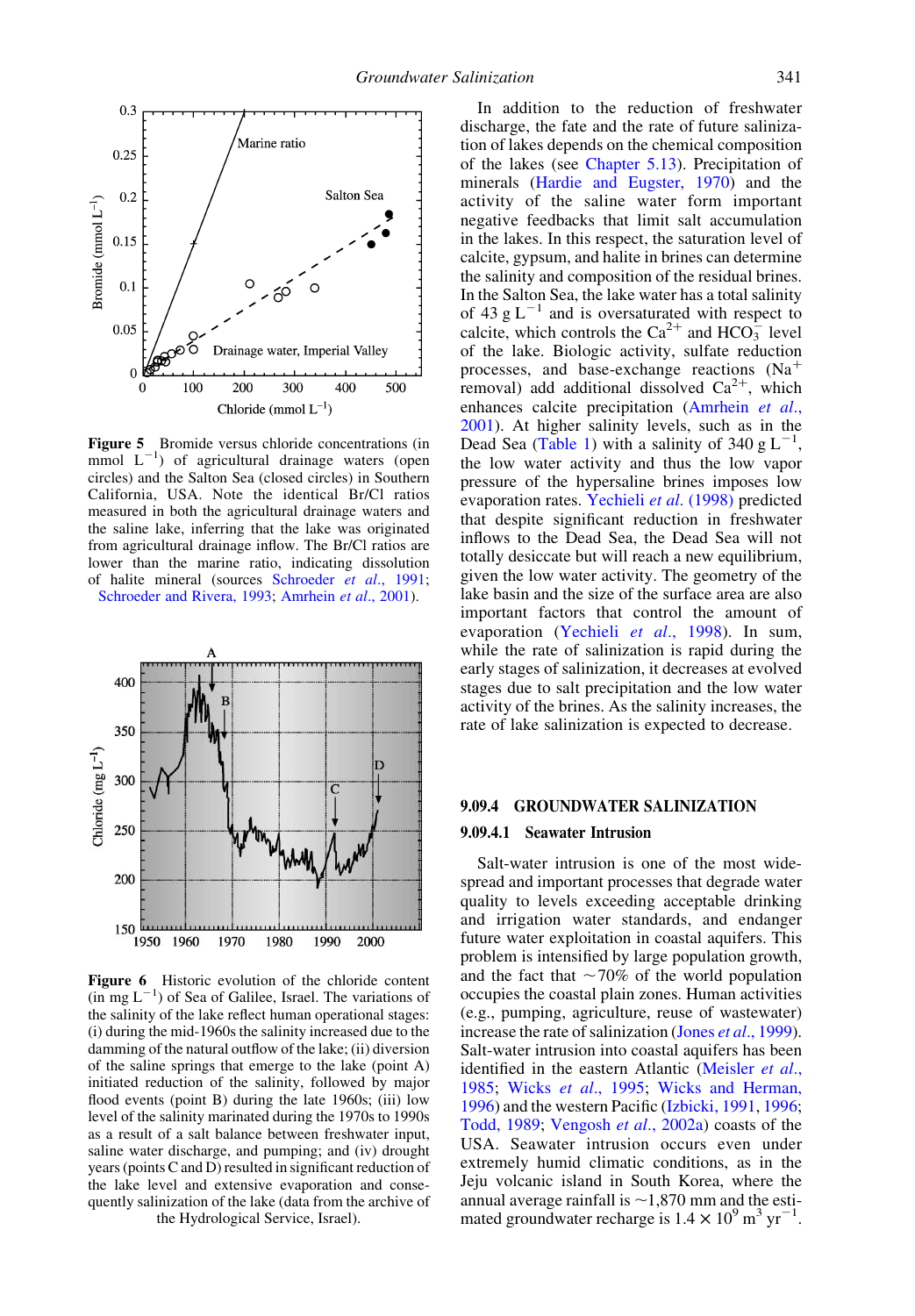**Figure 5** Bromide versus chloride concentrations (in mmol $L^{-1}$) of agricultural drainage waters (open circles) and the Salton Sea (closed circles) in Southern California, USA. Note the identical Br/Cl ratios measured in both the agricultural drainage waters and the saline lake, inferring that the lake was originated from agricultural drainage inflow. The Br/Cl ratios are lower than the marine ratio, indicating dissolution of halite mineral (sources Schroeder *et al.*, 1991; Schroeder and Rivera, 1993; Amrhein *et al.*, 2001).

**Figure 6** Historic evolution of the chloride content (in mg $L^{-1}$) of Sea of Galilee, Israel. The variations of the salinity of the lake reflect human operational stages: (i) during the mid-1960s the salinity increased due to the damming of the natural outflow of the lake; (ii) diversion of the saline springs that emerge to the lake (point A) initiated reduction of the salinity, followed by major flood events (point B) during the late 1960s; (iii) low level of the salinity marinated during the 1970s to 1990s as a result of a salt balance between freshwater input, saline water discharge, and pumping; and (iv) drought years (points C and D) resulted in significant reduction of the lake level and extensive evaporation and consequently salinization of the lake (data from the archive of the Hydrological Service, Israel).

In addition to the reduction of freshwater discharge, the fate and the rate of future salinization of lakes depends on the chemical composition of the lakes (see Chapter 5.13). Precipitation of minerals (Hardie and Eugster, 1970) and the activity of the saline water form important negative feedbacks that limit salt accumulation in the lakes. In this respect, the saturation level of calcite, gypsum, and halite in brines can determine the salinity and composition of the residual brines. In the Salton Sea, the lake water has a total salinity of 43 g $L^{-1}$ and is oversaturated with respect to calcite, which controls the $Ca^{2+}$ and $HCO_3^-$ level of the lake. Biologic activity, sulfate reduction processes, and base-exchange reactions ($Na^+$ removal) add additional dissolved $Ca^{2+}$, which enhances calcite precipitation (Amrhein *et al.*, 2001). At higher salinity levels, such as in the Dead Sea (Table 1) with a salinity of 340 g $L^{-1}$, the low water activity and thus the low vapor pressure of the hypersaline brines imposes low evaporation rates. Yechieli *et al.* (1998) predicted that despite significant reduction in freshwater inflows to the Dead Sea, the Dead Sea will not totally desiccate but will reach a new equilibrium, given the low water activity. The geometry of the lake basin and the size of the surface area are also important factors that control the amount of evaporation (Yechieli *et al.*, 1998). In sum, while the rate of salinization is rapid during the early stages of salinization, it decreases at evolved stages due to salt precipitation and the low water activity of the brines. As the salinity increases, the rate of lake salinization is expected to decrease.

## 9.09.4 GROUNDWATER SALINIZATION

### 9.09.4.1 Seawater Intrusion

Salt-water intrusion is one of the most widespread and important processes that degrade water quality to levels exceeding acceptable drinking and irrigation water standards, and endanger future water exploitation in coastal aquifers. This problem is intensified by large population growth, and the fact that ~70% of the world population occupies the coastal plain zones. Human activities (e.g., pumping, agriculture, reuse of wastewater) increase the rate of salinization (Jones *et al.*, 1999). Salt-water intrusion into coastal aquifers has been identified in the eastern Atlantic (Meisler *et al.*, 1985; Wicks *et al.*, 1995; Wicks and Herman, 1996) and the western Pacific (Izbicki, 1991, 1996; Todd, 1989; Vengosh *et al.*, 2002a) coasts of the USA. Seawater intrusion occurs even under extremely humid climatic conditions, as in the Jeju volcanic island in South Korea, where the annual average rainfall is ~1,870 mm and the estimated groundwater recharge is $1.4 \times 10^9$ $m^3$ $yr^{-1}$.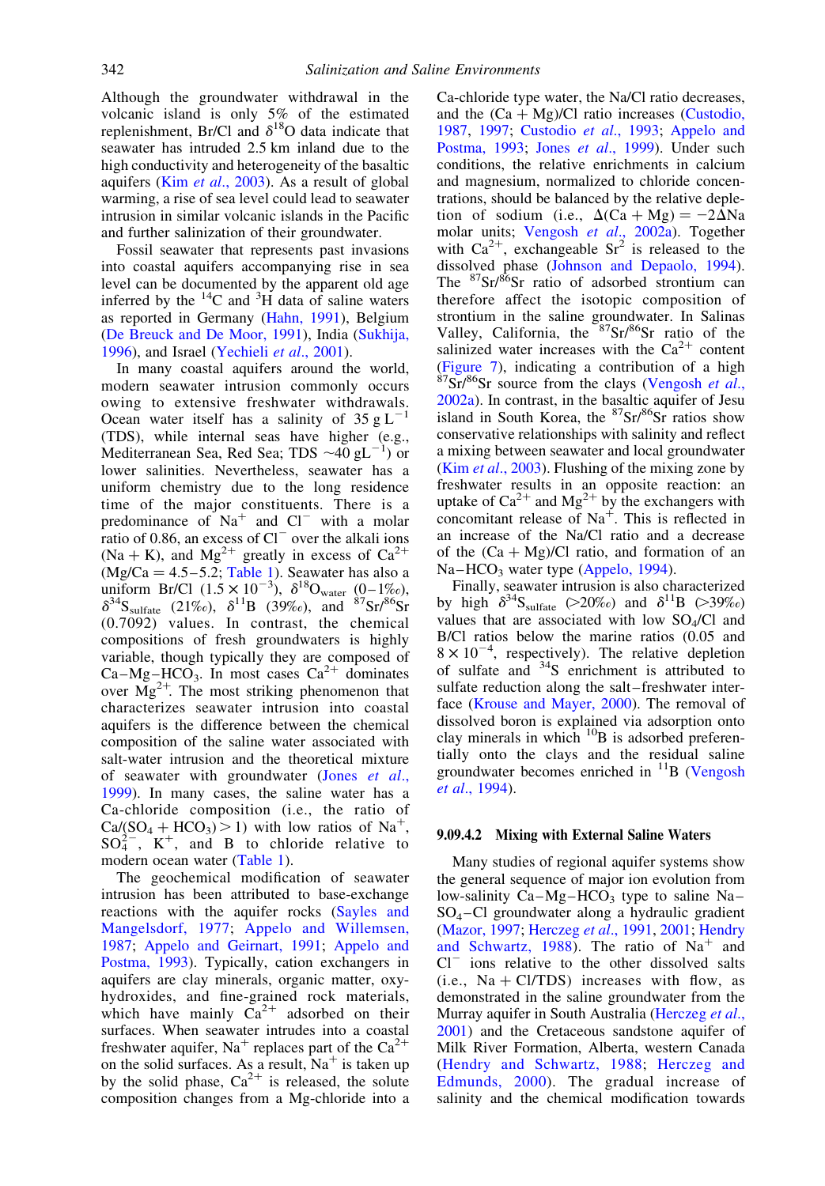Although the groundwater withdrawal in the volcanic island is only 5% of the estimated freshwater replenishment, Br/Cl and $\delta^{18}O$ data indicate that seawater has intruded 2.5 km inland due to the high conductivity and heterogeneity of the basaltic aquifers (Kim *et al.*, 2003). As a result of global warming, a rise of sea level could lead to seawater intrusion in similar volcanic islands in the Pacific and further salinization of their groundwater.

Fossil seawater that represents past invasions into coastal aquifers accompanying rise in sea level can be documented by the apparent old age inferred by the $^{14}C$ and $^{3}H$ data of saline waters as reported in Germany (Hahn, 1991), Belgium (De Breuck and De Moor, 1991), India (Sukhija, 1996), and Israel (Yechieli *et al.*, 2001).

In many coastal aquifers around the world, modern seawater intrusion commonly occurs owing to extensive freshwater withdrawals. Ocean water itself has a salinity of $35\ g\ L^{-1}$ (TDS), while internal seas have higher (e.g., Mediterranean Sea, Red Sea; TDS $\sim 40\ gL^{-1}$) or lower salinities. Nevertheless, seawater has a uniform chemistry due to the long residence time of the major constituents. There is a predominance of $Na^{+}$ and $Cl^{-}$ with a molar ratio of 0.86, an excess of $Cl^{-}$ over the alkali ions (Na + K), and $Mg^{2+}$ greatly in excess of $Ca^{2+}$ (Mg/Ca = 4.5–5.2; Table 1). Seawater has also a uniform Br/Cl ($1.5 \times 10^{-3}$), $\delta^{18}O_{water}$ (0–1‰), $\delta^{34}S_{sulfate}$ (21‰), $\delta^{11}B$ (39‰), and $^{87}Sr/^{86}Sr$ (0.7092) values. In contrast, the chemical compositions of fresh groundwaters is highly variable, though typically they are composed of $Ca–Mg–HCO_3$. In most cases $Ca^{2+}$ dominates over $Mg^{2+}$. The most striking phenomenon that characterizes seawater intrusion into coastal aquifers is the difference between the chemical composition of the saline water associated with salt-water intrusion and the theoretical mixture of seawater with groundwater (Jones *et al.*, 1999). In many cases, the saline water has a Ca-chloride composition (i.e., the ratio of $Ca/(SO_4 + HCO_3) > 1$) with low ratios of $Na^{+}$, $SO_4^{2-}$, $K^{+}$, and B to chloride relative to modern ocean water (Table 1).

The geochemical modification of seawater intrusion has been attributed to base-exchange reactions with the aquifer rocks (Sayles and Mangelsdorf, 1977; Appelo and Willemsen, 1987; Appelo and Geirnart, 1991; Appelo and Postma, 1993). Typically, cation exchangers in aquifers are clay minerals, organic matter, oxy-hydroxides, and fine-grained rock materials, which have mainly $Ca^{2+}$ adsorbed on their surfaces. When seawater intrudes into a coastal freshwater aquifer, $Na^{+}$ replaces part of the $Ca^{2+}$ on the solid surfaces. As a result, $Na^{+}$ is taken up by the solid phase, $Ca^{2+}$ is released, the solute composition changes from a Mg-chloride into a Ca-chloride type water, the Na/Cl ratio decreases, and the (Ca + Mg)/Cl ratio increases (Custodio, 1987, 1997; Custodio *et al.*, 1993; Appelo and Postma, 1993; Jones *et al.*, 1999). Under such conditions, the relative enrichments in calcium and magnesium, normalized to chloride concentrations, should be balanced by the relative depletion of sodium (i.e., $\Delta(Ca + Mg) = -2\Delta Na$ molar units; Vengosh *et al.*, 2002a). Together with $Ca^{2+}$, exchangeable $Sr^{2}$ is released to the dissolved phase (Johnson and Depaolo, 1994). The $^{87}Sr/^{86}Sr$ ratio of adsorbed strontium can therefore affect the isotopic composition of strontium in the saline groundwater. In Salinas Valley, California, the $^{87}Sr/^{86}Sr$ ratio of the salinized water increases with the $Ca^{2+}$ content (Figure 7), indicating a contribution of a high $^{87}Sr/^{86}Sr$ source from the clays (Vengosh *et al.*, 2002a). In contrast, in the basaltic aquifer of Jesu island in South Korea, the $^{87}Sr/^{86}Sr$ ratios show conservative relationships with salinity and reflect a mixing between seawater and local groundwater (Kim *et al.*, 2003). Flushing of the mixing zone by freshwater results in an opposite reaction: an uptake of $Ca^{2+}$ and $Mg^{2+}$ by the exchangers with concomitant release of $Na^{+}$. This is reflected in an increase of the Na/Cl ratio and a decrease of the (Ca + Mg)/Cl ratio, and formation of an $Na–HCO_3$ water type (Appelo, 1994).

Finally, seawater intrusion is also characterized by high $\delta^{34}S_{sulfate}$ (>20‰) and $\delta^{11}B$ (>39‰) values that are associated with low $SO_4$/Cl and B/Cl ratios below the marine ratios (0.05 and $8 \times 10^{-4}$, respectively). The relative depletion of sulfate and $^{34}S$ enrichment is attributed to sulfate reduction along the salt–freshwater interface (Krouse and Mayer, 2000). The removal of dissolved boron is explained via adsorption onto clay minerals in which $^{10}B$ is adsorbed preferentially onto the clays and the residual saline groundwater becomes enriched in $^{11}B$ (Vengosh *et al.*, 1994).

### 9.09.4.2 Mixing with External Saline Waters

Many studies of regional aquifer systems show the general sequence of major ion evolution from low-salinity $Ca–Mg–HCO_3$ type to saline $Na–SO_4–Cl$ groundwater along a hydraulic gradient (Mazor, 1997; Herczeg *et al.*, 1991, 2001; Hendry and Schwartz, 1988). The ratio of $Na^{+}$ and $Cl^{-}$ ions relative to the other dissolved salts (i.e., Na + Cl/TDS) increases with flow, as demonstrated in the saline groundwater from the Murray aquifer in South Australia (Herczeg *et al.*, 2001) and the Cretaceous sandstone aquifer of Milk River Formation, Alberta, western Canada (Hendry and Schwartz, 1988; Herczeg and Edmunds, 2000). The gradual increase of salinity and the chemical modification towards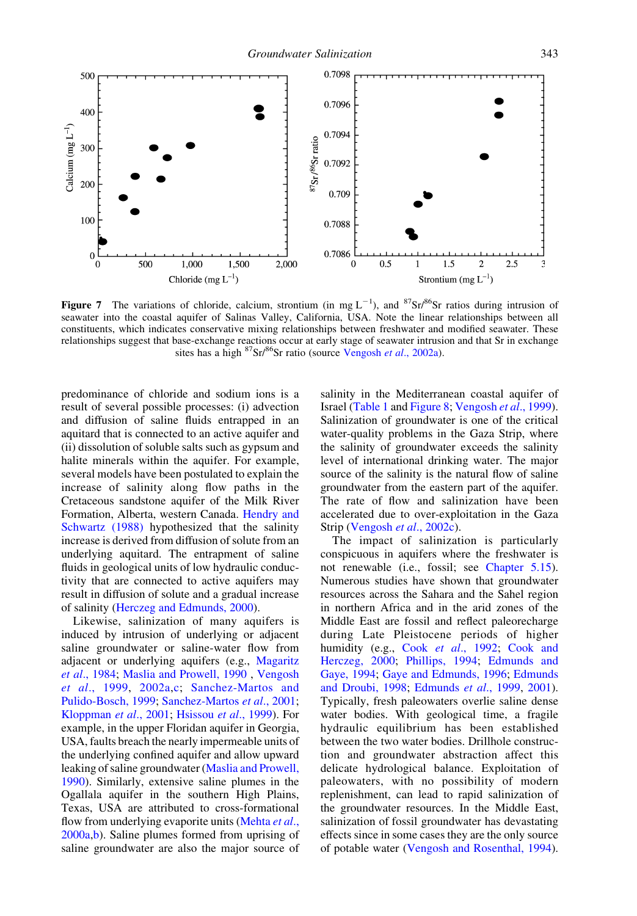**Figure 7** The variations of chloride, calcium, strontium (in mg $L^{-1}$), and $^{87}Sr/^{86}Sr$ ratios during intrusion of seawater into the coastal aquifer of Salinas Valley, California, USA. Note the linear relationships between all constituents, which indicates conservative mixing relationships between freshwater and modified seawater. These relationships suggest that base-exchange reactions occur at early stage of seawater intrusion and that Sr in exchange sites has a high $^{87}Sr/^{86}Sr$ ratio (source Vengosh *et al.*, 2002a).

predominance of chloride and sodium ions is a result of several possible processes: (i) advection and diffusion of saline fluids entrapped in an aquitard that is connected to an active aquifer and (ii) dissolution of soluble salts such as gypsum and halite minerals within the aquifer. For example, several models have been postulated to explain the increase of salinity along flow paths in the Cretaceous sandstone aquifer of the Milk River Formation, Alberta, western Canada. Hendry and Schwartz (1988) hypothesized that the salinity increase is derived from diffusion of solute from an underlying aquitard. The entrapment of saline fluids in geological units of low hydraulic conductivity that are connected to active aquifers may result in diffusion of solute and a gradual increase of salinity (Herczeg and Edmunds, 2000).

Likewise, salinization of many aquifers is induced by intrusion of underlying or adjacent saline groundwater or saline-water flow from adjacent or underlying aquifers (e.g., Magaritz *et al.*, 1984; Maslia and Prowell, 1990 , Vengosh *et al.*, 1999, 2002a,c; Sanchez-Martos and Pulido-Bosch, 1999; Sanchez-Martos *et al.*, 2001; Kloppman *et al.*, 2001; Hsissou *et al.*, 1999). For example, in the upper Floridan aquifer in Georgia, USA, faults breach the nearly impermeable units of the underlying confined aquifer and allow upward leaking of saline groundwater (Maslia and Prowell, 1990). Similarly, extensive saline plumes in the Ogallala aquifer in the southern High Plains, Texas, USA are attributed to cross-formational flow from underlying evaporite units (Mehta *et al.*, 2000a,b). Saline plumes formed from uprising of saline groundwater are also the major source of salinity in the Mediterranean coastal aquifer of Israel (Table 1 and Figure 8; Vengosh *et al.*, 1999). Salinization of groundwater is one of the critical water-quality problems in the Gaza Strip, where the salinity of groundwater exceeds the salinity level of international drinking water. The major source of the salinity is the natural flow of saline groundwater from the eastern part of the aquifer. The rate of flow and salinization have been accelerated due to over-exploitation in the Gaza Strip (Vengosh *et al.*, 2002c).

The impact of salinization is particularly conspicuous in aquifers where the freshwater is not renewable (i.e., fossil; see Chapter 5.15). Numerous studies have shown that groundwater resources across the Sahara and the Sahel region in northern Africa and in the arid zones of the Middle East are fossil and reflect paleorecharge during Late Pleistocene periods of higher humidity (e.g., Cook *et al.*, 1992; Cook and Herczeg, 2000; Phillips, 1994; Edmunds and Gaye, 1994; Gaye and Edmunds, 1996; Edmunds and Droubi, 1998; Edmunds *et al.*, 1999, 2001). Typically, fresh paleowaters overlie saline dense water bodies. With geological time, a fragile hydraulic equilibrium has been established between the two water bodies. Drillhole construction and groundwater abstraction affect this delicate hydrological balance. Exploitation of paleowaters, with no possibility of modern replenishment, can lead to rapid salinization of the groundwater resources. In the Middle East, salinization of fossil groundwater has devastating effects since in some cases they are the only source of potable water (Vengosh and Rosenthal, 1994).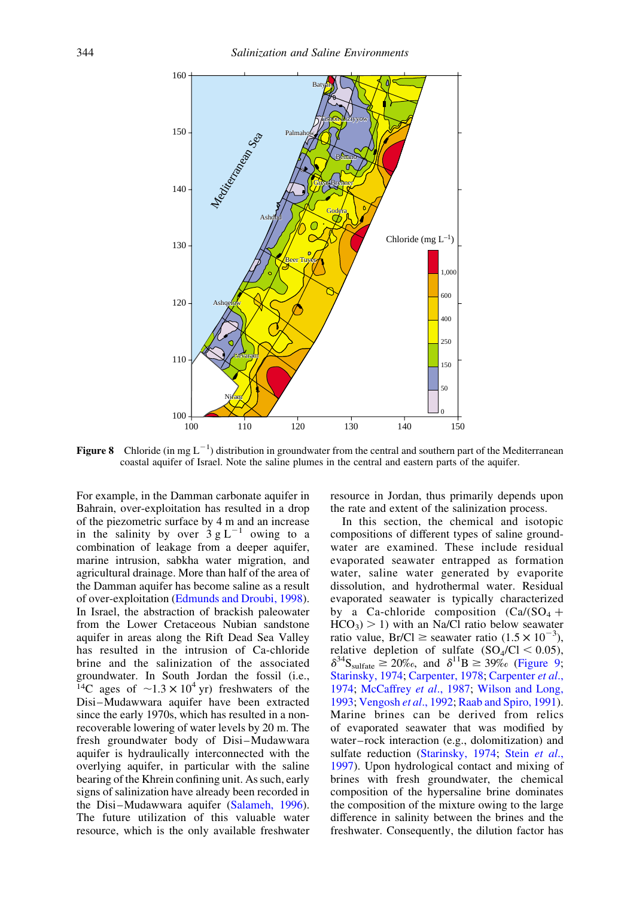**Figure 8** Chloride (in mg $L^{-1}$) distribution in groundwater from the central and southern part of the Mediterranean coastal aquifer of Israel. Note the saline plumes in the central and eastern parts of the aquifer.

For example, in the Damman carbonate aquifer in Bahrain, over-exploitation has resulted in a drop of the piezometric surface by 4 m and an increase in the salinity by over $3\ g\ L^{-1}$ owing to a combination of leakage from a deeper aquifer, marine intrusion, sabkha water migration, and agricultural drainage. More than half of the area of the Damman aquifer has become saline as a result of over-exploitation (Edmunds and Droubi, 1998). In Israel, the abstraction of brackish paleowater from the Lower Cretaceous Nubian sandstone aquifer in areas along the Rift Dead Sea Valley has resulted in the intrusion of Ca-chloride brine and the salinization of the associated groundwater. In South Jordan the fossil (i.e., $^{14}C$ ages of $\sim 1.3 \times 10^4$ yr) freshwaters of the Disi–Mudawwara aquifer have been extracted since the early 1970s, which has resulted in a non-recoverable lowering of water levels by 20 m. The fresh groundwater body of Disi–Mudawwara aquifer is hydraulically interconnected with the overlying aquifer, in particular with the saline bearing of the Khrein confining unit. As such, early signs of salinization have already been recorded in the Disi–Mudawwara aquifer (Salameh, 1996). The future utilization of this valuable water resource, which is the only available freshwater resource in Jordan, thus primarily depends upon the rate and extent of the salinization process.

In this section, the chemical and isotopic compositions of different types of saline groundwater are examined. These include residual evaporated seawater entrapped as formation water, saline water generated by evaporite dissolution, and hydrothermal water. Residual evaporated seawater is typically characterized by a Ca-chloride composition ($Ca/(SO_4 + HCO_3) > 1$) with an Na/Cl ratio below seawater ratio value, Br/Cl $\geq$ seawater ratio ($1.5 \times 10^{-3}$), relative depletion of sulfate ($SO_4/Cl < 0.05$), $\delta^{34}S_{sulfate} \geq 20‰$, and $\delta^{11}B \geq 39‰$ (Figure 9; Starinsky, 1974; Carpenter, 1978; Carpenter *et al.*, 1974; McCaffrey *et al.*, 1987; Wilson and Long, 1993; Vengosh *et al.*, 1992; Raab and Spiro, 1991). Marine brines can be derived from relics of evaporated seawater that was modified by water–rock interaction (e.g., dolomitization) and sulfate reduction (Starinsky, 1974; Stein *et al.*, 1997). Upon hydrological contact and mixing of brines with fresh groundwater, the chemical composition of the hypersaline brine dominates the composition of the mixture owing to the large difference in salinity between the brines and the freshwater. Consequently, the dilution factor has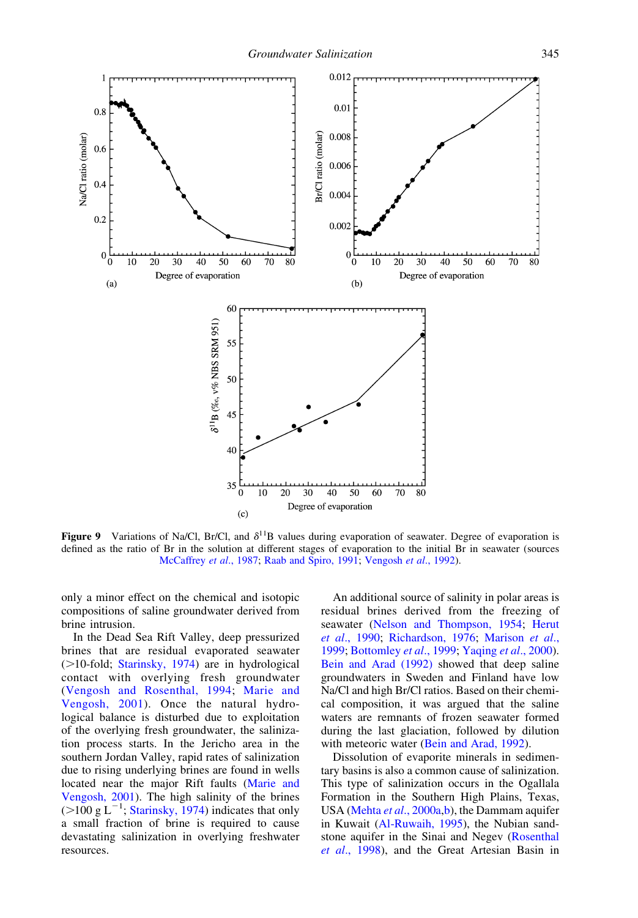**Figure 9** Variations of Na/Cl, Br/Cl, and $\delta^{11}B$ values during evaporation of seawater. Degree of evaporation is defined as the ratio of Br in the solution at different stages of evaporation to the initial Br in seawater (sources McCaffrey *et al.*, 1987; Raab and Spiro, 1991; Vengosh *et al.*, 1992).

only a minor effect on the chemical and isotopic compositions of saline groundwater derived from brine intrusion.

In the Dead Sea Rift Valley, deep pressurized brines that are residual evaporated seawater (>10-fold; Starinsky, 1974) are in hydrological contact with overlying fresh groundwater (Vengosh and Rosenthal, 1994; Marie and Vengosh, 2001). Once the natural hydrological balance is disturbed due to exploitation of the overlying fresh groundwater, the salinization process starts. In the Jericho area in the southern Jordan Valley, rapid rates of salinization due to rising underlying brines are found in wells located near the major Rift faults (Marie and Vengosh, 2001). The high salinity of the brines (>100 g $L^{-1}$; Starinsky, 1974) indicates that only a small fraction of brine is required to cause devastating salinization in overlying freshwater resources.

An additional source of salinity in polar areas is residual brines derived from the freezing of seawater (Nelson and Thompson, 1954; Herut *et al.*, 1990; Richardson, 1976; Marison *et al.*, 1999; Bottomley *et al.*, 1999; Yaqing *et al.*, 2000). Bein and Arad (1992) showed that deep saline groundwaters in Sweden and Finland have low Na/Cl and high Br/Cl ratios. Based on their chemical composition, it was argued that the saline waters are remnants of frozen seawater formed during the last glaciation, followed by dilution with meteoric water (Bein and Arad, 1992).

Dissolution of evaporite minerals in sedimentary basins is also a common cause of salinization. This type of salinization occurs in the Ogallala Formation in the Southern High Plains, Texas, USA (Mehta *et al.*, 2000a,b), the Dammam aquifer in Kuwait (Al-Ruwaih, 1995), the Nubian sandstone aquifer in the Sinai and Negev (Rosenthal *et al.*, 1998), and the Great Artesian Basin in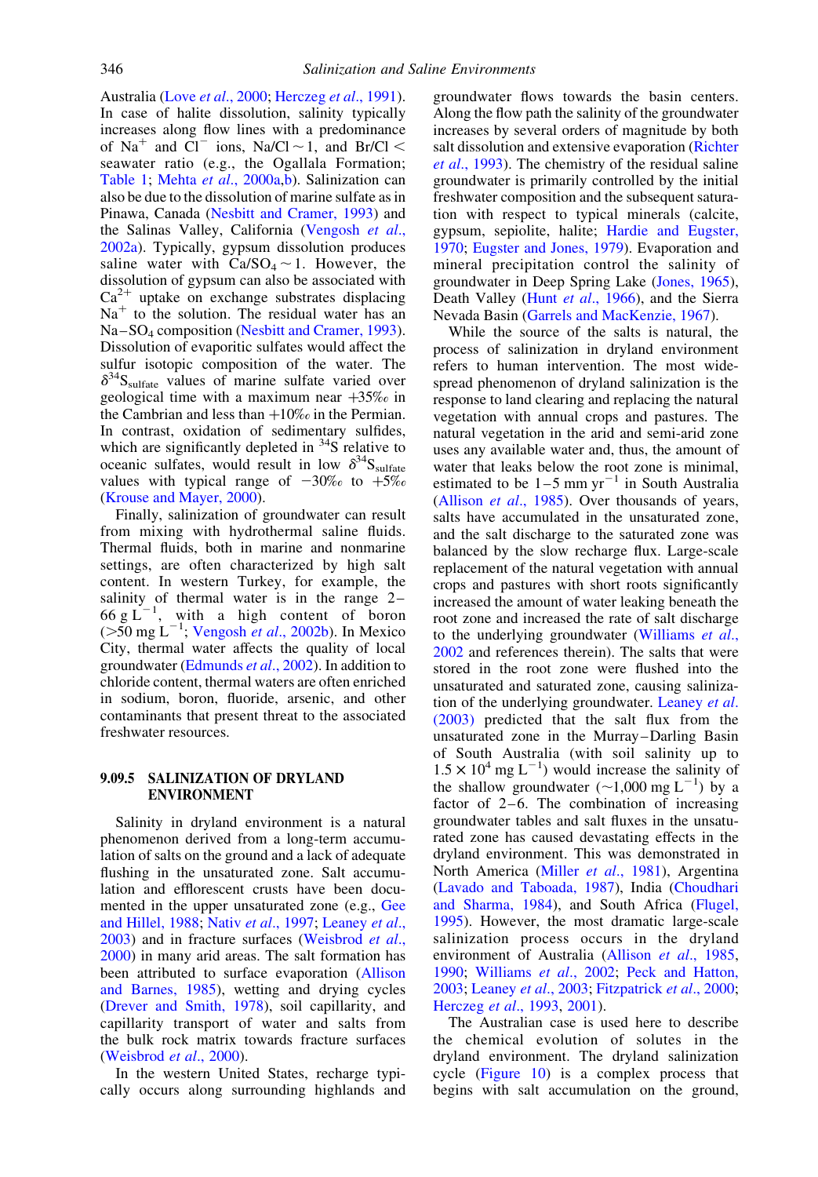Australia (Love *et al*., 2000; Herczeg *et al*., 1991). In case of halite dissolution, salinity typically increases along flow lines with a predominance of $Na^+$ and $Cl^-$ ions, Na/Cl ~ 1, and Br/Cl < seawater ratio (e.g., the Ogallala Formation; Table 1; Mehta *et al*., 2000a,b). Salinization can also be due to the dissolution of marine sulfate as in Pinawa, Canada (Nesbitt and Cramer, 1993) and the Salinas Valley, California (Vengosh *et al*., 2002a). Typically, gypsum dissolution produces saline water with $Ca/SO_4 \sim 1$. However, the dissolution of gypsum can also be associated with $Ca^{2+}$ uptake on exchange substrates displacing $Na^+$ to the solution. The residual water has an $Na-SO_4$ composition (Nesbitt and Cramer, 1993). Dissolution of evaporitic sulfates would affect the sulfur isotopic composition of the water. The $\delta^{34}S_{sulfate}$ values of marine sulfate varied over geological time with a maximum near +35‰ in the Cambrian and less than +10‰ in the Permian. In contrast, oxidation of sedimentary sulfides, which are significantly depleted in $^{34}S$ relative to oceanic sulfates, would result in low $\delta^{34}S_{sulfate}$ values with typical range of −30‰ to +5‰ (Krouse and Mayer, 2000).

Finally, salinization of groundwater can result from mixing with hydrothermal saline fluids. Thermal fluids, both in marine and nonmarine settings, are often characterized by high salt content. In western Turkey, for example, the salinity of thermal water is in the range 2–66 g $L^{-1}$, with a high content of boron (>50 mg $L^{-1}$; Vengosh *et al*., 2002b). In Mexico City, thermal water affects the quality of local groundwater (Edmunds *et al*., 2002). In addition to chloride content, thermal waters are often enriched in sodium, boron, fluoride, arsenic, and other contaminants that present threat to the associated freshwater resources.

## 9.09.5 SALINIZATION OF DRYLAND ENVIRONMENT

Salinity in dryland environment is a natural phenomenon derived from a long-term accumulation of salts on the ground and a lack of adequate flushing in the unsaturated zone. Salt accumulation and efflorescent crusts have been documented in the upper unsaturated zone (e.g., Gee and Hillel, 1988; Nativ *et al*., 1997; Leaney *et al*., 2003) and in fracture surfaces (Weisbrod *et al*., 2000) in many arid areas. The salt formation has been attributed to surface evaporation (Allison and Barnes, 1985), wetting and drying cycles (Drever and Smith, 1978), soil capillarity, and capillarity transport of water and salts from the bulk rock matrix towards fracture surfaces (Weisbrod *et al*., 2000).

In the western United States, recharge typically occurs along surrounding highlands and groundwater flows towards the basin centers. Along the flow path the salinity of the groundwater increases by several orders of magnitude by both salt dissolution and extensive evaporation (Richter *et al*., 1993). The chemistry of the residual saline groundwater is primarily controlled by the initial freshwater composition and the subsequent saturation with respect to typical minerals (calcite, gypsum, sepiolite, halite; Hardie and Eugster, 1970; Eugster and Jones, 1979). Evaporation and mineral precipitation control the salinity of groundwater in Deep Spring Lake (Jones, 1965), Death Valley (Hunt *et al*., 1966), and the Sierra Nevada Basin (Garrels and MacKenzie, 1967).

While the source of the salts is natural, the process of salinization in dryland environment refers to human intervention. The most widespread phenomenon of dryland salinization is the response to land clearing and replacing the natural vegetation with annual crops and pastures. The natural vegetation in the arid and semi-arid zone uses any available water and, thus, the amount of water that leaks below the root zone is minimal, estimated to be 1–5 mm $yr^{-1}$ in South Australia (Allison *et al*., 1985). Over thousands of years, salts have accumulated in the unsaturated zone, and the salt discharge to the saturated zone was balanced by the slow recharge flux. Large-scale replacement of the natural vegetation with annual crops and pastures with short roots significantly increased the amount of water leaking beneath the root zone and increased the rate of salt discharge to the underlying groundwater (Williams *et al*., 2002 and references therein). The salts that were stored in the root zone were flushed into the unsaturated and saturated zone, causing salinization of the underlying groundwater. Leaney *et al*. (2003) predicted that the salt flux from the unsaturated zone in the Murray–Darling Basin of South Australia (with soil salinity up to $1.5 \times 10^4$ mg $L^{-1}$) would increase the salinity of the shallow groundwater (~1,000 mg $L^{-1}$) by a factor of 2–6. The combination of increasing groundwater tables and salt fluxes in the unsaturated zone has caused devastating effects in the dryland environment. This was demonstrated in North America (Miller *et al*., 1981), Argentina (Lavado and Taboada, 1987), India (Choudhari and Sharma, 1984), and South Africa (Flugel, 1995). However, the most dramatic large-scale salinization process occurs in the dryland environment of Australia (Allison *et al*., 1985, 1990; Williams *et al*., 2002; Peck and Hatton, 2003; Leaney *et al*., 2003; Fitzpatrick *et al*., 2000; Herczeg *et al*., 1993, 2001).

The Australian case is used here to describe the chemical evolution of solutes in the dryland environment. The dryland salinization cycle (Figure 10) is a complex process that begins with salt accumulation on the ground,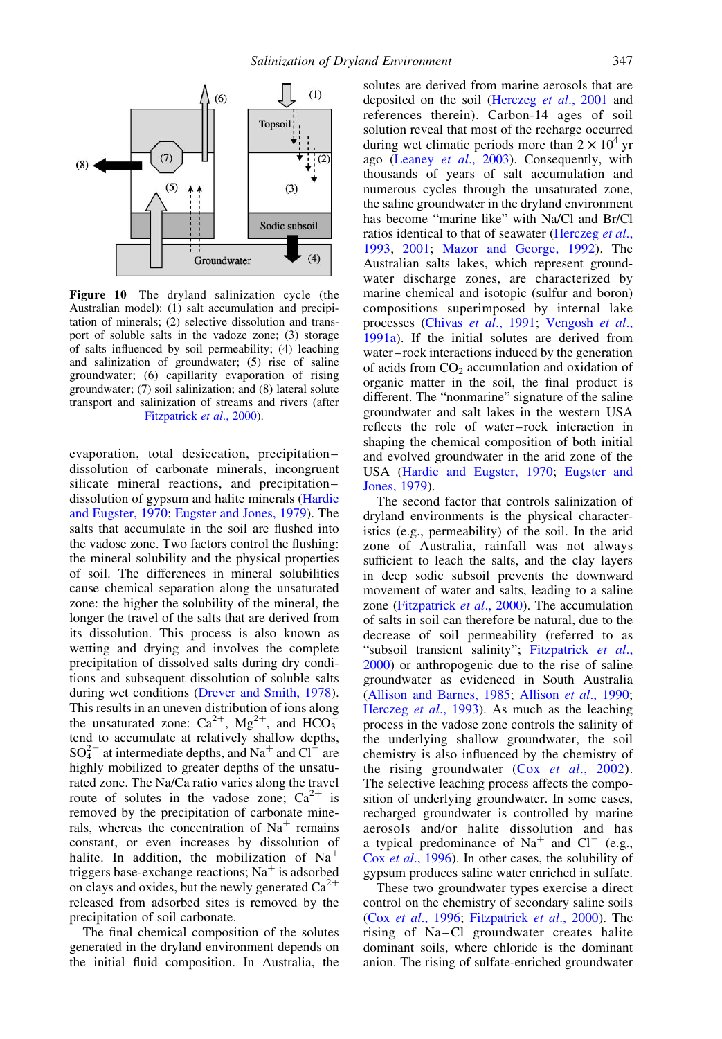**Figure 10** The dryland salinization cycle (the Australian model): (1) salt accumulation and precipitation of minerals; (2) selective dissolution and transport of soluble salts in the vadoze zone; (3) storage of salts influenced by soil permeability; (4) leaching and salinization of groundwater; (5) rise of saline groundwater; (6) capillarity evaporation of rising groundwater; (7) soil salinization; and (8) lateral solute transport and salinization of streams and rivers (after Fitzpatrick *et al.*, 2000).

evaporation, total desiccation, precipitation–dissolution of carbonate minerals, incongruent silicate mineral reactions, and precipitation–dissolution of gypsum and halite minerals (Hardie and Eugster, 1970; Eugster and Jones, 1979). The salts that accumulate in the soil are flushed into the vadoze zone. Two factors control the flushing: the mineral solubility and the physical properties of soil. The differences in mineral solubilities cause chemical separation along the unsaturated zone: the higher the solubility of the mineral, the longer the travel of the salts that are derived from its dissolution. This process is also known as wetting and drying and involves the complete precipitation of dissolved salts during dry conditions and subsequent dissolution of soluble salts during wet conditions (Drever and Smith, 1978). This results in an uneven distribution of ions along the unsaturated zone: $Ca^{2+}$, $Mg^{2+}$, and $HCO_3^-$ tend to accumulate at relatively shallow depths, $SO_4^{2-}$ at intermediate depths, and $Na^+$ and $Cl^-$ are highly mobilized to greater depths of the unsaturated zone. The Na/Ca ratio varies along the travel route of solutes in the vadose zone; $Ca^{2+}$ is removed by the precipitation of carbonate minerals, whereas the concentration of $Na^+$ remains constant, or even increases by dissolution of halite. In addition, the mobilization of $Na^+$ triggers base-exchange reactions; $Na^+$ is adsorbed on clays and oxides, but the newly generated $Ca^{2+}$ released from adsorbed sites is removed by the precipitation of soil carbonate.

The final chemical composition of the solutes generated in the dryland environment depends on the initial fluid composition. In Australia, the solutes are derived from marine aerosols that are deposited on the soil (Herczeg *et al.*, 2001 and references therein). Carbon-14 ages of soil solution reveal that most of the recharge occurred during wet climatic periods more than $2 \times 10^4$ yr ago (Leaney *et al.*, 2003). Consequently, with thousands of years of salt accumulation and numerous cycles through the unsaturated zone, the saline groundwater in the dryland environment has become "marine like" with Na/Cl and Br/Cl ratios identical to that of seawater (Herczeg *et al.*, 1993, 2001; Mazor and George, 1992). The Australian salts lakes, which represent groundwater discharge zones, are characterized by marine chemical and isotopic (sulfur and boron) compositions superimposed by internal lake processes (Chivas *et al.*, 1991; Vengosh *et al.*, 1991a). If the initial solutes are derived from water–rock interactions induced by the generation of acids from $CO_2$ accumulation and oxidation of organic matter in the soil, the final product is different. The "nonmarine" signature of the saline groundwater and salt lakes in the western USA reflects the role of water–rock interaction in shaping the chemical composition of both initial and evolved groundwater in the arid zone of the USA (Hardie and Eugster, 1970; Eugster and Jones, 1979).

The second factor that controls salinization of dryland environments is the physical characteristics (e.g., permeability) of the soil. In the arid zone of Australia, rainfall was not always sufficient to leach the salts, and the clay layers in deep sodic subsoil prevents the downward movement of water and salts, leading to a saline zone (Fitzpatrick *et al.*, 2000). The accumulation of salts in soil can therefore be natural, due to the decrease of soil permeability (referred to as "subsoil transient salinity"; Fitzpatrick *et al.*, 2000) or anthropogenic due to the rise of saline groundwater as evidenced in South Australia (Allison and Barnes, 1985; Allison *et al.*, 1990; Herczeg *et al.*, 1993). As much as the leaching process in the vadoze zone controls the salinity of the underlying shallow groundwater, the soil chemistry is also influenced by the chemistry of the rising groundwater (Cox *et al.*, 2002). The selective leaching process affects the composition of underlying groundwater. In some cases, recharged groundwater is controlled by marine aerosols and/or halite dissolution and has a typical predominance of $Na^+$ and $Cl^-$ (e.g., Cox *et al.*, 1996). In other cases, the solubility of gypsum produces saline water enriched in sulfate.

These two groundwater types exercise a direct control on the chemistry of secondary saline soils (Cox *et al.*, 1996; Fitzpatrick *et al.*, 2000). The rising of Na–Cl groundwater creates halite dominant soils, where chloride is the dominant anion. The rising of sulfate-enriched groundwater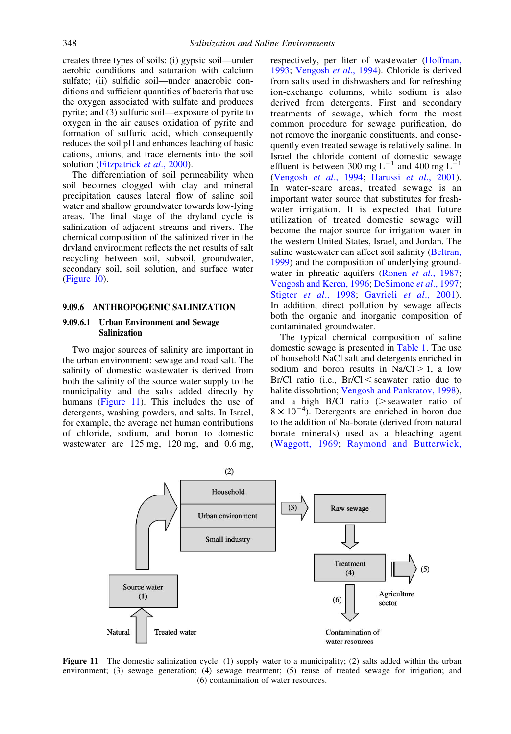creates three types of soils: (i) gypsic soil—under aerobic conditions and saturation with calcium sulfate; (ii) sulfidic soil—under anaerobic conditions and sufficient quantities of bacteria that use the oxygen associated with sulfate and produces pyrite; and (3) sulfuric soil—exposure of pyrite to oxygen in the air causes oxidation of pyrite and formation of sulfuric acid, which consequently reduces the soil pH and enhances leaching of basic cations, anions, and trace elements into the soil solution (Fitzpatrick *et al.*, 2000).

The differentiation of soil permeability when soil becomes clogged with clay and mineral precipitation causes lateral flow of saline soil water and shallow groundwater towards low-lying areas. The final stage of the dryland cycle is salinization of adjacent streams and rivers. The chemical composition of the salinized river in the dryland environment reflects the net results of salt recycling between soil, subsoil, groundwater, secondary soil, soil solution, and surface water (Figure 10).

## 9.09.6 ANTHROPOGENIC SALINIZATION

### 9.09.6.1 Urban Environment and Sewage Salinization

Two major sources of salinity are important in the urban environment: sewage and road salt. The salinity of domestic wastewater is derived from both the salinity of the source water supply to the municipality and the salts added directly by humans (Figure 11). This includes the use of detergents, washing powders, and salts. In Israel, for example, the average net human contributions of chloride, sodium, and boron to domestic wastewater are 125 mg, 120 mg, and 0.6 mg, respectively, per liter of wastewater (Hoffman, 1993; Vengosh *et al.*, 1994). Chloride is derived from salts used in dishwashers and for refreshing ion-exchange columns, while sodium is also derived from detergents. First and secondary treatments of sewage, which form the most common procedure for sewage purification, do not remove the inorganic constituents, and consequently even treated sewage is relatively saline. In Israel the chloride content of domestic sewage effluent is between 300 mg $L^{-1}$ and 400 mg $L^{-1}$ (Vengosh *et al.*, 1994; Harussi *et al.*, 2001). In water-scare areas, treated sewage is an important water source that substitutes for freshwater irrigation. It is expected that future utilization of treated domestic sewage will become the major source for irrigation water in the western United States, Israel, and Jordan. The saline wastewater can affect soil salinity (Beltran, 1999) and the composition of underlying groundwater in phreatic aquifers (Ronen *et al.*, 1987; Vengosh and Keren, 1996; DeSimone *et al.*, 1997; Stiger *et al.*, 1998; Gavrieli *et al.*, 2001). In addition, direct pollution by sewage affects both the organic and inorganic composition of contaminated groundwater.

The typical chemical composition of saline domestic sewage is presented in Table 1. The use of household NaCl salt and detergents enriched in sodium and boron results in $Na/Cl > 1$, a low Br/Cl ratio (i.e., Br/Cl < seawater ratio due to halite dissolution; Vengosh and Pankratov, 1998), and a high B/Cl ratio (> seawater ratio of $8 \times 10^{-4}$). Detergents are enriched in boron due to the addition of Na-borate (derived from natural borate minerals) used as a bleaching agent (Waggott, 1969; Raymond and Butterwick,

**Figure 11** The domestic salinization cycle: (1) supply water to a municipality; (2) salts added within the urban environment; (3) sewage generation; (4) sewage treatment; (5) reuse of treated sewage for irrigation; and (6) contamination of water resources.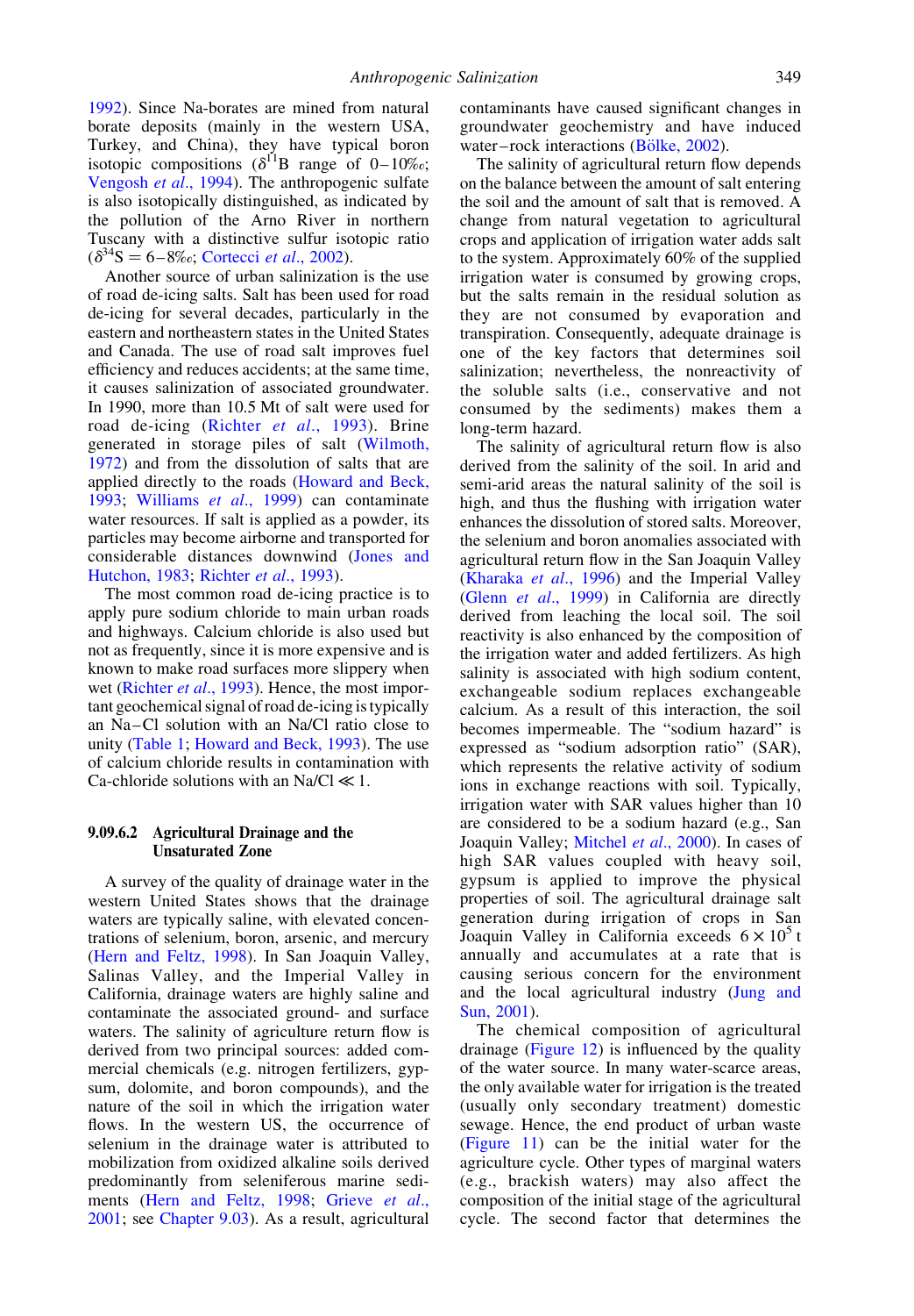1992). Since Na-borates are mined from natural borate deposits (mainly in the western USA, Turkey, and China), they have typical boron isotopic compositions ($\delta^{11}$B range of 0–10‰; Vengosh *et al.*, 1994). The anthropogenic sulfate is also isotopically distinguished, as indicated by the pollution of the Arno River in northern Tuscany with a distinctive sulfur isotopic ratio ($\delta^{34}S = 6-8$‰; Cortecci *et al.*, 2002).

Another source of urban salinization is the use of road de-icing salts. Salt has been used for road de-icing for several decades, particularly in the eastern and northeastern states in the United States and Canada. The use of road salt improves fuel efficiency and reduces accidents; at the same time, it causes salinization of associated groundwater. In 1990, more than 10.5 Mt of salt were used for road de-icing (Richter *et al.*, 1993). Brine generated in storage piles of salt (Wilmoth, 1972) and from the dissolution of salts that are applied directly to the roads (Howard and Beck, 1993; Williams *et al.*, 1999) can contaminate water resources. If salt is applied as a powder, its particles may become airborne and transported for considerable distances downwind (Jones and Hutchon, 1983; Richter *et al.*, 1993).

The most common road de-icing practice is to apply pure sodium chloride to main urban roads and highways. Calcium chloride is also used but not as frequently, since it is more expensive and is known to make road surfaces more slippery when wet (Richter *et al.*, 1993). Hence, the most important geochemical signal of road de-icing is typically an Na–Cl solution with an Na/Cl ratio close to unity (Table 1; Howard and Beck, 1993). The use of calcium chloride results in contamination with Ca-chloride solutions with an Na/Cl $\ll 1$.

### 9.09.6.2 Agricultural Drainage and the Unsaturated Zone

A survey of the quality of drainage water in the western United States shows that the drainage waters are typically saline, with elevated concentrations of selenium, boron, arsenic, and mercury (Hern and Feltz, 1998). In San Joaquin Valley, Salinas Valley, and the Imperial Valley in California, drainage waters are highly saline and contaminate the associated ground- and surface waters. The salinity of agriculture return flow is derived from two principal sources: added commercial chemicals (e.g. nitrogen fertilizers, gypsum, dolomite, and boron compounds), and the nature of the soil in which the irrigation water flows. In the western US, the occurrence of selenium in the drainage water is attributed to mobilization from oxidized alkaline soils derived predominantly from seleniferous marine sediments (Hern and Feltz, 1998; Grieve *et al.*, 2001; see Chapter 9.03). As a result, agricultural contaminants have caused significant changes in groundwater geochemistry and have induced water–rock interactions (Bölke, 2002).

The salinity of agricultural return flow depends on the balance between the amount of salt entering the soil and the amount of salt that is removed. A change from natural vegetation to agricultural crops and application of irrigation water adds salt to the system. Approximately 60% of the supplied irrigation water is consumed by growing crops, but the salts remain in the residual solution as they are not consumed by evaporation and transpiration. Consequently, adequate drainage is one of the key factors that determines soil salinization; nevertheless, the nonreactivity of the soluble salts (i.e., conservative and not consumed by the sediments) makes them a long-term hazard.

The salinity of agricultural return flow is also derived from the salinity of the soil. In arid and semi-arid areas the natural salinity of the soil is high, and thus the flushing with irrigation water enhances the dissolution of stored salts. Moreover, the selenium and boron anomalies associated with agricultural return flow in the San Joaquin Valley (Kharaka *et al.*, 1996) and the Imperial Valley (Glenn *et al.*, 1999) in California are directly derived from leaching the local soil. The soil reactivity is also enhanced by the composition of the irrigation water and added fertilizers. As high salinity is associated with high sodium content, exchangeable sodium replaces exchangeable calcium. As a result of this interaction, the soil becomes impermeable. The "sodium hazard" is expressed as "sodium adsorption ratio" (SAR), which represents the relative activity of sodium ions in exchange reactions with soil. Typically, irrigation water with SAR values higher than 10 are considered to be a sodium hazard (e.g., San Joaquin Valley; Mitchel *et al.*, 2000). In cases of high SAR values coupled with heavy soil, gypsum is applied to improve the physical properties of soil. The agricultural drainage salt generation during irrigation of crops in San Joaquin Valley in California exceeds $6 \times 10^5$ t annually and accumulates at a rate that is causing serious concern for the environment and the local agricultural industry (Jung and Sun, 2001).

The chemical composition of agricultural drainage (Figure 12) is influenced by the quality of the water source. In many water-scarce areas, the only available water for irrigation is the treated (usually only secondary treatment) domestic sewage. Hence, the end product of urban waste (Figure 11) can be the initial water for the agriculture cycle. Other types of marginal waters (e.g., brackish waters) may also affect the composition of the initial stage of the agricultural cycle. The second factor that determines the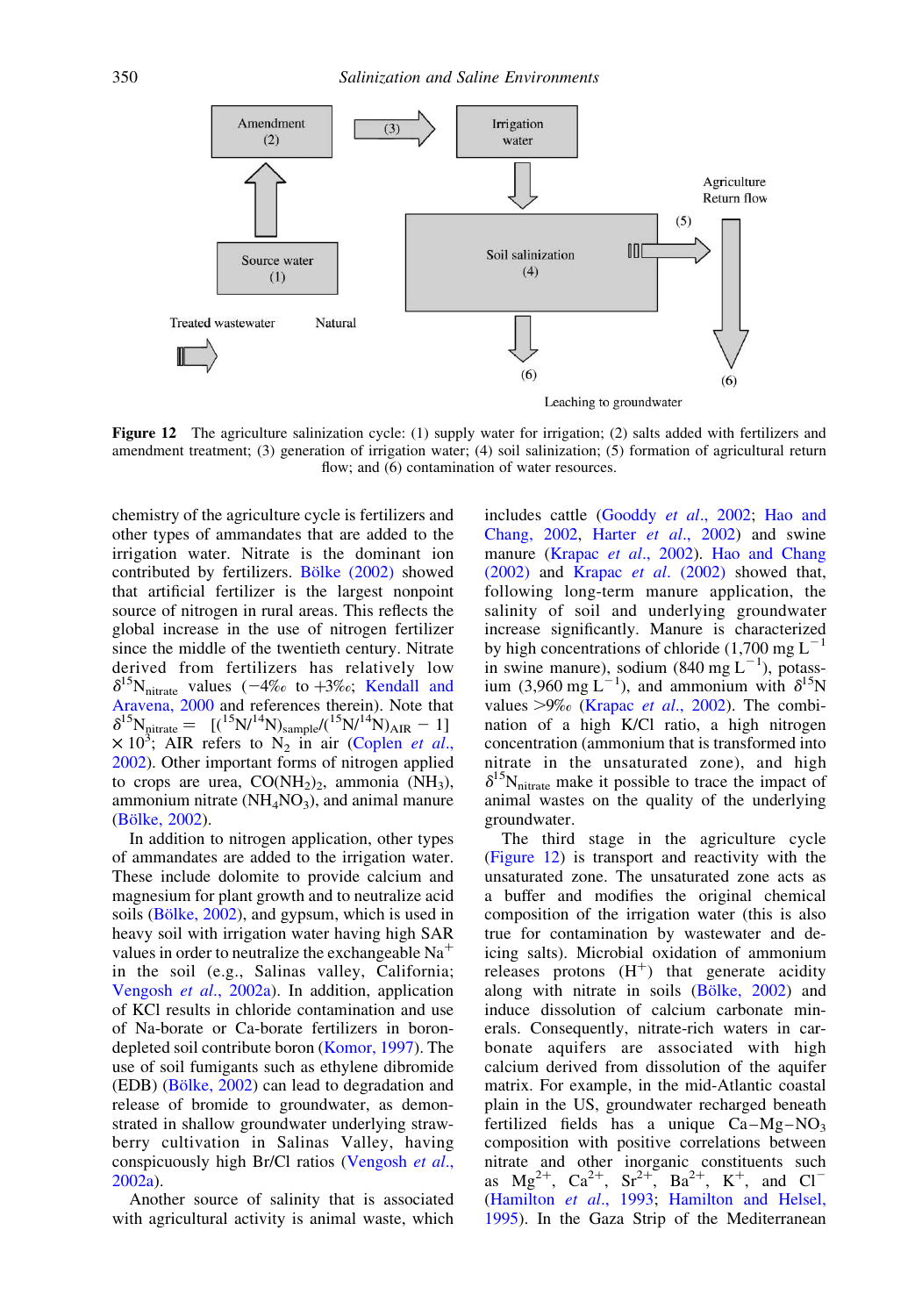Amendment (2)

(3)

Irrigation water

Agriculture Return flow

(5)

Source water (1)

Soil salinization (4)

Treated wastewater

Natural

(6)

(6)

Leaching to groundwater

**Figure 12** The agriculture salinization cycle: (1) supply water for irrigation; (2) salts added with fertilizers and amendment treatment; (3) generation of irrigation water; (4) soil salinization; (5) formation of agricultural return flow; and (6) contamination of water resources.

chemistry of the agriculture cycle is fertilizers and other types of ammandates that are added to the irrigation water. Nitrate is the dominant ion contributed by fertilizers. Bölke (2002) showed that artificial fertilizer is the largest nonpoint source of nitrogen in rural areas. This reflects the global increase in the use of nitrogen fertilizer since the middle of the twentieth century. Nitrate derived from fertilizers has relatively low $\delta^{15}N_{nitrate}$ values (−4‰ to +3‰; Kendall and Aravena, 2000 and references therein). Note that $\delta^{15}N_{nitrate} = [(^{15}N/^{14}N)_{sample}/(^{15}N/^{14}N)_{AIR} - 1] \times 10^3$; AIR refers to $N_2$ in air (Coplen *et al.*, 2002). Other important forms of nitrogen applied to crops are urea, $CO(NH_2)_2$, ammonia ($NH_3$), ammonium nitrate ($NH_4NO_3$), and animal manure (Bölke, 2002).

In addition to nitrogen application, other types of ammandates are added to the irrigation water. These include dolomite to provide calcium and magnesium for plant growth and to neutralize acid soils (Bölke, 2002), and gypsum, which is used in heavy soil with irrigation water having high SAR values in order to neutralize the exchangeable $Na^+$ in the soil (e.g., Salinas valley, California; Vengosh *et al.*, 2002a). In addition, application of KCl results in chloride contamination and use of Na-borate or Ca-borate fertilizers in boron-depleted soil contribute boron (Komor, 1997). The use of soil fumigants such as ethylene dibromide (EDB) (Bölke, 2002) can lead to degradation and release of bromide to groundwater, as demonstrated in shallow groundwater underlying strawberry cultivation in Salinas Valley, having conspicuously high Br/Cl ratios (Vengosh *et al.*, 2002a).

Another source of salinity that is associated with agricultural activity is animal waste, which includes cattle (Gooddy *et al.*, 2002; Hao and Chang, 2002, Harter *et al.*, 2002) and swine manure (Krapac *et al.*, 2002). Hao and Chang (2002) and Krapac *et al.* (2002) showed that, following long-term manure application, the salinity of soil and underlying groundwater increase significantly. Manure is characterized by high concentrations of chloride (1,700 mg $L^{-1}$ in swine manure), sodium (840 mg $L^{-1}$), potassium (3,960 mg $L^{-1}$), and ammonium with $\delta^{15}N$ values >9‰ (Krapac *et al.*, 2002). The combination of a high K/Cl ratio, a high nitrogen concentration (ammonium that is transformed into nitrate in the unsaturated zone), and high $\delta^{15}N_{nitrate}$ make it possible to trace the impact of animal wastes on the quality of the underlying groundwater.

The third stage in the agriculture cycle (Figure 12) is transport and reactivity with the unsaturated zone. The unsaturated zone acts as a buffer and modifies the original chemical composition of the irrigation water (this is also true for contamination by wastewater and de-icing salts). Microbial oxidation of ammonium releases protons ($H^+$) that generate acidity along with nitrate in soils (Bölke, 2002) and induce dissolution of calcium carbonate minerals. Consequently, nitrate-rich waters in carbonate aquifers are associated with high calcium derived from dissolution of the aquifer matrix. For example, in the mid-Atlantic coastal plain in the US, groundwater recharged beneath fertilized fields has a unique $Ca–Mg–NO_3$ composition with positive correlations between nitrate and other inorganic constituents such as $Mg^{2+}$, $Ca^{2+}$, $Sr^{2+}$, $Ba^{2+}$, $K^+$, and $Cl^-$ (Hamilton *et al.*, 1993; Hamilton and Helsel, 1995). In the Gaza Strip of the Mediterranean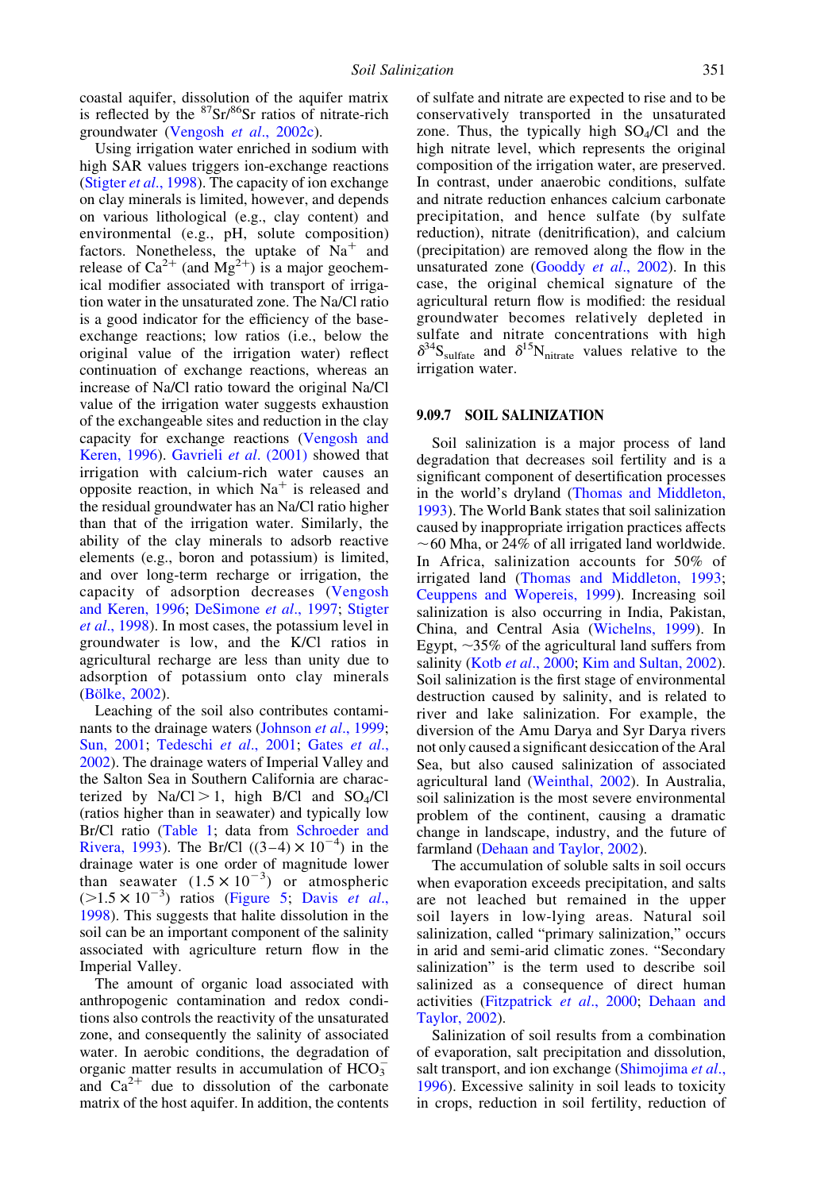coastal aquifer, dissolution of the aquifer matrix is reflected by the $^{87}Sr/^{86}Sr$ ratios of nitrate-rich groundwater (Vengosh *et al.*, 2002c).

Using irrigation water enriched in sodium with high SAR values triggers ion-exchange reactions (Stigter *et al.*, 1998). The capacity of ion exchange on clay minerals is limited, however, and depends on various lithological (e.g., clay content) and environmental (e.g., pH, solute composition) factors. Nonetheless, the uptake of $Na^+$ and release of $Ca^{2+}$ (and $Mg^{2+}$) is a major geochemical modifier associated with transport of irrigation water in the unsaturated zone. The Na/Cl ratio is a good indicator for the efficiency of the base-exchange reactions; low ratios (i.e., below the original value of the irrigation water) reflect continuation of exchange reactions, whereas an increase of Na/Cl ratio toward the original Na/Cl value of the irrigation water suggests exhaustion of the exchangeable sites and reduction in the clay capacity for exchange reactions (Vengosh and Keren, 1996). Gavrieli *et al.* (2001) showed that irrigation with calcium-rich water causes an opposite reaction, in which $Na^+$ is released and the residual groundwater has an Na/Cl ratio higher than that of the irrigation water. Similarly, the ability of the clay minerals to adsorb reactive elements (e.g., boron and potassium) is limited, and over long-term recharge or irrigation, the capacity of adsorption decreases (Vengosh and Keren, 1996; DeSimone *et al.*, 1997; Stigter *et al.*, 1998). In most cases, the potassium level in groundwater is low, and the K/Cl ratios in agricultural recharge are less than unity due to adsorption of potassium onto clay minerals (Bölke, 2002).

Leaching of the soil also contributes contaminants to the drainage waters (Johnson *et al.*, 1999; Sun, 2001; Tedeschi *et al.*, 2001; Gates *et al.*, 2002). The drainage waters of Imperial Valley and the Salton Sea in Southern California are characterized by Na/Cl > 1, high B/Cl and $SO_4$/Cl (ratios higher than in seawater) and typically low Br/Cl ratio (Table 1; data from Schroeder and Rivera, 1993). The Br/Cl ($(3-4) \times 10^{-4}$) in the drainage water is one order of magnitude lower than seawater ($1.5 \times 10^{-3}$) or atmospheric ($>1.5 \times 10^{-3}$) ratios (Figure 5; Davis *et al.*, 1998). This suggests that halite dissolution in the soil can be an important component of the salinity associated with agriculture return flow in the Imperial Valley.

The amount of organic load associated with anthropogenic contamination and redox conditions also controls the reactivity of the unsaturated zone, and consequently the salinity of associated water. In aerobic conditions, the degradation of organic matter results in accumulation of $HCO_3^-$ and $Ca^{2+}$ due to dissolution of the carbonate matrix of the host aquifer. In addition, the contents of sulfate and nitrate are expected to rise and to be conservatively transported in the unsaturated zone. Thus, the typically high $SO_4$/Cl and the high nitrate level, which represents the original composition of the irrigation water, are preserved. In contrast, under anaerobic conditions, sulfate and nitrate reduction enhances calcium carbonate precipitation, and hence sulfate (by sulfate reduction), nitrate (denitrification), and calcium (precipitation) are removed along the flow in the unsaturated zone (Gooddy *et al.*, 2002). In this case, the original chemical signature of the agricultural return flow is modified: the residual groundwater becomes relatively depleted in sulfate and nitrate concentrations with high $\delta^{34}S_{sulfate}$ and $\delta^{15}N_{nitrate}$ values relative to the irrigation water.

## 9.09.7 SOIL SALINIZATION

Soil salinization is a major process of land degradation that decreases soil fertility and is a significant component of desertification processes in the world's dryland (Thomas and Middleton, 1993). The World Bank states that soil salinization caused by inappropriate irrigation practices affects ~60 Mha, or 24% of all irrigated land worldwide. In Africa, salinization accounts for 50% of irrigated land (Thomas and Middleton, 1993; Ceuppens and Wopereis, 1999). Increasing soil salinization is also occurring in India, Pakistan, China, and Central Asia (Wichelns, 1999). In Egypt, ~35% of the agricultural land suffers from salinity (Kotb *et al.*, 2000; Kim and Sultan, 2002). Soil salinization is the first stage of environmental destruction caused by salinity, and is related to river and lake salinization. For example, the diversion of the Amu Darya and Syr Darya rivers not only caused a significant desiccation of the Aral Sea, but also caused salinization of associated agricultural land (Weinthal, 2002). In Australia, soil salinization is the most severe environmental problem of the continent, causing a dramatic change in landscape, industry, and the future of farmland (Dehaan and Taylor, 2002).

The accumulation of soluble salts in soil occurs when evaporation exceeds precipitation, and salts are not leached but remained in the upper soil layers in low-lying areas. Natural soil salinization, called "primary salinization," occurs in arid and semi-arid climatic zones. "Secondary salinization" is the term used to describe soil salinized as a consequence of direct human activities (Fitzpatrick *et al.*, 2000; Dehaan and Taylor, 2002).

Salinization of soil results from a combination of evaporation, salt precipitation and dissolution, salt transport, and ion exchange (Shimojima *et al.*, 1996). Excessive salinity in soil leads to toxicity in crops, reduction in soil fertility, reduction of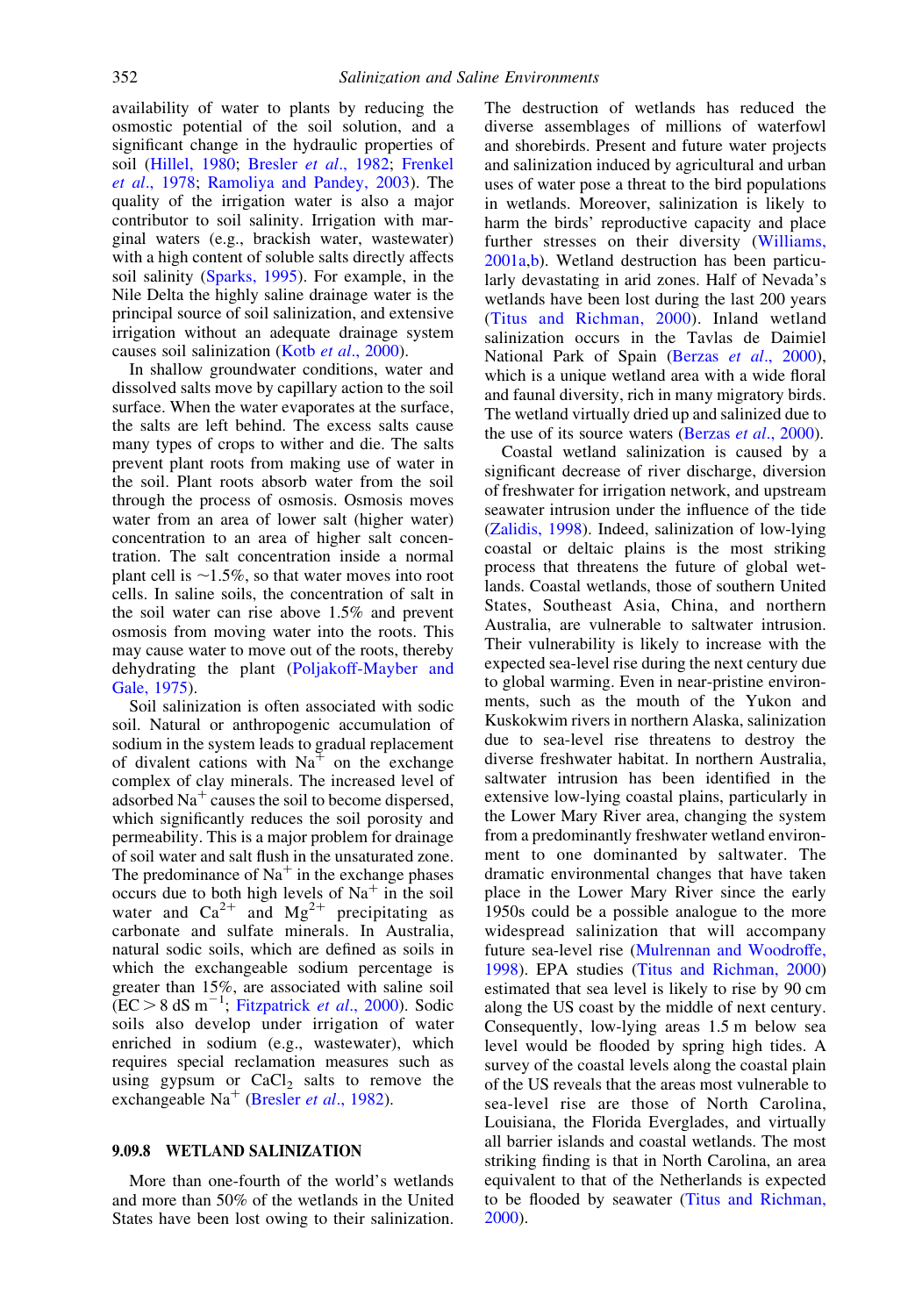availability of water to plants by reducing the osmostic potential of the soil solution, and a significant change in the hydraulic properties of soil (Hillel, 1980; Bresler *et al*., 1982; Frenkel *et al*., 1978; Ramoliya and Pandey, 2003). The quality of the irrigation water is also a major contributor to soil salinity. Irrigation with marginal waters (e.g., brackish water, wastewater) with a high content of soluble salts directly affects soil salinity (Sparks, 1995). For example, in the Nile Delta the highly saline drainage water is the principal source of soil salinization, and extensive irrigation without an adequate drainage system causes soil salinization (Kotb *et al*., 2000).

In shallow groundwater conditions, water and dissolved salts move by capillary action to the soil surface. When the water evaporates at the surface, the salts are left behind. The excess salts cause many types of crops to wither and die. The salts prevent plant roots from making use of water in the soil. Plant roots absorb water from the soil through the process of osmosis. Osmosis moves water from an area of lower salt (higher water) concentration to an area of higher salt concentration. The salt concentration inside a normal plant cell is ~1.5%, so that water moves into root cells. In saline soils, the concentration of salt in the soil water can rise above 1.5% and prevent osmosis from moving water into the roots. This may cause water to move out of the roots, thereby dehydrating the plant (Poljakoff-Mayber and Gale, 1975).

Soil salinization is often associated with sodic soil. Natural or anthropogenic accumulation of sodium in the system leads to gradual replacement of divalent cations with $Na^+$ on the exchange complex of clay minerals. The increased level of adsorbed $Na^+$ causes the soil to become dispersed, which significantly reduces the soil porosity and permeability. This is a major problem for drainage of soil water and salt flush in the unsaturated zone. The predominance of $Na^+$ in the exchange phases occurs due to both high levels of $Na^+$ in the soil water and $Ca^{2+}$ and $Mg^{2+}$ precipitating as carbonate and sulfate minerals. In Australia, natural sodic soils, which are defined as soils in which the exchangeable sodium percentage is greater than 15%, are associated with saline soil (EC > 8 dS $m^{-1}$; Fitzpatrick *et al*., 2000). Sodic soils also develop under irrigation of water enriched in sodium (e.g., wastewater), which requires special reclamation measures such as using gypsum or $CaCl_2$ salts to remove the exchangeable $Na^+$ (Bresler *et al*., 1982).

## 9.09.8 WETLAND SALINIZATION

More than one-fourth of the world's wetlands and more than 50% of the wetlands in the United States have been lost owing to their salinization. The destruction of wetlands has reduced the diverse assemblages of millions of waterfowl and shorebirds. Present and future water projects and salinization induced by agricultural and urban uses of water pose a threat to the bird populations in wetlands. Moreover, salinization is likely to harm the birds' reproductive capacity and place further stresses on their diversity (Williams, 2001a,b). Wetland destruction has been particularly devastating in arid zones. Half of Nevada's wetlands have been lost during the last 200 years (Titus and Richman, 2000). Inland wetland salinization occurs in the Tavlas de Daimiel National Park of Spain (Berzas *et al*., 2000), which is a unique wetland area with a wide floral and faunal diversity, rich in many migratory birds. The wetland virtually dried up and salinized due to the use of its source waters (Berzas *et al*., 2000).

Coastal wetland salinization is caused by a significant decrease of river discharge, diversion of freshwater for irrigation network, and upstream seawater intrusion under the influence of the tide (Zalidis, 1998). Indeed, salinization of low-lying coastal or deltaic plains is the most striking process that threatens the future of global wetlands. Coastal wetlands, those of southern United States, Southeast Asia, China, and northern Australia, are vulnerable to saltwater intrusion. Their vulnerability is likely to increase with the expected sea-level rise during the next century due to global warming. Even in near-pristine environments, such as the mouth of the Yukon and Kuskokwim rivers in northern Alaska, salinization due to sea-level rise threatens to destroy the diverse freshwater habitat. In northern Australia, saltwater intrusion has been identified in the extensive low-lying coastal plains, particularly in the Lower Mary River area, changing the system from a predominantly freshwater wetland environment to one dominanted by saltwater. The dramatic environmental changes that have taken place in the Lower Mary River since the early 1950s could be a possible analogue to the more widespread salinization that will accompany future sea-level rise (Mulrennan and Woodroffe, 1998). EPA studies (Titus and Richman, 2000) estimated that sea level is likely to rise by 90 cm along the US coast by the middle of next century. Consequently, low-lying areas 1.5 m below sea level would be flooded by spring high tides. A survey of the coastal levels along the coastal plain of the US reveals that the areas most vulnerable to sea-level rise are those of North Carolina, Louisiana, the Florida Everglades, and virtually all barrier islands and coastal wetlands. The most striking finding is that in North Carolina, an area equivalent to that of the Netherlands is expected to be flooded by seawater (Titus and Richman, 2000).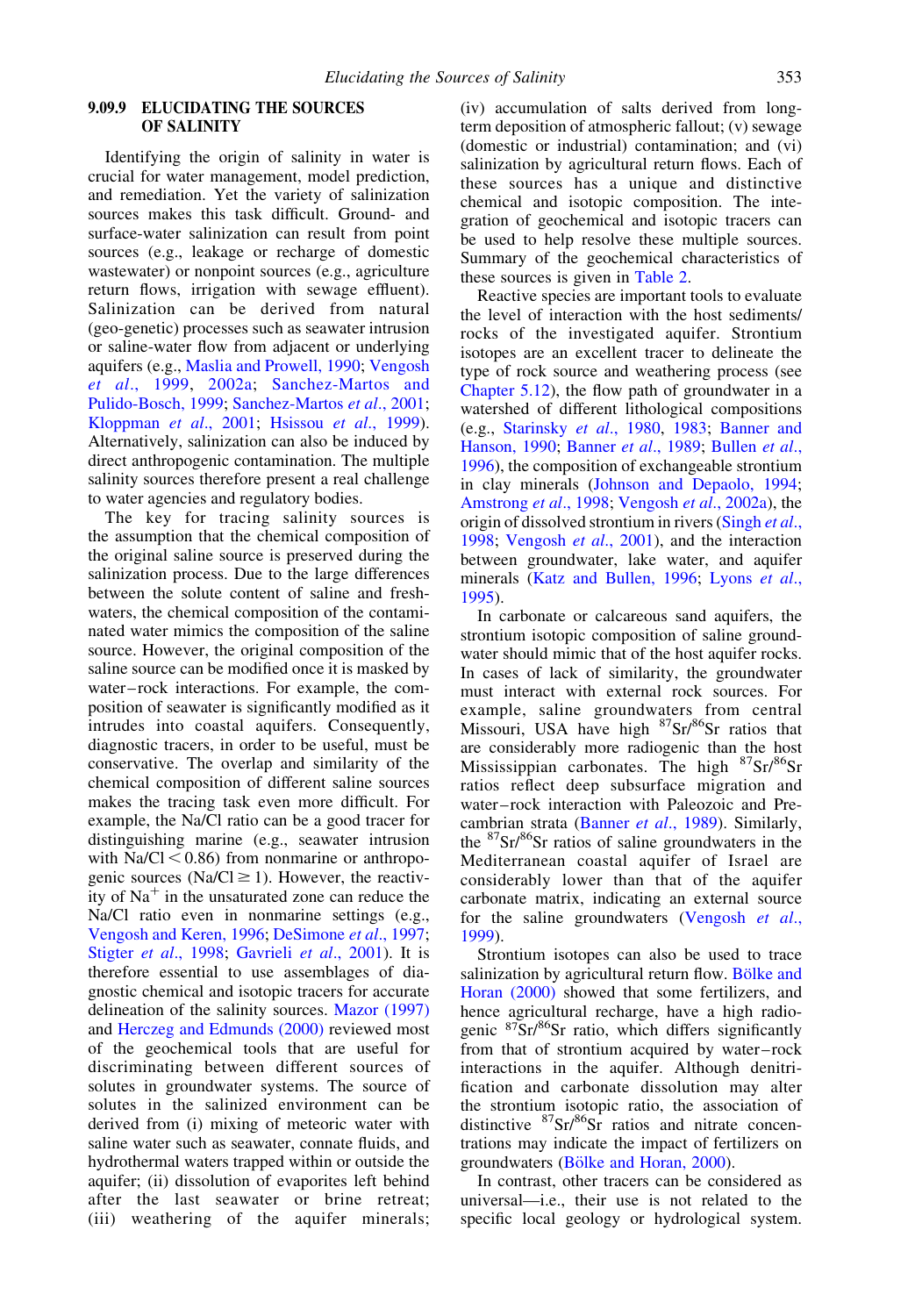## 9.09.9 ELUCIDATING THE SOURCES OF SALINITY

Identifying the origin of salinity in water is crucial for water management, model prediction, and remediation. Yet the variety of salinization sources makes this task difficult. Ground- and surface-water salinization can result from point sources (e.g., leakage or recharge of domestic wastewater) or nonpoint sources (e.g., agriculture return flows, irrigation with sewage effluent). Salinization can be derived from natural (geo-genetic) processes such as seawater intrusion or saline-water flow from adjacent or underlying aquifers (e.g., Maslia and Prowell, 1990; Vengosh *et al.*, 1999, 2002a; Sanchez-Martos and Pulido-Bosch, 1999; Sanchez-Martos *et al.*, 2001; Kloppman *et al.*, 2001; Hsissou *et al.*, 1999). Alternatively, salinization can also be induced by direct anthropogenic contamination. The multiple salinity sources therefore present a real challenge to water agencies and regulatory bodies.

The key for tracing salinity sources is the assumption that the chemical composition of the original saline source is preserved during the salinization process. Due to the large differences between the solute content of saline and freshwaters, the chemical composition of the contaminated water mimics the composition of the saline source. However, the original composition of the saline source can be modified once it is masked by water–rock interactions. For example, the composition of seawater is significantly modified as it intrudes into coastal aquifers. Consequently, diagnostic tracers, in order to be useful, must be conservative. The overlap and similarity of the chemical composition of different saline sources makes the tracing task even more difficult. For example, the Na/Cl ratio can be a good tracer for distinguishing marine (e.g., seawater intrusion with $Na/Cl < 0.86$) from nonmarine or anthropogenic sources ($Na/Cl \geq 1$). However, the reactivity of $Na^{+}$ in the unsaturated zone can reduce the Na/Cl ratio even in nonmarine settings (e.g., Vengosh and Keren, 1996; DeSimone *et al.*, 1997; Stigter *et al.*, 1998; Gavrieli *et al.*, 2001). It is therefore essential to use assemblages of diagnostic chemical and isotopic tracers for accurate delineation of the salinity sources. Mazor (1997) and Herczeg and Edmunds (2000) reviewed most of the geochemical tools that are useful for discriminating between different sources of solutes in groundwater systems. The source of solutes in the salinized environment can be derived from (i) mixing of meteoric water with saline water such as seawater, connate fluids, and hydrothermal waters trapped within or outside the aquifer; (ii) dissolution of evaporites left behind after the last seawater or brine retreat; (iii) weathering of the aquifer minerals; (iv) accumulation of salts derived from long-term deposition of atmospheric fallout; (v) sewage (domestic or industrial) contamination; and (vi) salinization by agricultural return flows. Each of these sources has a unique and distinctive chemical and isotopic composition. The integration of geochemical and isotopic tracers can be used to help resolve these multiple sources. Summary of the geochemical characteristics of these sources is given in Table 2.

Reactive species are important tools to evaluate the level of interaction with the host sediments/rocks of the investigated aquifer. Strontium isotopes are an excellent tracer to delineate the type of rock source and weathering process (see Chapter 5.12), the flow path of groundwater in a watershed of different lithological compositions (e.g., Starinsky *et al.*, 1980, 1983; Banner and Hanson, 1990; Banner *et al.*, 1989; Bullen *et al.*, 1996), the composition of exchangeable strontium in clay minerals (Johnson and Depaolo, 1994; Amstrong *et al.*, 1998; Vengosh *et al.*, 2002a), the origin of dissolved strontium in rivers (Singh *et al.*, 1998; Vengosh *et al.*, 2001), and the interaction between groundwater, lake water, and aquifer minerals (Katz and Bullen, 1996; Lyons *et al.*, 1995).

In carbonate or calcareous sand aquifers, the strontium isotopic composition of saline groundwater should mimic that of the host aquifer rocks. In cases of lack of similarity, the groundwater must interact with external rock sources. For example, saline groundwaters from central Missouri, USA have high $^{87}Sr/^{86}Sr$ ratios that are considerably more radiogenic than the host Mississippian carbonates. The high $^{87}Sr/^{86}Sr$ ratios reflect deep subsurface migration and water–rock interaction with Paleozoic and Precambrian strata (Banner *et al.*, 1989). Similarly, the $^{87}Sr/^{86}Sr$ ratios of saline groundwaters in the Mediterranean coastal aquifer of Israel are considerably lower than that of the aquifer carbonate matrix, indicating an external source for the saline groundwaters (Vengosh *et al.*, 1999).

Strontium isotopes can also be used to trace salinization by agricultural return flow. Bölke and Horan (2000) showed that some fertilizers, and hence agricultural recharge, have a high radiogenic $^{87}Sr/^{86}Sr$ ratio, which differs significantly from that of strontium acquired by water–rock interactions in the aquifer. Although denitrification and carbonate dissolution may alter the strontium isotopic ratio, the association of distinctive $^{87}Sr/^{86}Sr$ ratios and nitrate concentrations may indicate the impact of fertilizers on groundwaters (Bölke and Horan, 2000).

In contrast, other tracers can be considered as universal—i.e., their use is not related to the specific local geology or hydrological system.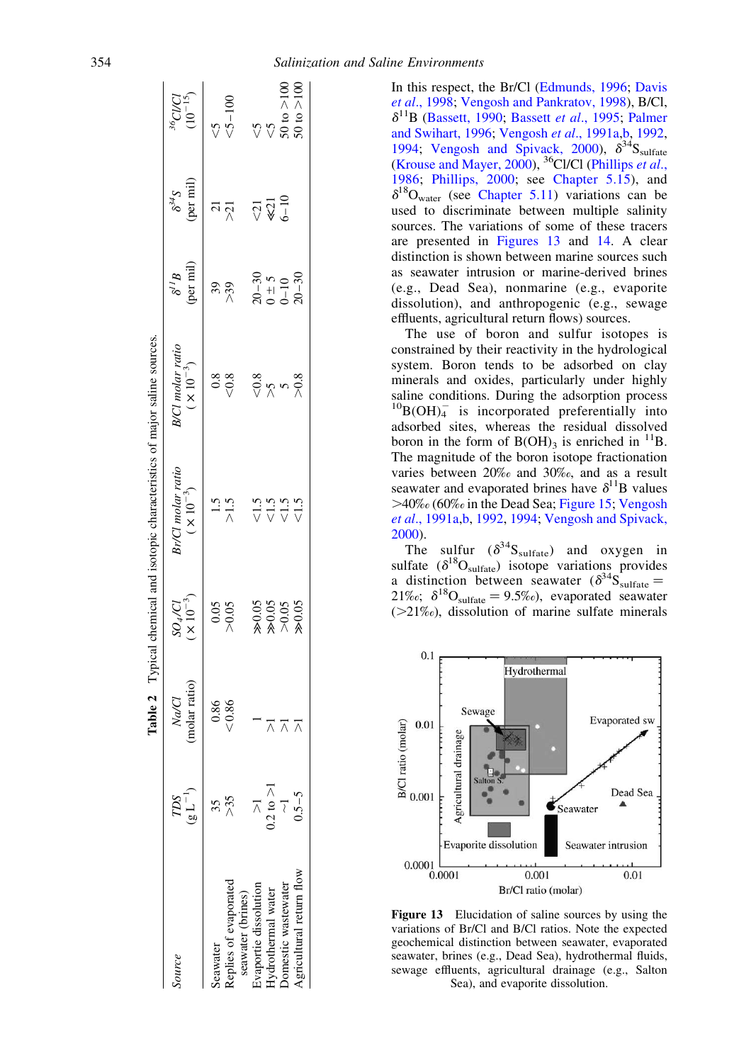**Table 2** Typical chemical and isotopic characteristics of major saline sources.

| *Source* | *TDS* ($g\,L^{-1}$) | *Na/Cl* (molar ratio) | *$SO_4$/Cl* ($\times 10^{-3}$) | *Br/Cl molar ratio* ($\times 10^{-3}$) | *B/Cl molar ratio* ($\times 10^{-3}$) | *$\delta^{11}B$* (per mil) | *$\delta^{34}S$* (per mil) | *$^{36}Cl/Cl$* ($10^{-15}$) |
|---|---|---|---|---|---|---|---|---|
| Seawater | 35 | 0.86 | 0.05 | 1.5 | 0.8 | 39 | 21 | <5 |
| Replies of evaporated seawater (brines) | >35 | <0.86 | >0.05 | >1.5 | <0.8 | >39 | >21 | <5–100 |
| Evaporite dissolution | >1 | 1 | ≫0.05 | <1.5 | <0.8 | 20–30 | <21 | <5 |
| Hydrothermal water | 0.2 to >1 | >1 | ≫0.05 | <1.5 | >5 | 0 ± 5 | ≪21 | <5 |
| Domestic wastewater | ~1 | >1 | >0.05 | <1.5 | 5 | 0–10 | 6–10 | 50 to >100 |
| Agricultural return flow | 0.5–5 | >1 | ≫0.05 | <1.5 | >0.8 | 20–30 | | 50 to >100 |

In this respect, the Br/Cl (Edmunds, 1996; Davis *et al.*, 1998; Vengosh and Pankratov, 1998), B/Cl, $\delta^{11}B$ (Bassett, 1990; Bassett *et al.*, 1995; Palmer and Swihart, 1996; Vengosh *et al.*, 1991a,b, 1992, 1994; Vengosh and Spivack, 2000), $\delta^{34}S_{sulfate}$ (Krouse and Mayer, 2000), $^{36}Cl/Cl$ (Phillips *et al.*, 1986; Phillips, 2000; see Chapter 5.15), and $\delta^{18}O_{water}$ (see Chapter 5.11) variations can be used to discriminate between multiple salinity sources. The variations of some of these tracers are presented in Figures 13 and 14. A clear distinction is shown between marine sources such as seawater intrusion or marine-derived brines (e.g., Dead Sea), nonmarine (e.g., evaporite dissolution), and anthropogenic (e.g., sewage effluents, agricultural return flows) sources.

The use of boron and sulfur isotopes is constrained by their reactivity in the hydrological system. Boron tends to be adsorbed on clay minerals and oxides, particularly under highly saline conditions. During the adsorption process $^{10}B(OH)_4^-$ is incorporated preferentially into adsorbed sites, whereas the residual dissolved boron in the form of $B(OH)_3$ is enriched in $^{11}B$. The magnitude of the boron isotope fractionation varies between 20‰ and 30‰, and as a result seawater and evaporated brines have $\delta^{11}B$ values >40‰ (60‰ in the Dead Sea; Figure 15; Vengosh *et al.*, 1991a,b, 1992, 1994; Vengosh and Spivack, 2000).

The sulfur ($\delta^{34}S_{sulfate}$) and oxygen in sulfate ($\delta^{18}O_{sulfate}$) isotope variations provides a distinction between seawater ($\delta^{34}S_{sulfate}$ = 21‰; $\delta^{18}O_{sulfate}$ = 9.5‰), evaporated seawater (>21‰), dissolution of marine sulfate minerals

**Figure 13** Elucidation of saline sources by using the variations of Br/Cl and B/Cl ratios. Note the expected geochemical distinction between seawater, evaporated seawater, brines (e.g., Dead Sea), hydrothermal fluids, sewage effluents, agricultural drainage (e.g., Salton Sea), and evaporite dissolution.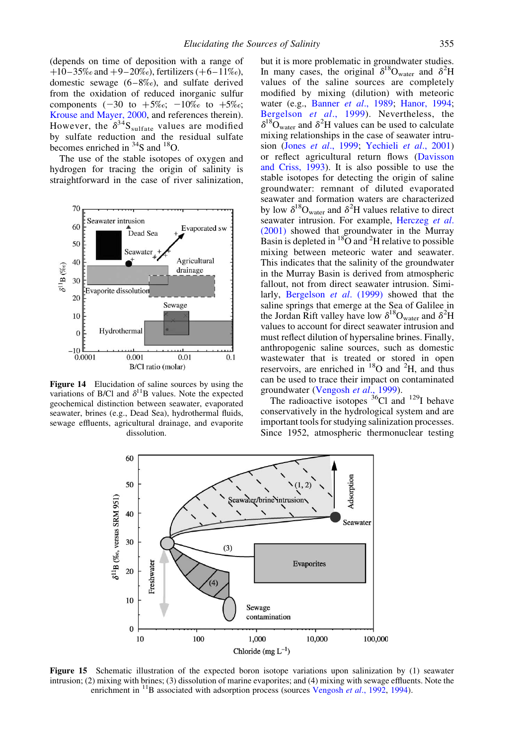(depends on time of deposition with a range of +10–35‰ and +9–20‰), fertilizers (+6–11‰), domestic sewage (6–8‰), and sulfate derived from the oxidation of reduced inorganic sulfur components (−30 to +5‰; −10‰ to +5‰; Krouse and Mayer, 2000, and references therein). However, the $\delta^{34}S_{sulfate}$ values are modified by sulfate reduction and the residual sulfate becomes enriched in $^{34}S$ and $^{18}O$.

The use of the stable isotopes of oxygen and hydrogen for tracing the origin of salinity is straightforward in the case of river salinization, but it is more problematic in groundwater studies. In many cases, the original $\delta^{18}O_{water}$ and $\delta^{2}H$ values of the saline sources are completely modified by mixing (dilution) with meteoric water (e.g., Banner *et al.*, 1989; Hanor, 1994; Bergelson *et al.*, 1999). Nevertheless, the $\delta^{18}O_{water}$ and $\delta^{2}H$ values can be used to calculate mixing relationships in the case of seawater intrusion (Jones *et al.*, 1999; Yechieli *et al.*, 2001) or reflect agricultural return flows (Davisson and Criss, 1993). It is also possible to use the stable isotopes for detecting the origin of saline groundwater: remnant of diluted evaporated seawater and formation waters are characterized by low $\delta^{18}O_{water}$ and $\delta^{2}H$ values relative to direct seawater intrusion. For example, Herczeg *et al.* (2001) showed that groundwater in the Murray Basin is depleted in $^{18}O$ and $^{2}H$ relative to possible mixing between meteoric water and seawater. This indicates that the salinity of the groundwater in the Murray Basin is derived from atmospheric fallout, not from direct seawater intrusion. Similarly, Bergelson *et al.* (1999) showed that the saline springs that emerge at the Sea of Galilee in the Jordan Rift valley have low $\delta^{18}O_{water}$ and $\delta^{2}H$ values to account for direct seawater intrusion and must reflect dilution of hypersaline brines. Finally, anthropogenic saline sources, such as domestic wastewater that is treated or stored in open reservoirs, are enriched in $^{18}O$ and $^{2}H$, and thus can be used to trace their impact on contaminated groundwater (Vengosh *et al.*, 1999).

The radioactive isotopes $^{36}Cl$ and $^{129}I$ behave conservatively in the hydrological system and are important tools for studying salinization processes. Since 1952, atmospheric thermonuclear testing

**Figure 14** Elucidation of saline sources by using the variations of B/Cl and $\delta^{11}B$ values. Note the expected geochemical distinction between seawater, evaporated seawater, brines (e.g., Dead Sea), hydrothermal fluids, sewage effluents, agricultural drainage, and evaporite dissolution.

**Figure 15** Schematic illustration of the expected boron isotope variations upon salinization by (1) seawater intrusion; (2) mixing with brines; (3) dissolution of marine evaporites; and (4) mixing with sewage effluents. Note the enrichment in $^{11}B$ associated with adsorption process (sources Vengosh *et al.*, 1992, 1994).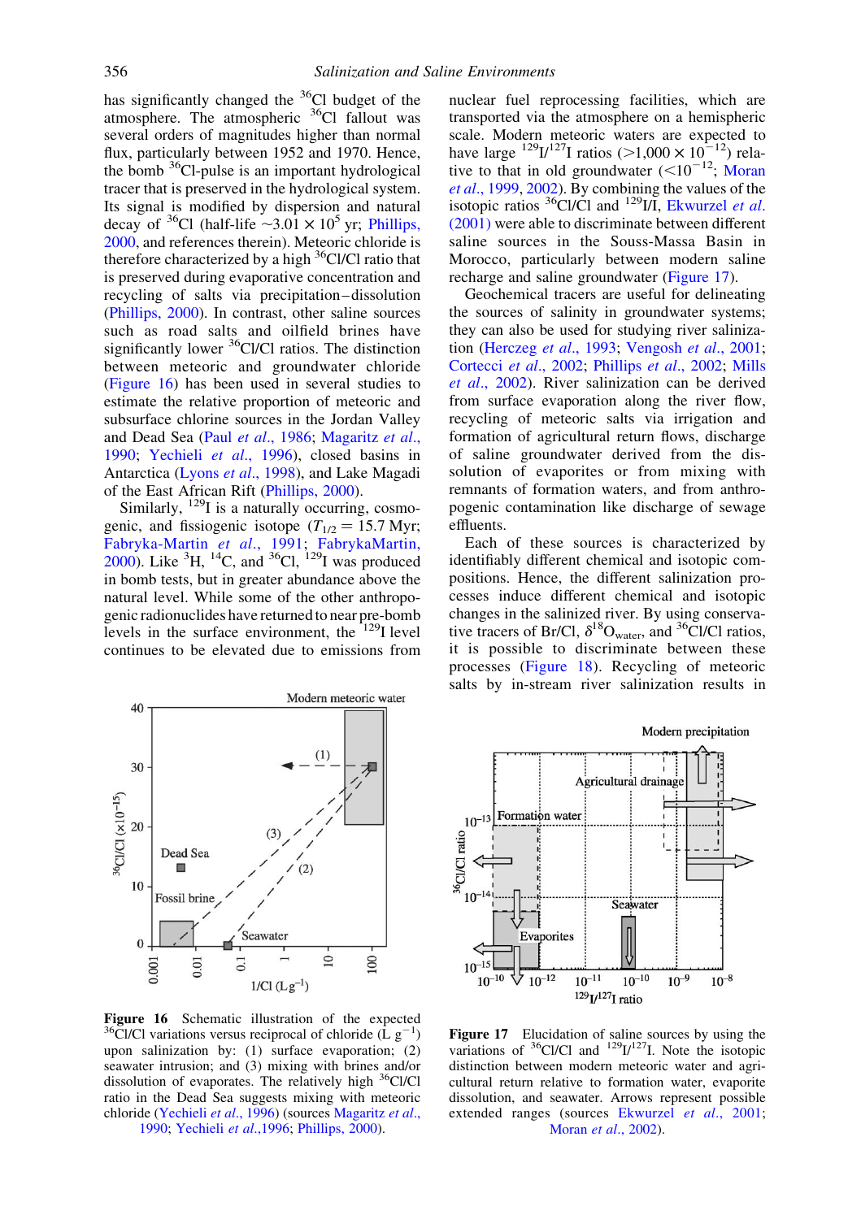has significantly changed the $^{36}$Cl budget of the atmosphere. The atmospheric $^{36}$Cl fallout was several orders of magnitudes higher than normal flux, particularly between 1952 and 1970. Hence, the bomb $^{36}$Cl-pulse is an important hydrological tracer that is preserved in the hydrological system. Its signal is modified by dispersion and natural decay of $^{36}$Cl (half-life $\sim 3.01 \times 10^5$ yr; Phillips, 2000, and references therein). Meteoric chloride is therefore characterized by a high $^{36}$Cl/Cl ratio that is preserved during evaporative concentration and recycling of salts via precipitation–dissolution (Phillips, 2000). In contrast, other saline sources such as road salts and oilfield brines have significantly lower $^{36}$Cl/Cl ratios. The distinction between meteoric and groundwater chloride (Figure 16) has been used in several studies to estimate the relative proportion of meteoric and subsurface chlorine sources in the Jordan Valley and Dead Sea (Paul *et al.*, 1986; Magaritz *et al.*, 1990; Yechieli *et al.*, 1996), closed basins in Antarctica (Lyons *et al.*, 1998), and Lake Magadi of the East African Rift (Phillips, 2000).

Similarly, $^{129}$I is a naturally occurring, cosmogenic, and fissiogenic isotope ($T_{1/2} = 15.7$ Myr; Fabryka-Martin *et al.*, 1991; FabrykaMartin, 2000). Like $^{3}$H, $^{14}$C, and $^{36}$Cl, $^{129}$I was produced in bomb tests, but in greater abundance above the natural level. While some of the other anthropogenic radionuclides have returned to near pre-bomb levels in the surface environment, the $^{129}$I level continues to be elevated due to emissions from nuclear fuel reprocessing facilities, which are transported via the atmosphere on a hemispheric scale. Modern meteoric waters are expected to have large $^{129}$I/$^{127}$I ratios ($>1{,}000 \times 10^{-12}$) relative to that in old groundwater ($<10^{-12}$; Moran *et al.*, 1999, 2002). By combining the values of the isotopic ratios $^{36}$Cl/Cl and $^{129}$I/I, Ekwurzel *et al.* (2001) were able to discriminate between different saline sources in the Souss-Massa Basin in Morocco, particularly between modern saline recharge and saline groundwater (Figure 17).

Geochemical tracers are useful for delineating the sources of salinity in groundwater systems; they can also be used for studying river salinization (Herczeg *et al.*, 1993; Vengosh *et al.*, 2001; Cortecci *et al.*, 2002; Phillips *et al.*, 2002; Mills *et al.*, 2002). River salinization can be derived from surface evaporation along the river flow, recycling of meteoric salts via irrigation and formation of agricultural return flows, discharge of saline groundwater derived from the dissolution of evaporites or from mixing with remnants of formation waters, and from anthropogenic contamination like discharge of sewage effluents.

Each of these sources is characterized by identifiably different chemical and isotopic compositions. Hence, the different salinization processes induce different chemical and isotopic changes in the salinized river. By using conservative tracers of Br/Cl, $\delta^{18}O_{water}$, and $^{36}$Cl/Cl ratios, it is possible to discriminate between these processes (Figure 18). Recycling of meteoric salts by in-stream river salinization results in

**Figure 16** Schematic illustration of the expected $^{36}$Cl/Cl variations versus reciprocal of chloride (L g$^{-1}$) upon salinization by: (1) surface evaporation; (2) seawater intrusion; and (3) mixing with brines and/or dissolution of evaporates. The relatively high $^{36}$Cl/Cl ratio in the Dead Sea suggests mixing with meteoric chloride (Yechieli *et al.*, 1996) (sources Magaritz *et al.*, 1990; Yechieli *et al.*,1996; Phillips, 2000).

**Figure 17** Elucidation of saline sources by using the variations of $^{36}$Cl/Cl and $^{129}$I/$^{127}$I. Note the isotopic distinction between modern meteoric water and agricultural return relative to formation water, evaporite dissolution, and seawater. Arrows represent possible extended ranges (sources Ekwurzel *et al.*, 2001; Moran *et al.*, 2002).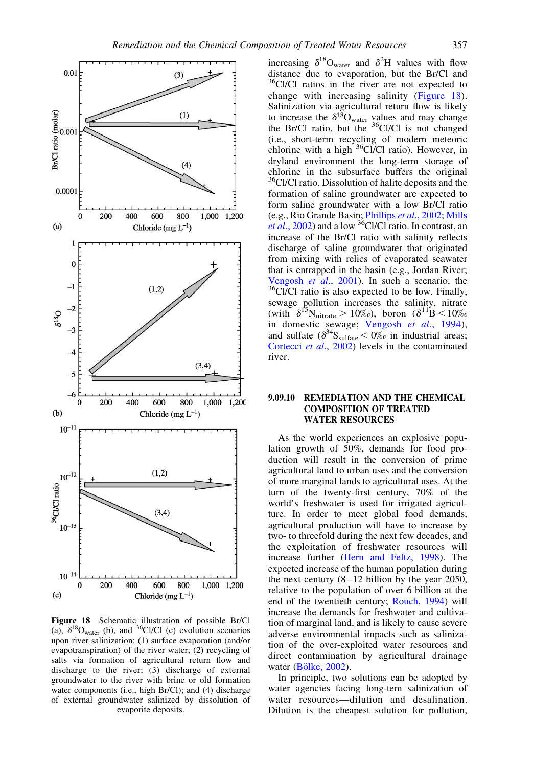Figure 18 Schematic illustration of possible Br/Cl (a), $\delta^{18}O_{water}$ (b), and $^{36}Cl/Cl$ (c) evolution scenarios upon river salinization: (1) surface evaporation (and/or evapotranspiration) of the river water; (2) recycling of salts via formation of agricultural return flow and discharge to the river; (3) discharge of external groundwater to the river with brine or old formation water components (i.e., high Br/Cl); and (4) discharge of external groundwater salinized by dissolution of evaporite deposits.

increasing $\delta^{18}O_{water}$ and $\delta^{2}H$ values with flow distance due to evaporation, but the Br/Cl and $^{36}Cl/Cl$ ratios in the river are not expected to change with increasing salinity (Figure 18). Salinization via agricultural return flow is likely to increase the $\delta^{18}O_{water}$ values and may change the Br/Cl ratio, but the $^{36}Cl/Cl$ is not changed (i.e., short-term recycling of modern meteoric chlorine with a high $^{36}Cl/Cl$ ratio). However, in dryland environment the long-term storage of chlorine in the subsurface buffers the original $^{36}Cl/Cl$ ratio. Dissolution of halite deposits and the formation of saline groundwater are expected to form saline groundwater with a low Br/Cl ratio (e.g., Rio Grande Basin; Phillips *et al.*, 2002; Mills *et al.*, 2002) and a low $^{36}Cl/Cl$ ratio. In contrast, an increase of the Br/Cl ratio with salinity reflects discharge of saline groundwater that originated from mixing with relics of evaporated seawater that is entrapped in the basin (e.g., Jordan River; Vengosh *et al.*, 2001). In such a scenario, the $^{36}Cl/Cl$ ratio is also expected to be low. Finally, sewage pollution increases the salinity, nitrate (with $\delta^{15}N_{nitrate} > 10‰$), boron ($\delta^{11}B < 10‰$ in domestic sewage; Vengosh *et al.*, 1994), and sulfate ($\delta^{34}S_{sulfate} < 0‰$ in industrial areas; Cortecci *et al.*, 2002) levels in the contaminated river.

## 9.09.10 REMEDIATION AND THE CHEMICAL COMPOSITION OF TREATED WATER RESOURCES

As the world experiences an explosive population growth of 50%, demands for food production will result in the conversion of prime agricultural land to urban uses and the conversion of more marginal lands to agricultural uses. At the turn of the twenty-first century, 70% of the world's freshwater is used for irrigated agriculture. In order to meet global food demands, agricultural production will have to increase by two- to threefold during the next few decades, and the exploitation of freshwater resources will increase further (Hern and Feltz, 1998). The expected increase of the human population during the next century (8–12 billion by the year 2050, relative to the population of over 6 billion at the end of the twentieth century; Rouch, 1994) will increase the demands for freshwater and cultivation of marginal land, and is likely to cause severe adverse environmental impacts such as salinization of the over-exploited water resources and direct contamination by agricultural drainage water (Bölke, 2002).

In principle, two solutions can be adopted by water agencies facing long-tem salinization of water resources—dilution and desalination. Dilution is the cheapest solution for pollution,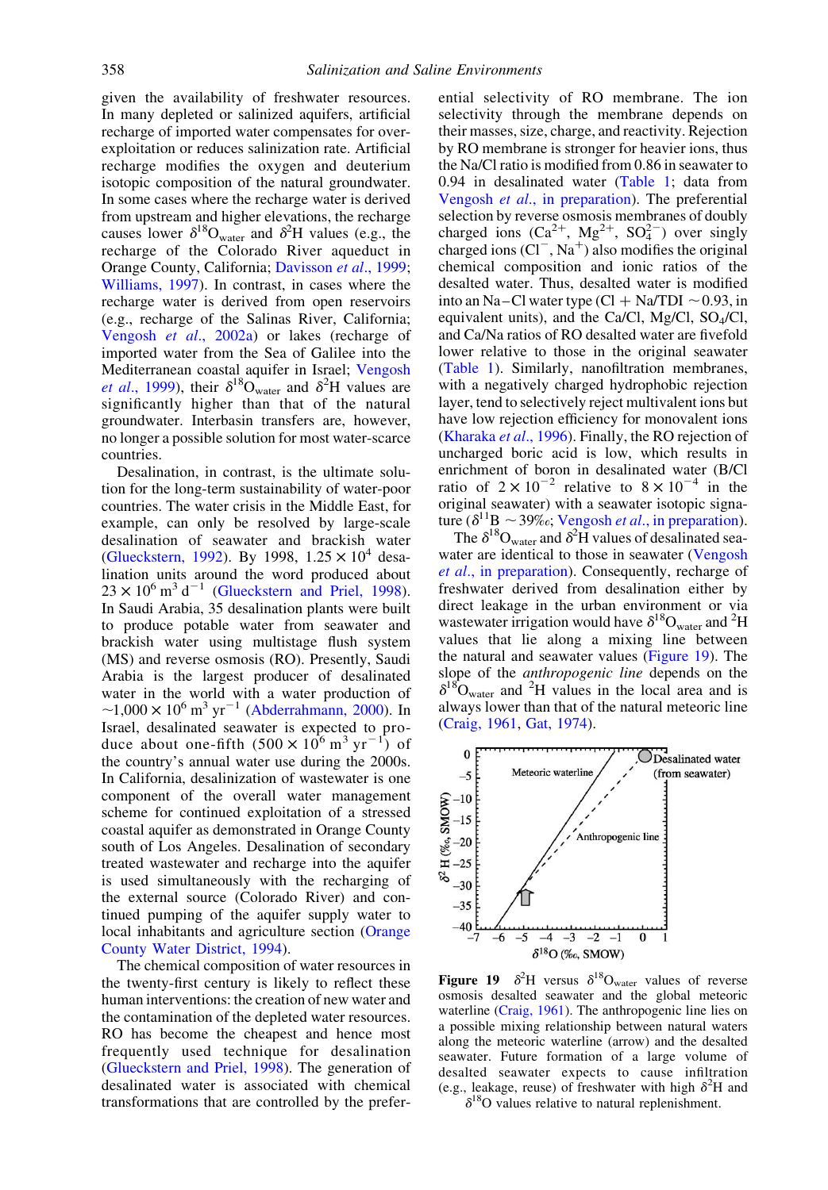given the availability of freshwater resources. In many depleted or salinized aquifers, artificial recharge of imported water compensates for overexploitation or reduces salinization rate. Artificial recharge modifies the oxygen and deuterium isotopic composition of the natural groundwater. In some cases where the recharge water is derived from upstream and higher elevations, the recharge causes lower $\delta^{18}O_{water}$ and $\delta^{2}H$ values (e.g., the recharge of the Colorado River aqueduct in Orange County, California; Davisson *et al*., 1999; Williams, 1997). In contrast, in cases where the recharge water is derived from open reservoirs (e.g., recharge of the Salinas River, California; Vengosh *et al*., 2002a) or lakes (recharge of imported water from the Sea of Galilee into the Mediterranean coastal aquifer in Israel; Vengosh *et al*., 1999), their $\delta^{18}O_{water}$ and $\delta^{2}H$ values are significantly higher than that of the natural groundwater. Interbasin transfers are, however, no longer a possible solution for most water-scarce countries.

Desalination, in contrast, is the ultimate solution for the long-term sustainability of water-poor countries. The water crisis in the Middle East, for example, can only be resolved by large-scale desalination of seawater and brackish water (Glueckstern, 1992). By 1998, $1.25 \times 10^{4}$ desalination units around the word produced about $23 \times 10^{6}$ $m^3$ $d^{-1}$ (Glueckstern and Priel, 1998). In Saudi Arabia, 35 desalination plants were built to produce potable water from seawater and brackish water using multistage flush system (MS) and reverse osmosis (RO). Presently, Saudi Arabia is the largest producer of desalinated water in the world with a water production of $\sim 1{,}000 \times 10^{6}$ $m^3$ $yr^{-1}$ (Abderrahmann, 2000). In Israel, desalinated seawater is expected to produce about one-fifth ($500 \times 10^{6}$ $m^3$ $yr^{-1}$) of the country's annual water use during the 2000s. In California, desalinization of wastewater is one component of the overall water management scheme for continued exploitation of a stressed coastal aquifer as demonstrated in Orange County south of Los Angeles. Desalination of secondary treated wastewater and recharge into the aquifer is used simultaneously with the recharging of the external source (Colorado River) and continued pumping of the aquifer supply water to local inhabitants and agriculture section (Orange County Water District, 1994).

The chemical composition of water resources in the twenty-first century is likely to reflect these human interventions: the creation of new water and the contamination of the depleted water resources. RO has become the cheapest and hence most frequently used technique for desalination (Glueckstern and Priel, 1998). The generation of desalinated water is associated with chemical transformations that are controlled by the preferential selectivity of RO membrane. The ion selectivity through the membrane depends on their masses, size, charge, and reactivity. Rejection by RO membrane is stronger for heavier ions, thus the Na/Cl ratio is modified from 0.86 in seawater to 0.94 in desalinated water (Table 1; data from Vengosh *et al*., in preparation). The preferential selection by reverse osmosis membranes of doubly charged ions ($Ca^{2+}$, $Mg^{2+}$, $SO_4^{2-}$) over singly charged ions ($Cl^{-}$, $Na^{+}$) also modifies the original chemical composition and ionic ratios of the desalted water. Thus, desalted water is modified into an Na–Cl water type (Cl + Na/TDI $\sim$0.93, in equivalent units), and the Ca/Cl, Mg/Cl, $SO_4$/Cl, and Ca/Na ratios of RO desalted water are fivefold lower relative to those in the original seawater (Table 1). Similarly, nanofiltration membranes, with a negatively charged hydrophobic rejection layer, tend to selectively reject multivalent ions but have low rejection efficiency for monovalent ions (Kharaka *et al*., 1996). Finally, the RO rejection of uncharged boric acid is low, which results in enrichment of boron in desalinated water (B/Cl ratio of $2 \times 10^{-2}$ relative to $8 \times 10^{-4}$ in the original seawater) with a seawater isotopic signature ($\delta^{11}B$ $\sim$39‰; Vengosh *et al*., in preparation).

The $\delta^{18}O_{water}$ and $\delta^{2}H$ values of desalinated seawater are identical to those in seawater (Vengosh *et al*., in preparation). Consequently, recharge of freshwater derived from desalination either by direct leakage in the urban environment or via wastewater irrigation would have $\delta^{18}O_{water}$ and $^{2}H$ values that lie along a mixing line between the natural and seawater values (Figure 19). The slope of the *anthropogenic line* depends on the $\delta^{18}O_{water}$ and $^{2}H$ values in the local area and is always lower than that of the natural meteoric line (Craig, 1961, Gat, 1974).

**Figure 19** $\delta^{2}H$ versus $\delta^{18}O_{water}$ values of reverse osmosis desalted seawater and the global meteoric waterline (Craig, 1961). The anthropogenic line lies on a possible mixing relationship between natural waters along the meteoric waterline (arrow) and the desalted seawater. Future formation of a large volume of desalted seawater expects to cause infiltration (e.g., leakage, reuse) of freshwater with high $\delta^{2}H$ and $\delta^{18}O$ values relative to natural replenishment.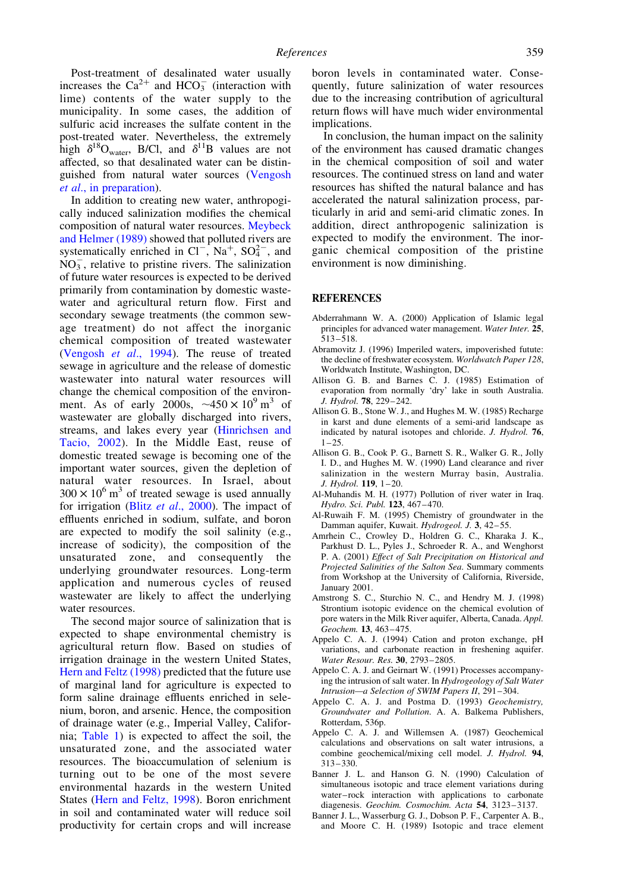Post-treatment of desalinated water usually increases the $Ca^{2+}$ and $HCO_3^-$ (interaction with lime) contents of the water supply to the municipality. In some cases, the addition of sulfuric acid increases the sulfate content in the post-treated water. Nevertheless, the extremely high $\delta^{18}O_{water}$, B/Cl, and $\delta^{11}B$ values are not affected, so that desalinated water can be distinguished from natural water sources (Vengosh *et al*., in preparation).

In addition to creating new water, anthropogically induced salinization modifies the chemical composition of natural water resources. Meybeck and Helmer (1989) showed that polluted rivers are systematically enriched in $Cl^-$, $Na^+$, $SO_4^{2-}$, and $NO_3^-$, relative to pristine rivers. The salinization of future water resources is expected to be derived primarily from contamination by domestic wastewater and agricultural return flow. First and secondary sewage treatments (the common sewage treatment) do not affect the inorganic chemical composition of treated wastewater (Vengosh *et al*., 1994). The reuse of treated sewage in agriculture and the release of domestic wastewater into natural water resources will change the chemical composition of the environment. As of early 2000s, $\sim 450 \times 10^9\ m^3$ of wastewater are globally discharged into rivers, streams, and lakes every year (Hinrichsen and Tacio, 2002). In the Middle East, reuse of domestic treated sewage is becoming one of the important water sources, given the depletion of natural water resources. In Israel, about $300 \times 10^6\ m^3$ of treated sewage is used annually for irrigation (Blitz *et al*., 2000). The impact of effluents enriched in sodium, sulfate, and boron are expected to modify the soil salinity (e.g., increase of sodicity), the composition of the unsaturated zone, and consequently the underlying groundwater resources. Long-term application and numerous cycles of reused wastewater are likely to affect the underlying water resources.

The second major source of salinization that is expected to shape environmental chemistry is agricultural return flow. Based on studies of irrigation drainage in the western United States, Hern and Feltz (1998) predicted that the future use of marginal land for agriculture is expected to form saline drainage effluents enriched in selenium, boron, and arsenic. Hence, the composition of drainage water (e.g., Imperial Valley, California; Table 1) is expected to affect the soil, the unsaturated zone, and the associated water resources. The bioaccumulation of selenium is turning out to be one of the most severe environmental hazards in the western United States (Hern and Feltz, 1998). Boron enrichment in soil and contaminated water will reduce soil productivity for certain crops and will increase boron levels in contaminated water. Consequently, future salinization of water resources due to the increasing contribution of agricultural return flows will have much wider environmental implications.

In conclusion, the human impact on the salinity of the environment has caused dramatic changes in the chemical composition of soil and water resources. The continued stress on land and water resources has shifted the natural balance and has accelerated the natural salinization process, particularly in arid and semi-arid climatic zones. In addition, direct anthropogenic salinization is expected to modify the environment. The inorganic chemical composition of the pristine environment is now diminishing.

## REFERENCES

Abderrahmann W. A. (2000) Application of Islamic legal principles for advanced water management. *Water Inter.* **25**, 513–518.

Abramovitz J. (1996) Imperiled waters, impoverished futute: the decline of freshwater ecosystem. *Worldwatch Paper 128*, Worldwatch Institute, Washington, DC.

Allison G. B. and Barnes C. J. (1985) Estimation of evaporation from normally 'dry' lake in south Australia. *J. Hydrol.* **78**, 229–242.

Allison G. B., Stone W. J., and Hughes M. W. (1985) Recharge in karst and dune elements of a semi-arid landscape as indicated by natural isotopes and chloride. *J. Hydrol.* **76**, 1–25.

Allison G. B., Cook P. G., Barnett S. R., Walker G. R., Jolly I. D., and Hughes M. W. (1990) Land clearance and river salinization in the western Murray basin, Australia. *J. Hydrol.* **119**, 1–20.

Al-Muhandis M. H. (1977) Pollution of river water in Iraq. *Hydro. Sci. Publ.* **123**, 467–470.

Al-Ruwaih F. M. (1995) Chemistry of groundwater in the Damman aquifer, Kuwait. *Hydrogeol. J.* **3**, 42–55.

Amrhein C., Crowley D., Holdren G. C., Kharaka J. K., Parkhust D. L., Pyles J., Schroeder R. A., and Wenghorst P. A. (2001) *Effect of Salt Precipitation on Historical and Projected Salinities of the Salton Sea.* Summary comments from Workshop at the University of California, Riverside, January 2001.

Amstrong S. C., Sturchio N. C., and Hendry M. J. (1998) Strontium isotopic evidence on the chemical evolution of pore waters in the Milk River aquifer, Alberta, Canada. *Appl. Geochem.* **13**, 463–475.

Appelo C. A. J. (1994) Cation and proton exchange, pH variations, and carbonate reaction in freshening aquifer. *Water Resour. Res.* **30**, 2793–2805.

Appelo C. A. J. and Geirnart W. (1991) Processes accompanying the intrusion of salt water. In *Hydrogeology of Salt Water Intrusion—a Selection of SWIM Papers II*, 291–304.

Appelo C. A. J. and Postma D. (1993) *Geochemistry, Groundwater and Pollution.* A. A. Balkema Publishers, Rotterdam, 536p.

Appelo C. A. J. and Willemsen A. (1987) Geochemical calculations and observations on salt water intrusions, a combine geochemical/mixing cell model. *J. Hydrol.* **94**, 313–330.

Banner J. L. and Hanson G. N. (1990) Calculation of simultaneous isotopic and trace element variations during water–rock interaction with applications to carbonate diagenesis. *Geochim. Cosmochim. Acta* **54**, 3123–3137.

Banner J. L., Wasserburg G. J., Dobson P. F., Carpenter A. B., and Moore C. H. (1989) Isotopic and trace element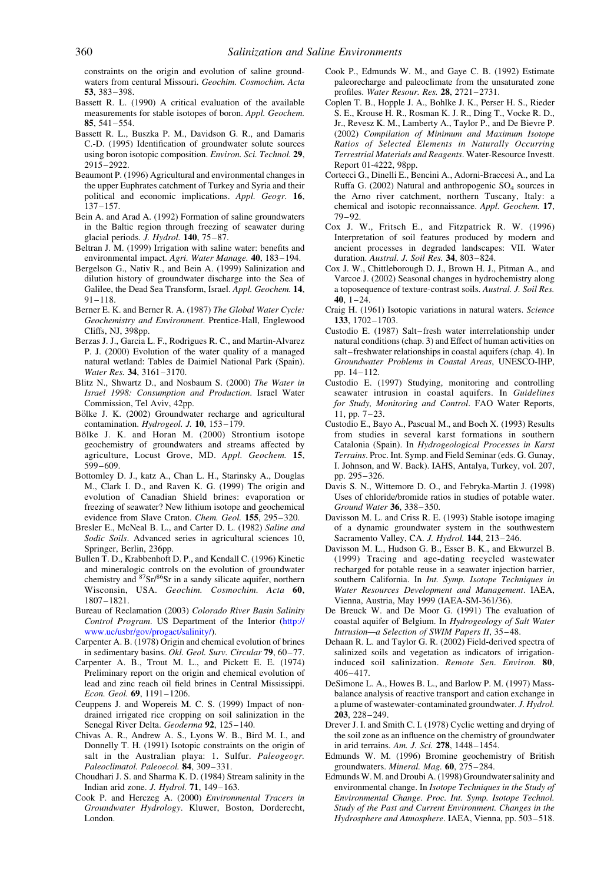constraints on the origin and evolution of saline groundwaters from centural Missouri. *Geochim. Cosmochim. Acta* **53**, 383–398.

Bassett R. L. (1990) A critical evaluation of the available measurements for stable isotopes of boron. *Appl. Geochem.* **85**, 541–554.

Bassett R. L., Buszka P. M., Davidson G. R., and Damaris C.-D. (1995) Identification of groundwater solute sources using boron isotopic composition. *Environ. Sci. Technol.* **29**, 2915–2922.

Beaumont P. (1996) Agricultural and environmental changes in the upper Euphrates catchment of Turkey and Syria and their political and economic implications. *Appl. Geogr.* **16**, 137–157.

Bein A. and Arad A. (1992) Formation of saline groundwaters in the Baltic region through freezing of seawater during glacial periods. *J. Hydrol.* **140**, 75–87.

Beltran J. M. (1999) Irrigation with saline water: benefits and environmental impact. *Agri. Water Manage.* **40**, 183–194.

Bergelson G., Nativ R., and Bein A. (1999) Salinization and dilution history of groundwater discharge into the Sea of Galilee, the Dead Sea Transform, Israel. *Appl. Geochem.* **14**, 91–118.

Berner E. K. and Berner R. A. (1987) *The Global Water Cycle: Geochemistry and Environment*. Prentice-Hall, Englewood Cliffs, NJ, 398pp.

Berzas J. J., Garcia L. F., Rodrigues R. C., and Martin-Alvarez P. J. (2000) Evolution of the water quality of a managed natural wetland: Tables de Daimiel National Park (Spain). *Water Res.* **34**, 3161–3170.

Blitz N., Shwartz D., and Nosbaum S. (2000) *The Water in Israel 1998: Consumption and Production*. Israel Water Commission, Tel Aviv, 42pp.

Bölke J. K. (2002) Groundwater recharge and agricultural contamination. *Hydrogeol. J.* **10**, 153–179.

Bölke J. K. and Horan M. (2000) Strontium isotope geochemistry of groundwaters and streams affected by agriculture, Locust Grove, MD. *Appl. Geochem.* **15**, 599–609.

Bottomley D. J., katz A., Chan L. H., Starinsky A., Douglas M., Clark I. D., and Raven K. G. (1999) The origin and evolution of Canadian Shield brines: evaporation or freezing of seawater? New lithium isotope and geochemical evidence from Slave Craton. *Chem. Geol.* **155**, 295–320.

Bresler E., McNeal B. L., and Carter D. L. (1982) *Saline and Sodic Soils*. Advanced series in agricultural sciences 10, Springer, Berlin, 236pp.

Bullen T. D., Krabbenhoft D. P., and Kendall C. (1996) Kinetic and mineralogic controls on the evolution of groundwater chemistry and $^{87}Sr/^{86}Sr$ in a sandy silicate aquifer, northern Wisconsin, USA. *Geochim. Cosmochim. Acta* **60**, 1807–1821.

Bureau of Reclamation (2003) *Colorado River Basin Salinity Control Program*. US Department of the Interior (http://www.uc/usbr/gov/progact/salinity/).

Carpenter A. B. (1978) Origin and chemical evolution of brines in sedimentary basins. *Okl. Geol. Surv. Circular* **79**, 60–77.

Carpenter A. B., Trout M. L., and Pickett E. E. (1974) Preliminary report on the origin and chemical evolution of lead and zinc reach oil field brines in Central Mississippi. *Econ. Geol.* **69**, 1191–1206.

Ceuppens J. and Wopereis M. C. S. (1999) Impact of non-drained irrigated rice cropping on soil salinization in the Senegal River Delta. *Geoderma* **92**, 125–140.

Chivas A. R., Andrew A. S., Lyons W. B., Bird M. I., and Donnelly T. H. (1991) Isotopic constraints on the origin of salt in the Australian playa: 1. Sulfur. *Paleogeogr. Paleoclimatol. Paleoecol.* **84**, 309–331.

Choudhari J. S. and Sharma K. D. (1984) Stream salinity in the Indian arid zone. *J. Hydrol.* **71**, 149–163.

Cook P. and Herczeg A. (2000) *Environmental Tracers in Groundwater Hydrology*. Kluwer, Boston, Dorderecht, London.

Cook P., Edmunds W. M., and Gaye C. B. (1992) Estimate paleorecharge and paleoclimate from the unsaturated zone profiles. *Water Resour. Res.* **28**, 2721–2731.

Coplen T. B., Hopple J. A., Bohlke J. K., Perser H. S., Rieder S. E., Krouse H. R., Rosman K. J. R., Ding T., Vocke R. D., Jr., Revesz K. M., Lamberty A., Taylor P., and De Bievre P. (2002) *Compilation of Minimum and Maximum Isotope Ratios of Selected Elements in Naturally Occurring Terrestrial Materials and Reagents*. Water-Resource Investt. Report 01-4222, 98pp.

Cortecci G., Dinelli E., Bencini A., Adorni-Braccesi A., and La Ruffa G. (2002) Natural and anthropogenic $SO_4$ sources in the Arno river catchment, northern Tuscany, Italy: a chemical and isotopic reconnaissance. *Appl. Geochem.* **17**, 79–92.

Cox J. W., Fritsch E., and Fitzpatrick R. W. (1996) Interpretation of soil features produced by modern and ancient processes in degraded landscapes: VII. Water duration. *Austral. J. Soil Res.* **34**, 803–824.

Cox J. W., Chittleborough D. J., Brown H. J., Pitman A., and Varcoe J. (2002) Seasonal changes in hydrochemistry along a toposequence of texture-contrast soils. *Austral. J. Soil Res.* **40**, 1–24.

Craig H. (1961) Isotopic variations in natural waters. *Science* **133**, 1702–1703.

Custodio E. (1987) Salt–fresh water interrelationship under natural conditions (chap. 3) and Effect of human activities on salt–freshwater relationships in coastal aquifers (chap. 4). In *Groundwater Problems in Coastal Areas*, UNESCO-IHP, pp. 14–112.

Custodio E. (1997) Studying, monitoring and controlling seawater intrusion in coastal aquifers. In *Guidelines for Study, Monitoring and Control*. FAO Water Reports, 11, pp. 7–23.

Custodio E., Bayo A., Pascual M., and Boch X. (1993) Results from studies in several karst formations in southern Catalonia (Spain). In *Hydrogeological Processes in Karst Terrains*. Proc. Int. Symp. and Field Seminar (eds. G. Gunay, I. Johnson, and W. Back). IAHS, Antalya, Turkey, vol. 207, pp. 295–326.

Davis S. N., Wittemore D. O., and Febryka-Martin J. (1998) Uses of chloride/bromide ratios in studies of potable water. *Ground Water* **36**, 338–350.

Davisson M. L. and Criss R. E. (1993) Stable isotope imaging of a dynamic groundwater system in the southwestern Sacramento Valley, CA. *J. Hydrol.* **144**, 213–246.

Davisson M. L., Hudson G. B., Esser B. K., and Ekwurzel B. (1999) Tracing and age-dating recycled wastewater recharged for potable reuse in a seawater injection barrier, southern California. In *Int. Symp. Isotope Techniques in Water Resources Development and Management*. IAEA, Vienna, Austria, May 1999 (IAEA-SM-361/36).

De Breuck W. and De Moor G. (1991) The evaluation of coastal aquifer of Belgium. In *Hydrogeology of Salt Water Intrusion—a Selection of SWIM Papers II*, 35–48.

Dehaan R. L. and Taylor G. R. (2002) Field-derived spectra of salinized soils and vegetation as indicators of irrigation-induced soil salinization. *Remote Sen. Environ.* **80**, 406–417.

DeSimone L. A., Howes B. L., and Barlow P. M. (1997) Mass-balance analysis of reactive transport and cation exchange in a plume of wastewater-contaminated groundwater. *J. Hydrol.* **203**, 228–249.

Drever J. I. and Smith C. I. (1978) Cyclic wetting and drying of the soil zone as an influence on the chemistry of groundwater in arid terrains. *Am. J. Sci.* **278**, 1448–1454.

Edmunds W. M. (1996) Bromine geochemistry of British groundwaters. *Mineral. Mag.* **60**, 275–284.

Edmunds W. M. and Droubi A. (1998) Groundwater salinity and environmental change. In *Isotope Techniques in the Study of Environmental Change. Proc. Int. Symp. Isotope Technol. Study of the Past and Current Environment. Changes in the Hydrosphere and Atmosphere*. IAEA, Vienna, pp. 503–518.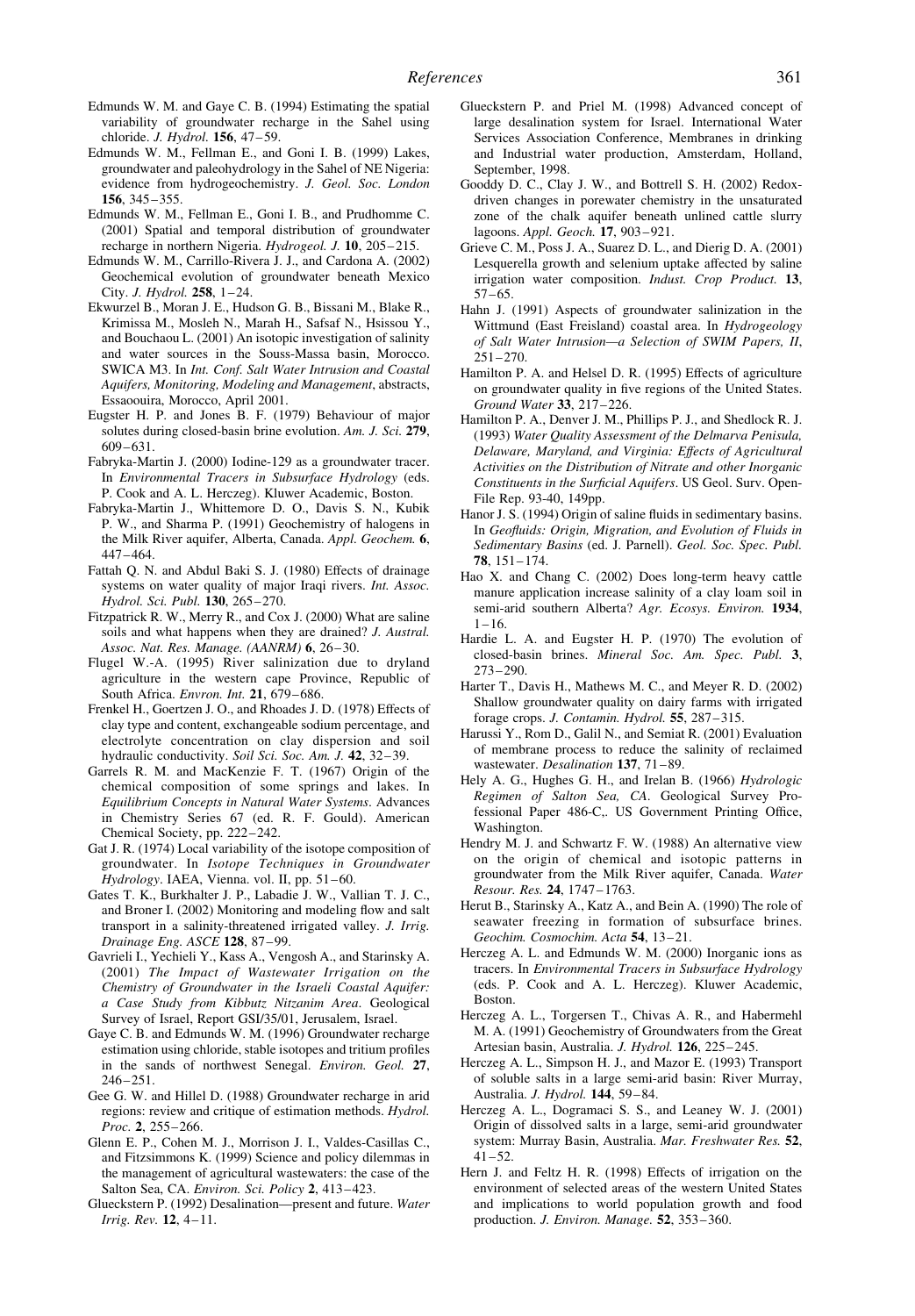Edmunds W. M. and Gaye C. B. (1994) Estimating the spatial variability of groundwater recharge in the Sahel using chloride. *J. Hydrol.* **156**, 47–59.

Edmunds W. M., Fellman E., and Goni I. B. (1999) Lakes, groundwater and paleohydrology in the Sahel of NE Nigeria: evidence from hydrogeochemistry. *J. Geol. Soc. London* **156**, 345–355.

Edmunds W. M., Fellman E., Goni I. B., and Prudhomme C. (2001) Spatial and temporal distribution of groundwater recharge in northern Nigeria. *Hydrogeol. J.* **10**, 205–215.

Edmunds W. M., Carrillo-Rivera J. J., and Cardona A. (2002) Geochemical evolution of groundwater beneath Mexico City. *J. Hydrol.* **258**, 1–24.

Ekwurzel B., Moran J. E., Hudson G. B., Bissani M., Blake R., Krimissa M., Mosleh N., Marah H., Safsaf N., Hsissou Y., and Bouchaou L. (2001) An isotopic investigation of salinity and water sources in the Souss-Massa basin, Morocco. SWICA M3. In *Int. Conf. Salt Water Intrusion and Coastal Aquifers, Monitoring, Modeling and Management*, abstracts, Essaoouira, Morocco, April 2001.

Eugster H. P. and Jones B. F. (1979) Behaviour of major solutes during closed-basin brine evolution. *Am. J. Sci.* **279**, 609–631.

Fabryka-Martin J. (2000) Iodine-129 as a groundwater tracer. In *Environmental Tracers in Subsurface Hydrology* (eds. P. Cook and A. L. Herczeg). Kluwer Academic, Boston.

Fabryka-Martin J., Whittemore D. O., Davis S. N., Kubik P. W., and Sharma P. (1991) Geochemistry of halogens in the Milk River aquifer, Alberta, Canada. *Appl. Geochem.* **6**, 447–464.

Fattah Q. N. and Abdul Baki S. J. (1980) Effects of drainage systems on water quality of major Iraqi rivers. *Int. Assoc. Hydrol. Sci. Publ.* **130**, 265–270.

Fitzpatrick R. W., Merry R., and Cox J. (2000) What are saline soils and what happens when they are drained? *J. Austral. Assoc. Nat. Res. Manage. (AANRM)* **6**, 26–30.

Flugel W.-A. (1995) River salinization due to dryland agriculture in the western cape Province, Republic of South Africa. *Envron. Int.* **21**, 679–686.

Frenkel H., Goertzen J. O., and Rhoades J. D. (1978) Effects of clay type and content, exchangeable sodium percentage, and electrolyte concentration on clay dispersion and soil hydraulic conductivity. *Soil Sci. Soc. Am. J.* **42**, 32–39.

Garrels R. M. and MacKenzie F. T. (1967) Origin of the chemical composition of some springs and lakes. In *Equilibrium Concepts in Natural Water Systems*. Advances in Chemistry Series 67 (ed. R. F. Gould). American Chemical Society, pp. 222–242.

Gat J. R. (1974) Local variability of the isotope composition of groundwater. In *Isotope Techniques in Groundwater Hydrology*. IAEA, Vienna. vol. II, pp. 51–60.

Gates T. K., Burkhalter J. P., Labadie J. W., Vallian T. J. C., and Broner I. (2002) Monitoring and modeling flow and salt transport in a salinity-threatened irrigated valley. *J. Irrig. Drainage Eng. ASCE* **128**, 87–99.

Gavrieli I., Yechieli Y., Kass A., Vengosh A., and Starinsky A. (2001) *The Impact of Wastewater Irrigation on the Chemistry of Groundwater in the Israeli Coastal Aquifer: a Case Study from Kibbutz Nitzanim Area*. Geological Survey of Israel, Report GSI/35/01, Jerusalem, Israel.

Gaye C. B. and Edmunds W. M. (1996) Groundwater recharge estimation using chloride, stable isotopes and tritium profiles in the sands of northwest Senegal. *Environ. Geol.* **27**, 246–251.

Gee G. W. and Hillel D. (1988) Groundwater recharge in arid regions: review and critique of estimation methods. *Hydrol. Proc.* **2**, 255–266.

Glenn E. P., Cohen M. J., Morrison J. I., Valdes-Casillas C., and Fitzsimmons K. (1999) Science and policy dilemmas in the management of agricultural wastewaters: the case of the Salton Sea, CA. *Environ. Sci. Policy* **2**, 413–423.

Glueckstern P. (1992) Desalination—present and future. *Water Irrig. Rev.* **12**, 4–11.

Glueckstern P. and Priel M. (1998) Advanced concept of large desalination system for Israel. International Water Services Association Conference, Membranes in drinking and Industrial water production, Amsterdam, Holland, September, 1998.

Gooddy D. C., Clay J. W., and Bottrell S. H. (2002) Redox-driven changes in porewater chemistry in the unsaturated zone of the chalk aquifer beneath unlined cattle slurry lagoons. *Appl. Geoch.* **17**, 903–921.

Grieve C. M., Poss J. A., Suarez D. L., and Dierig D. A. (2001) Lesquerella growth and selenium uptake affected by saline irrigation water composition. *Indust. Crop Product.* **13**, 57–65.

Hahn J. (1991) Aspects of groundwater salinization in the Wittmund (East Freisland) coastal area. In *Hydrogeology of Salt Water Intrusion—a Selection of SWIM Papers, II*, 251–270.

Hamilton P. A. and Helsel D. R. (1995) Effects of agriculture on groundwater quality in five regions of the United States. *Ground Water* **33**, 217–226.

Hamilton P. A., Denver J. M., Phillips P. J., and Shedlock R. J. (1993) *Water Quality Assessment of the Delmarva Penisula, Delaware, Maryland, and Virginia: Effects of Agricultural Activities on the Distribution of Nitrate and other Inorganic Constituents in the Surficial Aquifers*. US Geol. Surv. Open-File Rep. 93-40, 149pp.

Hanor J. S. (1994) Origin of saline fluids in sedimentary basins. In *Geofluids: Origin, Migration, and Evolution of Fluids in Sedimentary Basins* (ed. J. Parnell). *Geol. Soc. Spec. Publ.* **78**, 151–174.

Hao X. and Chang C. (2002) Does long-term heavy cattle manure application increase salinity of a clay loam soil in semi-arid southern Alberta? *Agr. Ecosys. Environ.* **1934**, 1–16.

Hardie L. A. and Eugster H. P. (1970) The evolution of closed-basin brines. *Mineral Soc. Am. Spec. Publ.* **3**, 273–290.

Harter T., Davis H., Mathews M. C., and Meyer R. D. (2002) Shallow groundwater quality on dairy farms with irrigated forage crops. *J. Contamin. Hydrol.* **55**, 287–315.

Harussi Y., Rom D., Galil N., and Semiat R. (2001) Evaluation of membrane process to reduce the salinity of reclaimed wastewater. *Desalination* **137**, 71–89.

Hely A. G., Hughes G. H., and Irelan B. (1966) *Hydrologic Regimen of Salton Sea, CA*. Geological Survey Professional Paper 486-C,. US Government Printing Office, Washington.

Hendry M. J. and Schwartz F. W. (1988) An alternative view on the origin of chemical and isotopic patterns in groundwater from the Milk River aquifer, Canada. *Water Resour. Res.* **24**, 1747–1763.

Herut B., Starinsky A., Katz A., and Bein A. (1990) The role of seawater freezing in formation of subsurface brines. *Geochim. Cosmochim. Acta* **54**, 13–21.

Herczeg A. L. and Edmunds W. M. (2000) Inorganic ions as tracers. In *Environmental Tracers in Subsurface Hydrology* (eds. P. Cook and A. L. Herczeg). Kluwer Academic, Boston.

Herczeg A. L., Torgersen T., Chivas A. R., and Habermehl M. A. (1991) Geochemistry of Groundwaters from the Great Artesian basin, Australia. *J. Hydrol.* **126**, 225–245.

Herczeg A. L., Simpson H. J., and Mazor E. (1993) Transport of soluble salts in a large semi-arid basin: River Murray, Australia. *J. Hydrol.* **144**, 59–84.

Herczeg A. L., Dogramaci S. S., and Leaney W. J. (2001) Origin of dissolved salts in a large, semi-arid groundwater system: Murray Basin, Australia. *Mar. Freshwater Res.* **52**, 41–52.

Hern J. and Feltz H. R. (1998) Effects of irrigation on the environment of selected areas of the western United States and implications to world population growth and food production. *J. Environ. Manage.* **52**, 353–360.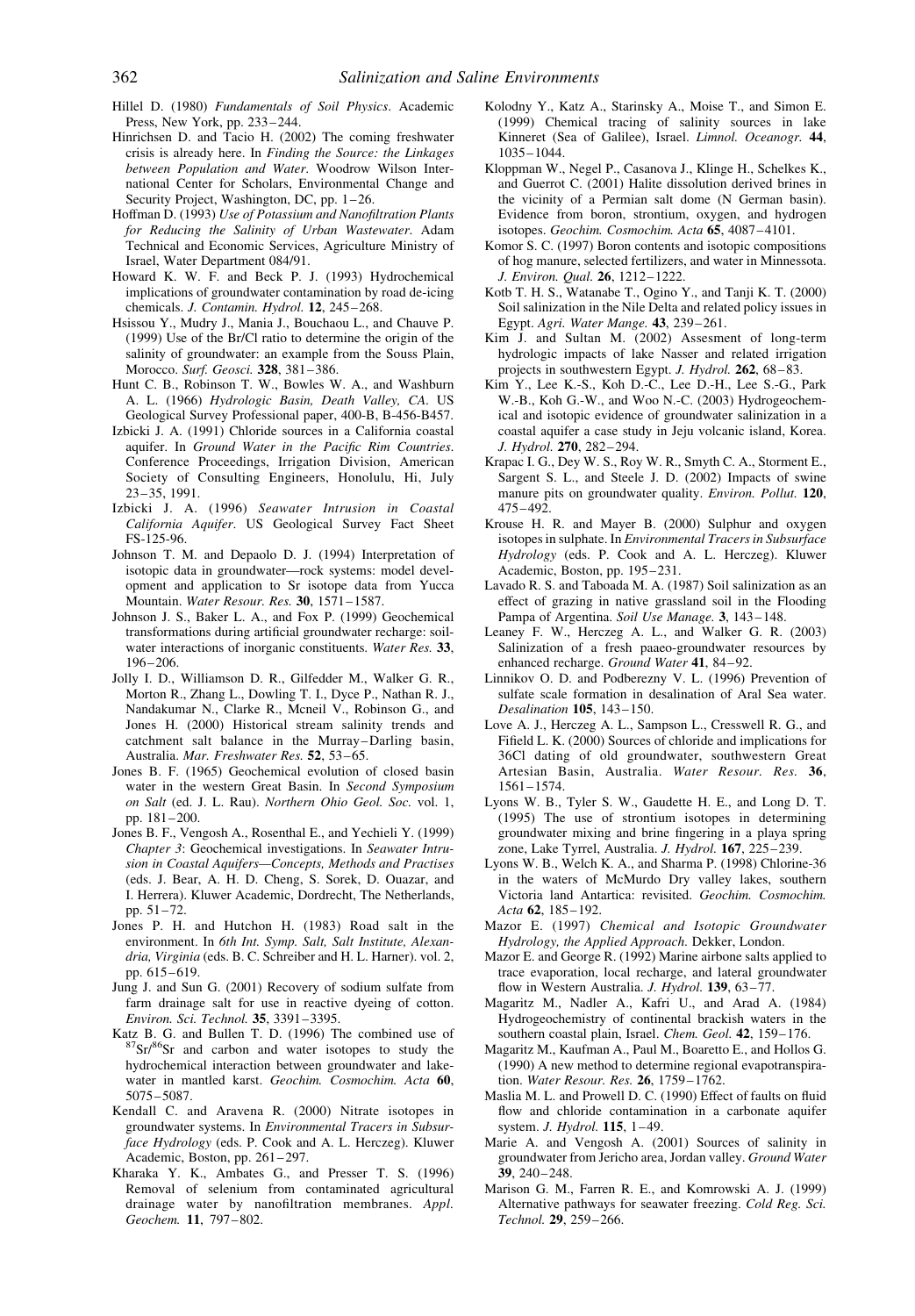Hillel D. (1980) *Fundamentals of Soil Physics*. Academic Press, New York, pp. 233–244.

Hinrichsen D. and Tacio H. (2002) The coming freshwater crisis is already here. In *Finding the Source: the Linkages between Population and Water*. Woodrow Wilson International Center for Scholars, Environmental Change and Security Project, Washington, DC, pp. 1–26.

Hoffman D. (1993) *Use of Potassium and Nanofiltration Plants for Reducing the Salinity of Urban Wastewater*. Adam Technical and Economic Services, Agriculture Ministry of Israel, Water Department 084/91.

Howard K. W. F. and Beck P. J. (1993) Hydrochemical implications of groundwater contamination by road de-icing chemicals. *J. Contamin. Hydrol.* **12**, 245–268.

Hsissou Y., Mudry J., Mania J., Bouchaou L., and Chauve P. (1999) Use of the Br/Cl ratio to determine the origin of the salinity of groundwater: an example from the Souss Plain, Morocco. *Surf. Geosci.* **328**, 381–386.

Hunt C. B., Robinson T. W., Bowles W. A., and Washburn A. L. (1966) *Hydrologic Basin, Death Valley, CA*. US Geological Survey Professional paper, 400-B, B-456-B457.

Izbicki J. A. (1991) Chloride sources in a California coastal aquifer. In *Ground Water in the Pacific Rim Countries*. Conference Proceedings, Irrigation Division, American Society of Consulting Engineers, Honolulu, Hi, July 23–35, 1991.

Izbicki J. A. (1996) *Seawater Intrusion in Coastal California Aquifer*. US Geological Survey Fact Sheet FS-125-96.

Johnson T. M. and Depaolo D. J. (1994) Interpretation of isotopic data in groundwater—rock systems: model development and application to Sr isotope data from Yucca Mountain. *Water Resour. Res.* **30**, 1571–1587.

Johnson J. S., Baker L. A., and Fox P. (1999) Geochemical transformations during artificial groundwater recharge: soil-water interactions of inorganic constituents. *Water Res.* **33**, 196–206.

Jolly I. D., Williamson D. R., Gilfedder M., Walker G. R., Morton R., Zhang L., Dowling T. I., Dyce P., Nathan R. J., Nandakumar N., Clarke R., Mcneil V., Robinson G., and Jones H. (2000) Historical stream salinity trends and catchment salt balance in the Murray–Darling basin, Australia. *Mar. Freshwater Res.* **52**, 53–65.

Jones B. F. (1965) Geochemical evolution of closed basin water in the western Great Basin. In *Second Symposium on Salt* (ed. J. L. Rau). *Northern Ohio Geol. Soc.* vol. 1, pp. 181–200.

Jones B. F., Vengosh A., Rosenthal E., and Yechieli Y. (1999) *Chapter 3*: Geochemical investigations. In *Seawater Intrusion in Coastal Aquifers—Concepts, Methods and Practises* (eds. J. Bear, A. H. D. Cheng, S. Sorek, D. Ouazar, and I. Herrera). Kluwer Academic, Dordrecht, The Netherlands, pp. 51–72.

Jones P. H. and Hutchon H. (1983) Road salt in the environment. In *6th Int. Symp. Salt, Salt Institute, Alexandria, Virginia* (eds. B. C. Schreiber and H. L. Harner). vol. 2, pp. 615–619.

Jung J. and Sun G. (2001) Recovery of sodium sulfate from farm drainage salt for use in reactive dyeing of cotton. *Environ. Sci. Technol.* **35**, 3391–3395.

Katz B. G. and Bullen T. D. (1996) The combined use of $^{87}Sr/^{86}Sr$ and carbon and water isotopes to study the hydrochemical interaction between groundwater and lakewater in mantled karst. *Geochim. Cosmochim. Acta* **60**, 5075–5087.

Kendall C. and Aravena R. (2000) Nitrate isotopes in groundwater systems. In *Environmental Tracers in Subsurface Hydrology* (eds. P. Cook and A. L. Herczeg). Kluwer Academic, Boston, pp. 261–297.

Kharaka Y. K., Ambates G., and Presser T. S. (1996) Removal of selenium from contaminated agricultural drainage water by nanofiltration membranes. *Appl. Geochem.* **11**, 797–802.

Kolodny Y., Katz A., Starinsky A., Moise T., and Simon E. (1999) Chemical tracing of salinity sources in lake Kinneret (Sea of Galilee), Israel. *Limnol. Oceanogr.* **44**, 1035–1044.

Kloppman W., Negel P., Casanova J., Klinge H., Schelkes K., and Guerrot C. (2001) Halite dissolution derived brines in the vicinity of a Permian salt dome (N German basin). Evidence from boron, strontium, oxygen, and hydrogen isotopes. *Geochim. Cosmochim. Acta* **65**, 4087–4101.

Komor S. C. (1997) Boron contents and isotopic compositions of hog manure, selected fertilizers, and water in Minnesota. *J. Environ. Qual.* **26**, 1212–1222.

Kotb T. H. S., Watanabe T., Ogino Y., and Tanji K. T. (2000) Soil salinization in the Nile Delta and related policy issues in Egypt. *Agri. Water Mange.* **43**, 239–261.

Kim J. and Sultan M. (2002) Assesment of long-term hydrologic impacts of lake Nasser and related irrigation projects in southwestern Egypt. *J. Hydrol.* **262**, 68–83.

Kim Y., Lee K.-S., Koh D.-C., Lee D.-H., Lee S.-G., Park W.-B., Koh G.-W., and Woo N.-C. (2003) Hydrogeochemical and isotopic evidence of groundwater salinization in a coastal aquifer a case study in Jeju volcanic island, Korea. *J. Hydrol.* **270**, 282–294.

Krapac I. G., Dey W. S., Roy W. R., Smyth C. A., Storment E., Sargent S. L., and Steele J. D. (2002) Impacts of swine manure pits on groundwater quality. *Environ. Pollut.* **120**, 475–492.

Krouse H. R. and Mayer B. (2000) Sulphur and oxygen isotopes in sulphate. In *Environmental Tracers in Subsurface Hydrology* (eds. P. Cook and A. L. Herczeg). Kluwer Academic, Boston, pp. 195–231.

Lavado R. S. and Taboada M. A. (1987) Soil salinization as an effect of grazing in native grassland soil in the Flooding Pampa of Argentina. *Soil Use Manage.* **3**, 143–148.

Leaney F. W., Herczeg A. L., and Walker G. R. (2003) Salinization of a fresh paaeo-groundwater resources by enhanced recharge. *Ground Water* **41**, 84–92.

Linnikov O. D. and Podberezny V. L. (1996) Prevention of sulfate scale formation in desalination of Aral Sea water. *Desalination* **105**, 143–150.

Love A. J., Herczeg A. L., Sampson L., Cresswell R. G., and Fifield L. K. (2000) Sources of chloride and implications for 36Cl dating of old groundwater, southwestern Great Artesian Basin, Australia. *Water Resour. Res.* **36**, 1561–1574.

Lyons W. B., Tyler S. W., Gaudette H. E., and Long D. T. (1995) The use of strontium isotopes in determining groundwater mixing and brine fingering in a playa spring zone, Lake Tyrrel, Australia. *J. Hydrol.* **167**, 225–239.

Lyons W. B., Welch K. A., and Sharma P. (1998) Chlorine-36 in the waters of McMurdo Dry valley lakes, southern Victoria land Antartica: revisited. *Geochim. Cosmochim. Acta* **62**, 185–192.

Mazor E. (1997) *Chemical and Isotopic Groundwater Hydrology, the Applied Approach*. Dekker, London.

Mazor E. and George R. (1992) Marine airbone salts applied to trace evaporation, local recharge, and lateral groundwater flow in Western Australia. *J. Hydrol.* **139**, 63–77.

Magaritz M., Nadler A., Kafri U., and Arad A. (1984) Hydrogeochemistry of continental brackish waters in the southern coastal plain, Israel. *Chem. Geol.* **42**, 159–176.

Magaritz M., Kaufman A., Paul M., Boaretto E., and Hollos G. (1990) A new method to determine regional evapotranspiration. *Water Resour. Res.* **26**, 1759–1762.

Maslia M. L. and Prowell D. C. (1990) Effect of faults on fluid flow and chloride contamination in a carbonate aquifer system. *J. Hydrol.* **115**, 1–49.

Marie A. and Vengosh A. (2001) Sources of salinity in groundwater from Jericho area, Jordan valley. *Ground Water* **39**, 240–248.

Marison G. M., Farren R. E., and Komrowski A. J. (1999) Alternative pathways for seawater freezing. *Cold Reg. Sci. Technol.* **29**, 259–266.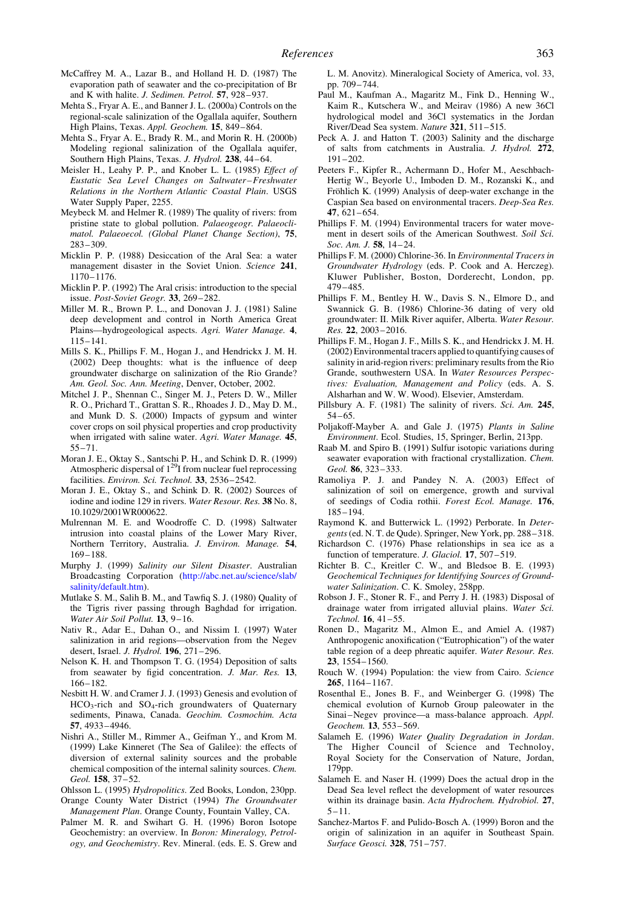McCaffrey M. A., Lazar B., and Holland H. D. (1987) The evaporation path of seawater and the co-precipitation of Br and K with halite. *J. Sedimen. Petrol.* **57**, 928–937.

Mehta S., Fryar A. E., and Banner J. L. (2000a) Controls on the regional-scale salinization of the Ogallala aquifer, Southern High Plains, Texas. *Appl. Geochem.* **15**, 849–864.

Mehta S., Fryar A. E., Brady R. M., and Morin R. H. (2000b) Modeling regional salinization of the Ogallala aquifer, Southern High Plains, Texas. *J. Hydrol.* **238**, 44–64.

Meisler H., Leahy P. P., and Knober L. L. (1985) *Effect of Eustatic Sea Level Changes on Saltwater–Freshwater Relations in the Northern Atlantic Coastal Plain*. USGS Water Supply Paper, 2255.

Meybeck M. and Helmer R. (1989) The quality of rivers: from pristine state to global pollution. *Palaeogeogr. Palaeoclimatol. Palaeoecol. (Global Planet Change Section)*, **75**, 283–309.

Micklin P. P. (1988) Desiccation of the Aral Sea: a water management disaster in the Soviet Union. *Science* **241**, 1170–1176.

Micklin P. P. (1992) The Aral crisis: introduction to the special issue. *Post-Soviet Geogr.* **33**, 269–282.

Miller M. R., Brown P. L., and Donovan J. J. (1981) Saline deep development and control in North America Great Plains—hydrogeological aspects. *Agri. Water Manage.* **4**, 115–141.

Mills S. K., Phillips F. M., Hogan J., and Hendrickx J. M. H. (2002) Deep thoughts: what is the influence of deep groundwater discharge on salinization of the Rio Grande? *Am. Geol. Soc. Ann. Meeting*, Denver, October, 2002.

Mitchel J. P., Shennan C., Singer M. J., Peters D. W., Miller R. O., Prichard T., Grattan S. R., Rhoades J. D., May D. M., and Munk D. S. (2000) Impacts of gypsum and winter cover crops on soil physical properties and crop productivity when irrigated with saline water. *Agri. Water Manage.* **45**, 55–71.

Moran J. E., Oktay S., Santschi P. H., and Schink D. R. (1999) Atmospheric dispersal of $1^{29}$I from nuclear fuel reprocessing facilities. *Environ. Sci. Technol.* **33**, 2536–2542.

Moran J. E., Oktay S., and Schink D. R. (2002) Sources of iodine and iodine 129 in rivers. *Water Resour. Res.* **38** No. 8, 10.1029/2001WR000622.

Mulrennan M. E. and Woodroffe C. D. (1998) Saltwater intrusion into coastal plains of the Lower Mary River, Northern Territory, Australia. *J. Environ. Manage.* **54**, 169–188.

Murphy J. (1999) *Salinity our Silent Disaster*. Australian Broadcasting Corporation (http://abc.net.au/science/slab/salinity/default.htm).

Mutlake S. M., Salih B. M., and Tawfiq S. J. (1980) Quality of the Tigris river passing through Baghdad for irrigation. *Water Air Soil Pollut.* **13**, 9–16.

Nativ R., Adar E., Dahan O., and Nissim I. (1997) Water salinization in arid regions—observation from the Negev desert, Israel. *J. Hydrol.* **196**, 271–296.

Nelson K. H. and Thompson T. G. (1954) Deposition of salts from seawater by figid concentration. *J. Mar. Res.* **13**, 166–182.

Nesbitt H. W. and Cramer J. J. (1993) Genesis and evolution of $HCO_3$-rich and $SO_4$-rich groundwaters of Quaternary sediments, Pinawa, Canada. *Geochim. Cosmochim. Acta* **57**, 4933–4946.

Nishri A., Stiller M., Rimmer A., Geifman Y., and Krom M. (1999) Lake Kinneret (The Sea of Galilee): the effects of diversion of external salinity sources and the probable chemical composition of the internal salinity sources. *Chem. Geol.* **158**, 37–52.

Ohlsson L. (1995) *Hydropolitics*. Zed Books, London, 230pp.

Orange County Water District (1994) *The Groundwater Management Plan*. Orange County, Fountain Valley, CA.

Palmer M. R. and Swihart G. H. (1996) Boron Isotope Geochemistry: an overview. In *Boron: Mineralogy, Petrology, and Geochemistry*. Rev. Mineral. (eds. E. S. Grew and L. M. Anovitz). Mineralogical Society of America, vol. 33, pp. 709–744.

Paul M., Kaufman A., Magaritz M., Fink D., Henning W., Kaim R., Kutschera W., and Meirav (1986) A new 36Cl hydrological model and 36Cl systematics in the Jordan River/Dead Sea system. *Nature* **321**, 511–515.

Peck A. J. and Hatton T. (2003) Salinity and the discharge of salts from catchments in Australia. *J. Hydrol.* **272**, 191–202.

Peeters F., Kipfer R., Achermann D., Hofer M., Aeschbach-Hertig W., Beyorle U., Imboden D. M., Rozanski K., and Fröhlich K. (1999) Analysis of deep-water exchange in the Caspian Sea based on environmental tracers. *Deep-Sea Res.* **47**, 621–654.

Phillips F. M. (1994) Environmental tracers for water movement in desert soils of the American Southwest. *Soil Sci. Soc. Am. J.* **58**, 14–24.

Phillips F. M. (2000) Chlorine-36. In *Environmental Tracers in Groundwater Hydrology* (eds. P. Cook and A. Herczeg). Kluwer Publisher, Boston, Dorderecht, London, pp. 479–485.

Phillips F. M., Bentley H. W., Davis S. N., Elmore D., and Swannick G. B. (1986) Chlorine-36 dating of very old groundwater: II. Milk River aquifer, Alberta. *Water Resour. Res.* **22**, 2003–2016.

Phillips F. M., Hogan J. F., Mills S. K., and Hendrickx J. M. H. (2002) Environmental tracers applied to quantifying causes of salinity in arid-region rivers: preliminary results from the Rio Grande, southwestern USA. In *Water Resources Perspectives: Evaluation, Management and Policy* (eds. A. S. Alsharhan and W. W. Wood). Elsevier, Amsterdam.

Pillsbury A. F. (1981) The salinity of rivers. *Sci. Am.* **245**, 54–65.

Poljakoff-Mayber A. and Gale J. (1975) *Plants in Saline Environment*. Ecol. Studies, 15, Springer, Berlin, 213pp.

Raab M. and Spiro B. (1991) Sulfur isotopic variations during seawater evaporation with fractional crystallization. *Chem. Geol.* **86**, 323–333.

Ramoliya P. J. and Pandey N. A. (2003) Effect of salinization of soil on emergence, growth and survival of seedings of Codia rothii. *Forest Ecol. Manage.* **176**, 185–194.

Raymond K. and Butterwick L. (1992) Perborate. In *Detergents* (ed. N. T. de Qude). Springer, New York, pp. 288–318.

Richardson C. (1976) Phase relationships in sea ice as a function of temperature. *J. Glaciol.* **17**, 507–519.

Richter B. C., Kreitler C. W., and Bledsoe B. E. (1993) *Geochemical Techniques for Identifying Sources of Groundwater Salinization*. C. K. Smoley, 258pp.

Robson J. F., Stoner R. F., and Perry J. H. (1983) Disposal of drainage water from irrigated alluvial plains. *Water Sci. Technol.* **16**, 41–55.

Ronen D., Magaritz M., Almon E., and Amiel A. (1987) Anthropogenic anoxification ("Eutrophication") of the water table region of a deep phreatic aquifer. *Water Resour. Res.* **23**, 1554–1560.

Rouch W. (1994) Population: the view from Cairo. *Science* **265**, 1164–1167.

Rosenthal E., Jones B. F., and Weinberger G. (1998) The chemical evolution of Kurnob Group paleowater in the Sinai–Negev province—a mass-balance approach. *Appl. Geochem.* **13**, 553–569.

Salameh E. (1996) *Water Quality Degradation in Jordan*. The Higher Council of Science and Technoloy, Royal Society for the Conservation of Nature, Jordan, 179pp.

Salameh E. and Naser H. (1999) Does the actual drop in the Dead Sea level reflect the development of water resources within its drainage basin. *Acta Hydrochem. Hydrobiol.* **27**, 5–11.

Sanchez-Martos F. and Pulido-Bosch A. (1999) Boron and the origin of salinization in an aquifer in Southeast Spain. *Surface Geosci.* **328**, 751–757.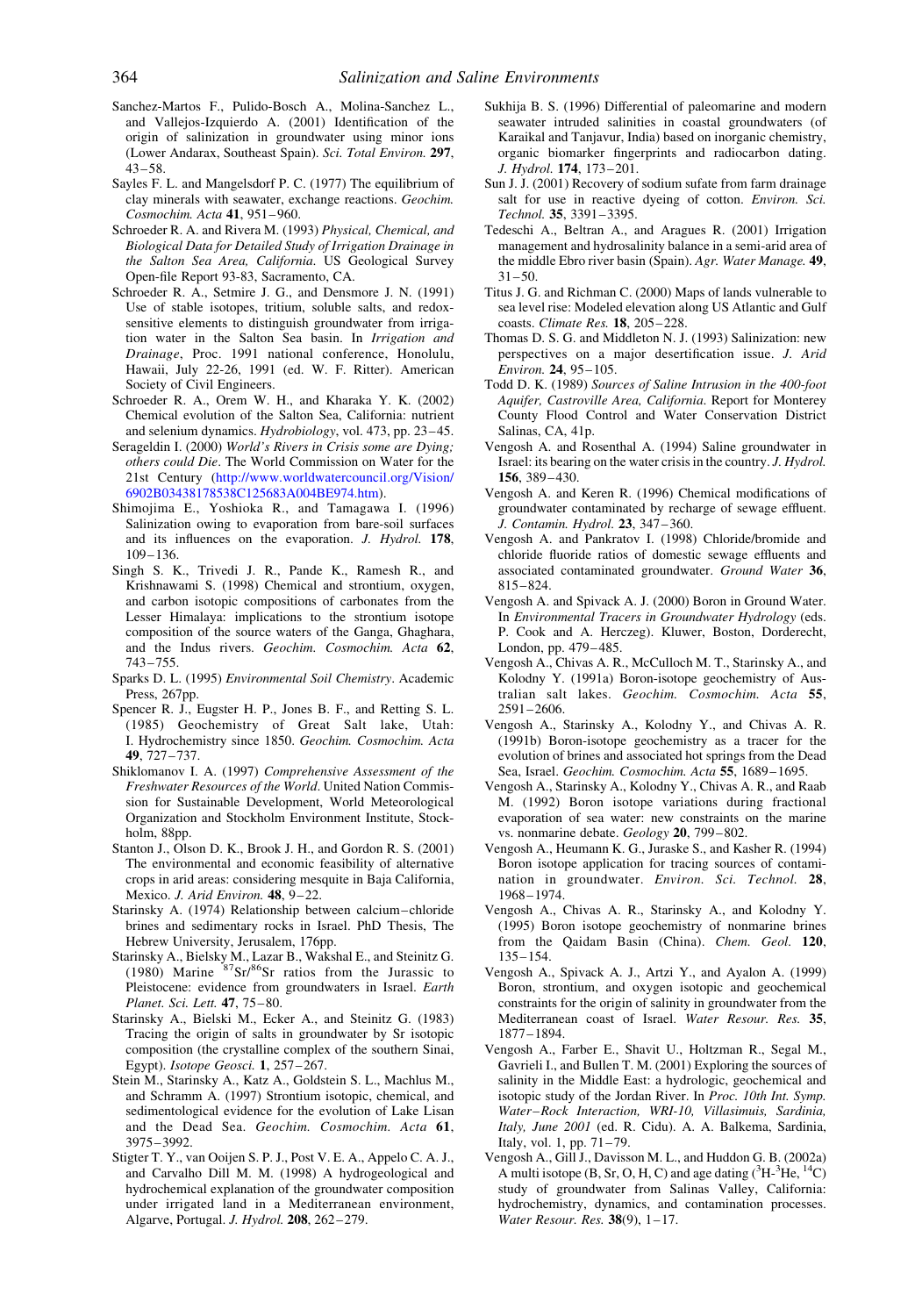Sanchez-Martos F., Pulido-Bosch A., Molina-Sanchez L., and Vallejos-Izquierdo A. (2001) Identification of the origin of salinization in groundwater using minor ions (Lower Andarax, Southeast Spain). *Sci. Total Environ.* **297**, 43–58.

Sayles F. L. and Mangelsdorf P. C. (1977) The equilibrium of clay minerals with seawater, exchange reactions. *Geochim. Cosmochim. Acta* **41**, 951–960.

Schroeder R. A. and Rivera M. (1993) *Physical, Chemical, and Biological Data for Detailed Study of Irrigation Drainage in the Salton Sea Area, California*. US Geological Survey Open-file Report 93-83, Sacramento, CA.

Schroeder R. A., Setmire J. G., and Densmore J. N. (1991) Use of stable isotopes, tritium, soluble salts, and redox-sensitive elements to distinguish groundwater from irrigation water in the Salton Sea basin. In *Irrigation and Drainage*, Proc. 1991 national conference, Honolulu, Hawaii, July 22-26, 1991 (ed. W. F. Ritter). American Society of Civil Engineers.

Schroeder R. A., Orem W. H., and Kharaka Y. K. (2002) Chemical evolution of the Salton Sea, California: nutrient and selenium dynamics. *Hydrobiology*, vol. 473, pp. 23–45.

Serageldin I. (2000) *World's Rivers in Crisis some are Dying; others could Die*. The World Commission on Water for the 21st Century (http://www.worldwatercouncil.org/Vision/6902B03438178538C125683A004BE974.htm).

Shimojima E., Yoshioka R., and Tamagawa I. (1996) Salinization owing to evaporation from bare-soil surfaces and its influences on the evaporation. *J. Hydrol.* **178**, 109–136.

Singh S. K., Trivedi J. R., Pande K., Ramesh R., and Krishnawami S. (1998) Chemical and strontium, oxygen, and carbon isotopic compositions of carbonates from the Lesser Himalaya: implications to the strontium isotope composition of the source waters of the Ganga, Ghaghara, and the Indus rivers. *Geochim. Cosmochim. Acta* **62**, 743–755.

Sparks D. L. (1995) *Environmental Soil Chemistry*. Academic Press, 267pp.

Spencer R. J., Eugster H. P., Jones B. F., and Retting S. L. (1985) Geochemistry of Great Salt lake, Utah: I. Hydrochemistry since 1850. *Geochim. Cosmochim. Acta* **49**, 727–737.

Shiklomanov I. A. (1997) *Comprehensive Assessment of the Freshwater Resources of the World*. United Nation Commission for Sustainable Development, World Meteorological Organization and Stockholm Environment Institute, Stockholm, 88pp.

Stanton J., Olson D. K., Brook J. H., and Gordon R. S. (2001) The environmental and economic feasibility of alternative crops in arid areas: considering mesquite in Baja California, Mexico. *J. Arid Environ.* **48**, 9–22.

Starinsky A. (1974) Relationship between calcium–chloride brines and sedimentary rocks in Israel. PhD Thesis, The Hebrew University, Jerusalem, 176pp.

Starinsky A., Bielsky M., Lazar B., Wakshal E., and Steinitz G. (1980) Marine $^{87}Sr/^{86}Sr$ ratios from the Jurassic to Pleistocene: evidence from groundwaters in Israel. *Earth Planet. Sci. Lett.* **47**, 75–80.

Starinsky A., Bielski M., Ecker A., and Steinitz G. (1983) Tracing the origin of salts in groundwater by Sr isotopic composition (the crystalline complex of the southern Sinai, Egypt). *Isotope Geosci.* **1**, 257–267.

Stein M., Starinsky A., Katz A., Goldstein S. L., Machlus M., and Schramm A. (1997) Strontium isotopic, chemical, and sedimentological evidence for the evolution of Lake Lisan and the Dead Sea. *Geochim. Cosmochim. Acta* **61**, 3975–3992.

Stigter T. Y., van Ooijen S. P. J., Post V. E. A., Appelo C. A. J., and Carvalho Dill M. M. (1998) A hydrogeological and hydrochemical explanation of the groundwater composition under irrigated land in a Mediterranean environment, Algarve, Portugal. *J. Hydrol.* **208**, 262–279.

Sukhija B. S. (1996) Differential of paleomarine and modern seawater intruded salinities in coastal groundwaters (of Karaikal and Tanjavur, India) based on inorganic chemistry, organic biomarker fingerprints and radiocarbon dating. *J. Hydrol.* **174**, 173–201.

Sun J. J. (2001) Recovery of sodium sufate from farm drainage salt for use in reactive dyeing of cotton. *Environ. Sci. Technol.* **35**, 3391–3395.

Tedeschi A., Beltran A., and Aragues R. (2001) Irrigation management and hydrosalinity balance in a semi-arid area of the middle Ebro river basin (Spain). *Agr. Water Manage.* **49**, 31–50.

Titus J. G. and Richman C. (2000) Maps of lands vulnerable to sea level rise: Modeled elevation along US Atlantic and Gulf coasts. *Climate Res.* **18**, 205–228.

Thomas D. S. G. and Middleton N. J. (1993) Salinization: new perspectives on a major desertification issue. *J. Arid Environ.* **24**, 95–105.

Todd D. K. (1989) *Sources of Saline Intrusion in the 400-foot Aquifer, Castroville Area, California*. Report for Monterey County Flood Control and Water Conservation District Salinas, CA, 41p.

Vengosh A. and Rosenthal A. (1994) Saline groundwater in Israel: its bearing on the water crisis in the country. *J. Hydrol.* **156**, 389–430.

Vengosh A. and Keren R. (1996) Chemical modifications of groundwater contaminated by recharge of sewage effluent. *J. Contamin. Hydrol.* **23**, 347–360.

Vengosh A. and Pankratov I. (1998) Chloride/bromide and chloride fluoride ratios of domestic sewage effluents and associated contaminated groundwater. *Ground Water* **36**, 815–824.

Vengosh A. and Spivack A. J. (2000) Boron in Ground Water. In *Environmental Tracers in Groundwater Hydrology* (eds. P. Cook and A. Herczeg). Kluwer, Boston, Dorderecht, London, pp. 479–485.

Vengosh A., Chivas A. R., McCulloch M. T., Starinsky A., and Kolodny Y. (1991a) Boron-isotope geochemistry of Australian salt lakes. *Geochim. Cosmochim. Acta* **55**, 2591–2606.

Vengosh A., Starinsky A., Kolodny Y., and Chivas A. R. (1991b) Boron-isotope geochemistry as a tracer for the evolution of brines and associated hot springs from the Dead Sea, Israel. *Geochim. Cosmochim. Acta* **55**, 1689–1695.

Vengosh A., Starinsky A., Kolodny Y., Chivas A. R., and Raab M. (1992) Boron isotope variations during fractional evaporation of sea water: new constraints on the marine vs. nonmarine debate. *Geology* **20**, 799–802.

Vengosh A., Heumann K. G., Juraske S., and Kasher R. (1994) Boron isotope application for tracing sources of contamination in groundwater. *Environ. Sci. Technol.* **28**, 1968–1974.

Vengosh A., Chivas A. R., Starinsky A., and Kolodny Y. (1995) Boron isotope geochemistry of nonmarine brines from the Qaidam Basin (China). *Chem. Geol.* **120**, 135–154.

Vengosh A., Spivack A. J., Artzi Y., and Ayalon A. (1999) Boron, strontium, and oxygen isotopic and geochemical constraints for the origin of salinity in groundwater from the Mediterranean coast of Israel. *Water Resour. Res.* **35**, 1877–1894.

Vengosh A., Farber E., Shavit U., Holtzman R., Segal M., Gavrieli I., and Bullen T. M. (2001) Exploring the sources of salinity in the Middle East: a hydrologic, geochemical and isotopic study of the Jordan River. In *Proc. 10th Int. Symp. Water–Rock Interaction, WRI-10, Villasimuis, Sardinia, Italy, June 2001* (ed. R. Cidu). A. A. Balkema, Sardinia, Italy, vol. 1, pp. 71–79.

Vengosh A., Gill J., Davisson M. L., and Huddon G. B. (2002a) A multi isotope (B, Sr, O, H, C) and age dating ($^{3}H$-$^{3}He$, $^{14}C$) study of groundwater from Salinas Valley, California: hydrochemistry, dynamics, and contamination processes. *Water Resour. Res.* **38**(9), 1–17.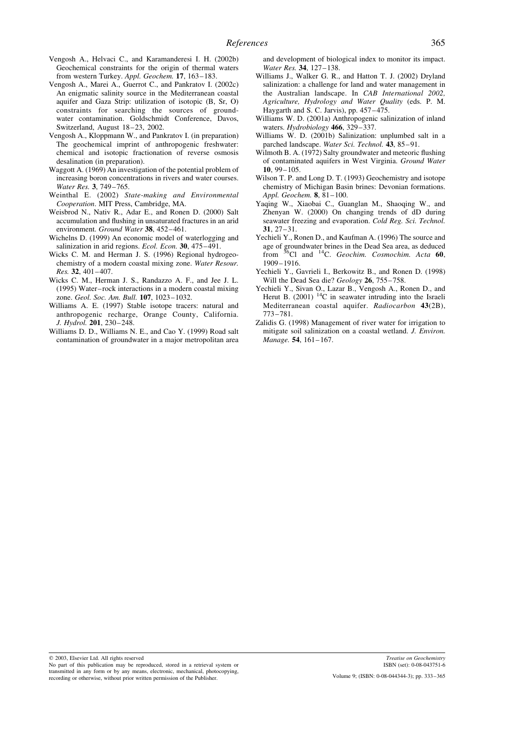Vengosh A., Helvaci C., and Karamanderesi I. H. (2002b) Geochemical constraints for the origin of thermal waters from western Turkey. *Appl. Geochem.* **17**, 163–183.

Vengosh A., Marei A., Guerrot C., and Pankratov I. (2002c) An enigmatic salinity source in the Mediterranean coastal aquifer and Gaza Strip: utilization of isotopic (B, Sr, O) constraints for searching the sources of groundwater contamination. Goldschmidt Conference, Davos, Switzerland, August 18–23, 2002.

Vengosh A., Kloppmann W., and Pankratov I. (in preparation) The geochemical imprint of anthropogenic freshwater: chemical and isotopic fractionation of reverse osmosis desalination (in preparation).

Waggott A. (1969) An investigation of the potential problem of increasing boron concentrations in rivers and water courses. *Water Res.* **3**, 749–765.

Weinthal E. (2002) *State-making and Environmental Cooperation*. MIT Press, Cambridge, MA.

Weisbrod N., Nativ R., Adar E., and Ronen D. (2000) Salt accumulation and flushing in unsaturated fractures in an arid environment. *Ground Water* **38**, 452–461.

Wichelns D. (1999) An economic model of waterlogging and salinization in arid regions. *Ecol. Econ.* **30**, 475–491.

Wicks C. M. and Herman J. S. (1996) Regional hydrogeochemistry of a modern coastal mixing zone. *Water Resour. Res.* **32**, 401–407.

Wicks C. M., Herman J. S., Randazzo A. F., and Jee J. L. (1995) Water–rock interactions in a modern coastal mixing zone. *Geol. Soc. Am. Bull.* **107**, 1023–1032.

Williams A. E. (1997) Stable isotope tracers: natural and anthropogenic recharge, Orange County, California. *J. Hydrol.* **201**, 230–248.

Williams D. D., Williams N. E., and Cao Y. (1999) Road salt contamination of groundwater in a major metropolitan area and development of biological index to monitor its impact. *Water Res.* **34**, 127–138.

Williams J., Walker G. R., and Hatton T. J. (2002) Dryland salinization: a challenge for land and water management in the Australian landscape. In *CAB International 2002, Agriculture, Hydrology and Water Quality* (eds. P. M. Haygarth and S. C. Jarvis), pp. 457–475.

Williams W. D. (2001a) Anthropogenic salinization of inland waters. *Hydrobiology* **466**, 329–337.

Williams W. D. (2001b) Salinization: unplumbed salt in a parched landscape. *Water Sci. Technol.* **43**, 85–91.

Wilmoth B. A. (1972) Salty groundwater and meteoric flushing of contaminated aquifers in West Virginia. *Ground Water* **10**, 99–105.

Wilson T. P. and Long D. T. (1993) Geochemistry and isotope chemistry of Michigan Basin brines: Devonian formations. *Appl. Geochem.* **8**, 81–100.

Yaqing W., Xiaobai C., Guanglan M., Shaoqing W., and Zhenyan W. (2000) On changing trends of dD during seawater freezing and evaporation. *Cold Reg. Sci. Technol.* **31**, 27–31.

Yechieli Y., Ronen D., and Kaufman A. (1996) The source and age of groundwater brines in the Dead Sea area, as deduced from $^{36}$Cl and $^{14}$C. *Geochim. Cosmochim. Acta* **60**, 1909–1916.

Yechieli Y., Gavrieli I., Berkowitz B., and Ronen D. (1998) Will the Dead Sea die? *Geology* **26**, 755–758.

Yechieli Y., Sivan O., Lazar B., Vengosh A., Ronen D., and Herut B. (2001) $^{14}$C in seawater intruding into the Israeli Mediterranean coastal aquifer. *Radiocarbon* **43**(2B), 773–781.

Zalidis G. (1998) Management of river water for irrigation to mitigate soil salinization on a coastal wetland. *J. Environ. Manage.* **54**, 161–167.

© 2003, Elsevier Ltd. All rights reserved
No part of this publication may be reproduced, stored in a retrieval system or transmitted in any form or by any means, electronic, mechanical, photocopying, recording or otherwise, without prior written permission of the Publisher.

*Treatise on Geochemistry*
ISBN (set): 0-08-043751-6
Volume 9; (ISBN: 0-08-044344-3); pp. 333–365